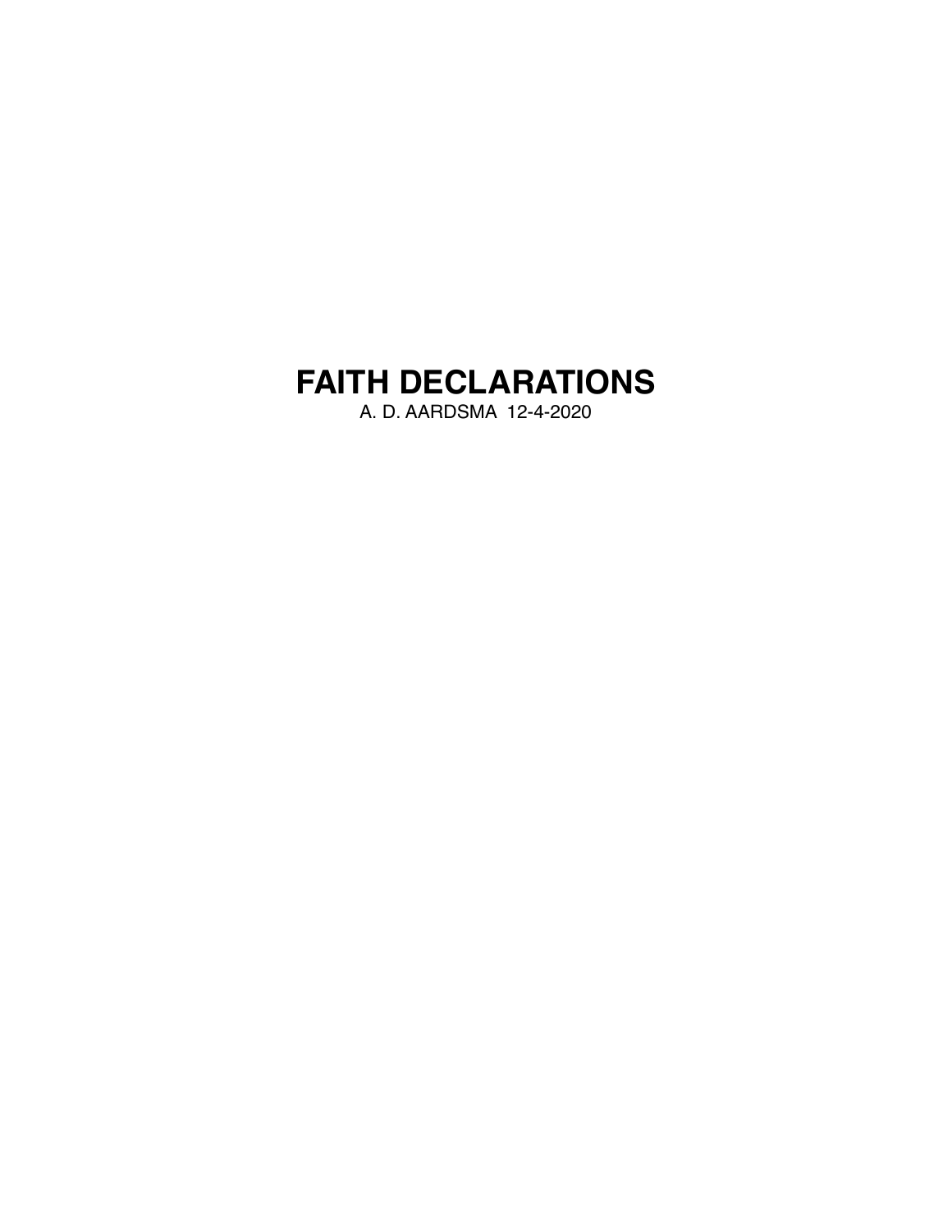# FAITH DECLARATIONS

A. D. AARDSMA 12-4-2020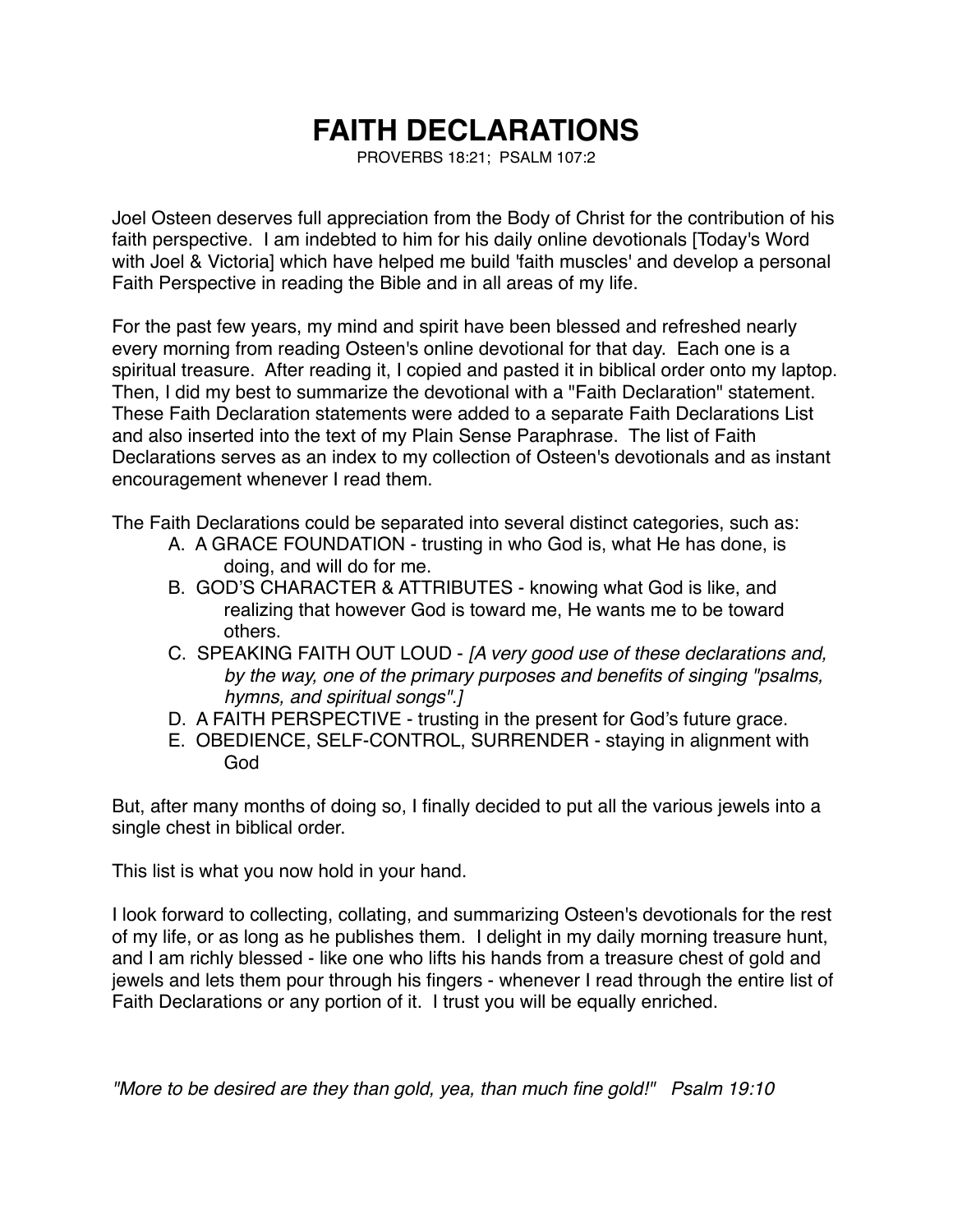# FAITH DECLARATIONS

PROVERBS 18:21; PSALM 107:2

Joel Osteen deserves full appreciation from the Body of Christ for the contribution of his faith perspective. I am indebted to him for his daily online devotionals [Today's Word with Joel & Victoria] which have helped me build 'faith muscles' and develop a personal Faith Perspective in reading the Bible and in all areas of my life.

For the past few years, my mind and spirit have been blessed and refreshed nearly every morning from reading Osteen's online devotional for that day. Each one is a spiritual treasure. After reading it, I copied and pasted it in biblical order onto my laptop. Then, I did my best to summarize the devotional with a "Faith Declaration" statement. These Faith Declaration statements were added to a separate Faith Declarations List and also inserted into the text of my Plain Sense Paraphrase. The list of Faith Declarations serves as an index to my collection of Osteen's devotionals and as instant encouragement whenever I read them.

The Faith Declarations could be separated into several distinct categories, such as:

- A. A GRACE FOUNDATION - trusting in who God is, what He has done, is doing, and will do for me.
- B. GOD'S CHARACTER & ATTRIBUTES - knowing what God is like, and realizing that however God is toward me, He wants me to be toward others.
- C. SPEAKING FAITH OUT LOUD - *[A very good use of these declarations and, by the way, one of the primary purposes and benefits of singing "psalms, hymns, and spiritual songs".]*
- D. A FAITH PERSPECTIVE - trusting in the present for God's future grace.
- E. OBEDIENCE, SELF-CONTROL, SURRENDER - staying in alignment with God

But, after many months of doing so, I finally decided to put all the various jewels into a single chest in biblical order.

This list is what you now hold in your hand.

I look forward to collecting, collating, and summarizing Osteen's devotionals for the rest of my life, or as long as he publishes them. I delight in my daily morning treasure hunt, and I am richly blessed - like one who lifts his hands from a treasure chest of gold and jewels and lets them pour through his fingers - whenever I read through the entire list of Faith Declarations or any portion of it. I trust you will be equally enriched.

*"More to be desired are they than gold, yea, than much fine gold!" Psalm 19:10*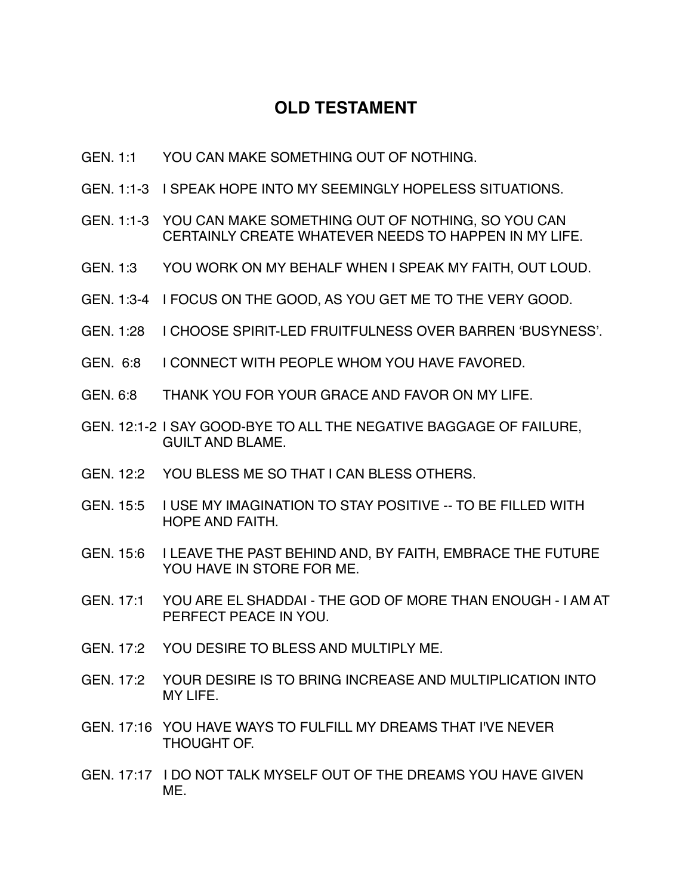## OLD TESTAMENT

GEN. 1:1 YOU CAN MAKE SOMETHING OUT OF NOTHING.

GEN. 1:1-3 I SPEAK HOPE INTO MY SEEMINGLY HOPELESS SITUATIONS.

GEN. 1:1-3 YOU CAN MAKE SOMETHING OUT OF NOTHING, SO YOU CAN CERTAINLY CREATE WHATEVER NEEDS TO HAPPEN IN MY LIFE.

GEN. 1:3 YOU WORK ON MY BEHALF WHEN I SPEAK MY FAITH, OUT LOUD.

GEN. 1:3-4 I FOCUS ON THE GOOD, AS YOU GET ME TO THE VERY GOOD.

GEN. 1:28 I CHOOSE SPIRIT-LED FRUITFULNESS OVER BARREN 'BUSYNESS'.

GEN. 6:8 I CONNECT WITH PEOPLE WHOM YOU HAVE FAVORED.

GEN. 6:8 THANK YOU FOR YOUR GRACE AND FAVOR ON MY LIFE.

GEN. 12:1-2 I SAY GOOD-BYE TO ALL THE NEGATIVE BAGGAGE OF FAILURE, GUILT AND BLAME.

GEN. 12:2 YOU BLESS ME SO THAT I CAN BLESS OTHERS.

GEN. 15:5 I USE MY IMAGINATION TO STAY POSITIVE -- TO BE FILLED WITH HOPE AND FAITH.

GEN. 15:6 I LEAVE THE PAST BEHIND AND, BY FAITH, EMBRACE THE FUTURE YOU HAVE IN STORE FOR ME.

GEN. 17:1 YOU ARE EL SHADDAI - THE GOD OF MORE THAN ENOUGH - I AM AT PERFECT PEACE IN YOU.

GEN. 17:2 YOU DESIRE TO BLESS AND MULTIPLY ME.

GEN. 17:2 YOUR DESIRE IS TO BRING INCREASE AND MULTIPLICATION INTO MY LIFE.

GEN. 17:16 YOU HAVE WAYS TO FULFILL MY DREAMS THAT I'VE NEVER THOUGHT OF.

GEN. 17:17 I DO NOT TALK MYSELF OUT OF THE DREAMS YOU HAVE GIVEN ME.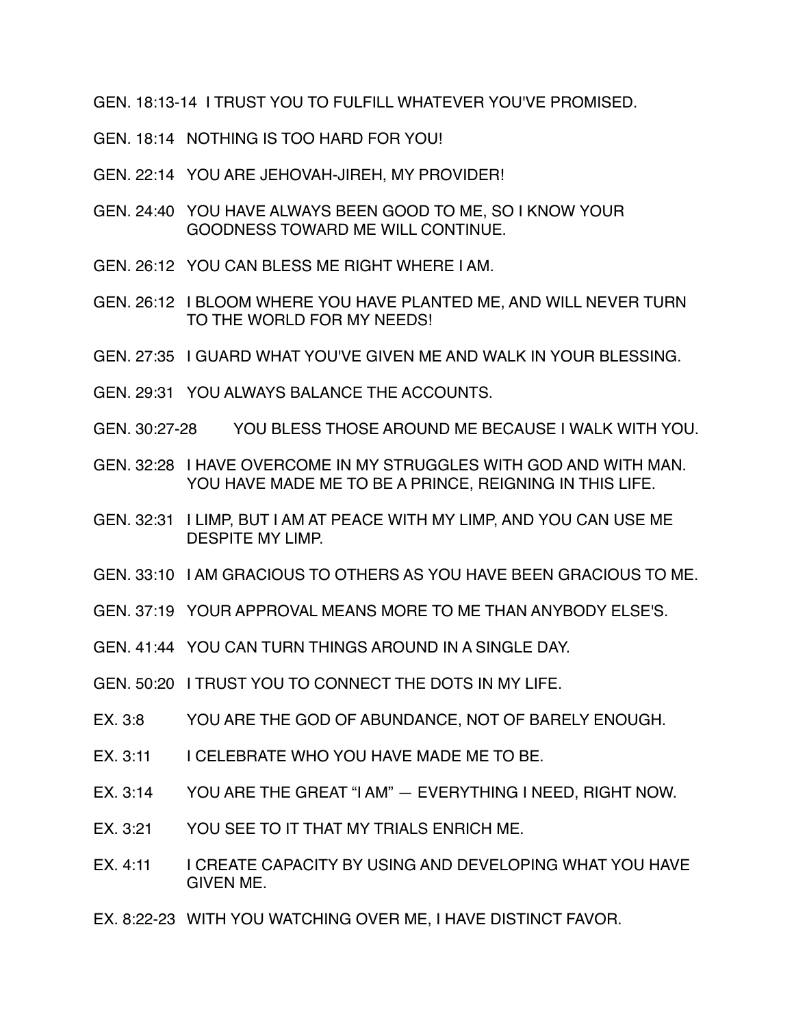GEN. 18:13-14 I TRUST YOU TO FULFILL WHATEVER YOU'VE PROMISED.

GEN. 18:14 NOTHING IS TOO HARD FOR YOU!

GEN. 22:14 YOU ARE JEHOVAH-JIREH, MY PROVIDER!

GEN. 24:40 YOU HAVE ALWAYS BEEN GOOD TO ME, SO I KNOW YOUR GOODNESS TOWARD ME WILL CONTINUE.

GEN. 26:12 YOU CAN BLESS ME RIGHT WHERE I AM.

GEN. 26:12 I BLOOM WHERE YOU HAVE PLANTED ME, AND WILL NEVER TURN TO THE WORLD FOR MY NEEDS!

GEN. 27:35 I GUARD WHAT YOU'VE GIVEN ME AND WALK IN YOUR BLESSING.

GEN. 29:31 YOU ALWAYS BALANCE THE ACCOUNTS.

GEN. 30:27-28 YOU BLESS THOSE AROUND ME BECAUSE I WALK WITH YOU.

GEN. 32:28 I HAVE OVERCOME IN MY STRUGGLES WITH GOD AND WITH MAN. YOU HAVE MADE ME TO BE A PRINCE, REIGNING IN THIS LIFE.

GEN. 32:31 I LIMP, BUT I AM AT PEACE WITH MY LIMP, AND YOU CAN USE ME DESPITE MY LIMP.

GEN. 33:10 I AM GRACIOUS TO OTHERS AS YOU HAVE BEEN GRACIOUS TO ME.

GEN. 37:19 YOUR APPROVAL MEANS MORE TO ME THAN ANYBODY ELSE'S.

GEN. 41:44 YOU CAN TURN THINGS AROUND IN A SINGLE DAY.

GEN. 50:20 I TRUST YOU TO CONNECT THE DOTS IN MY LIFE.

EX. 3:8 YOU ARE THE GOD OF ABUNDANCE, NOT OF BARELY ENOUGH.

EX. 3:11 I CELEBRATE WHO YOU HAVE MADE ME TO BE.

EX. 3:14 YOU ARE THE GREAT "I AM" — EVERYTHING I NEED, RIGHT NOW.

EX. 3:21 YOU SEE TO IT THAT MY TRIALS ENRICH ME.

EX. 4:11 I CREATE CAPACITY BY USING AND DEVELOPING WHAT YOU HAVE GIVEN ME.

EX. 8:22-23 WITH YOU WATCHING OVER ME, I HAVE DISTINCT FAVOR.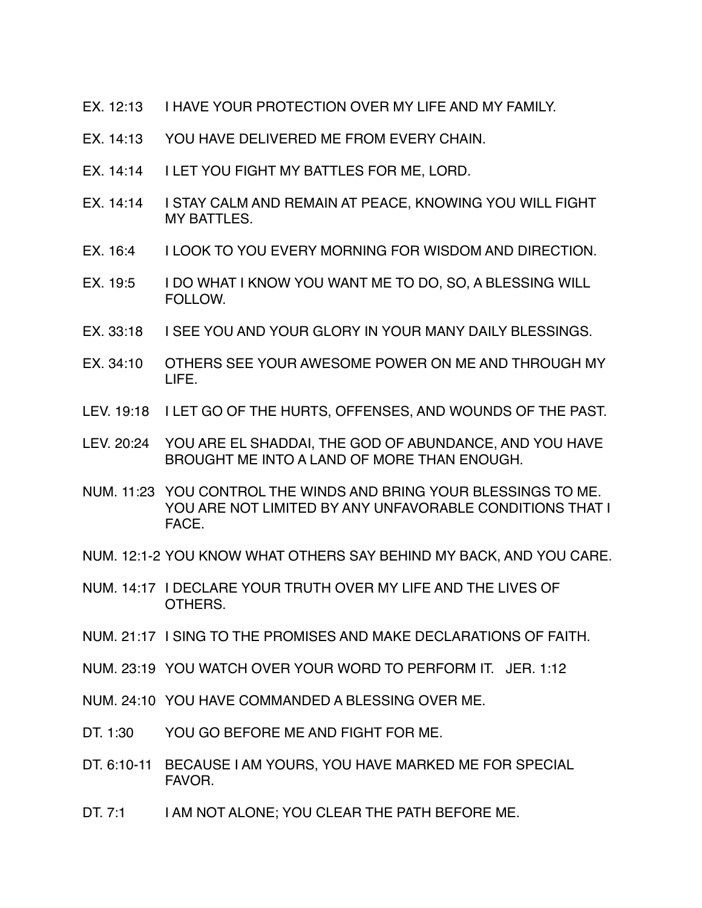EX. 12:13 I HAVE YOUR PROTECTION OVER MY LIFE AND MY FAMILY.

EX. 14:13 YOU HAVE DELIVERED ME FROM EVERY CHAIN.

EX. 14:14 I LET YOU FIGHT MY BATTLES FOR ME, LORD.

EX. 14:14 I STAY CALM AND REMAIN AT PEACE, KNOWING YOU WILL FIGHT MY BATTLES.

EX. 16:4 I LOOK TO YOU EVERY MORNING FOR WISDOM AND DIRECTION.

EX. 19:5 I DO WHAT I KNOW YOU WANT ME TO DO, SO, A BLESSING WILL FOLLOW.

EX. 33:18 I SEE YOU AND YOUR GLORY IN YOUR MANY DAILY BLESSINGS.

EX. 34:10 OTHERS SEE YOUR AWESOME POWER ON ME AND THROUGH MY LIFE.

LEV. 19:18 I LET GO OF THE HURTS, OFFENSES, AND WOUNDS OF THE PAST.

LEV. 20:24 YOU ARE EL SHADDAI, THE GOD OF ABUNDANCE, AND YOU HAVE BROUGHT ME INTO A LAND OF MORE THAN ENOUGH.

NUM. 11:23 YOU CONTROL THE WINDS AND BRING YOUR BLESSINGS TO ME. YOU ARE NOT LIMITED BY ANY UNFAVORABLE CONDITIONS THAT I FACE.

NUM. 12:1-2 YOU KNOW WHAT OTHERS SAY BEHIND MY BACK, AND YOU CARE.

NUM. 14:17 I DECLARE YOUR TRUTH OVER MY LIFE AND THE LIVES OF OTHERS.

NUM. 21:17 I SING TO THE PROMISES AND MAKE DECLARATIONS OF FAITH.

NUM. 23:19 YOU WATCH OVER YOUR WORD TO PERFORM IT. JER. 1:12

NUM. 24:10 YOU HAVE COMMANDED A BLESSING OVER ME.

DT. 1:30 YOU GO BEFORE ME AND FIGHT FOR ME.

DT. 6:10-11 BECAUSE I AM YOURS, YOU HAVE MARKED ME FOR SPECIAL FAVOR.

DT. 7:1 I AM NOT ALONE; YOU CLEAR THE PATH BEFORE ME.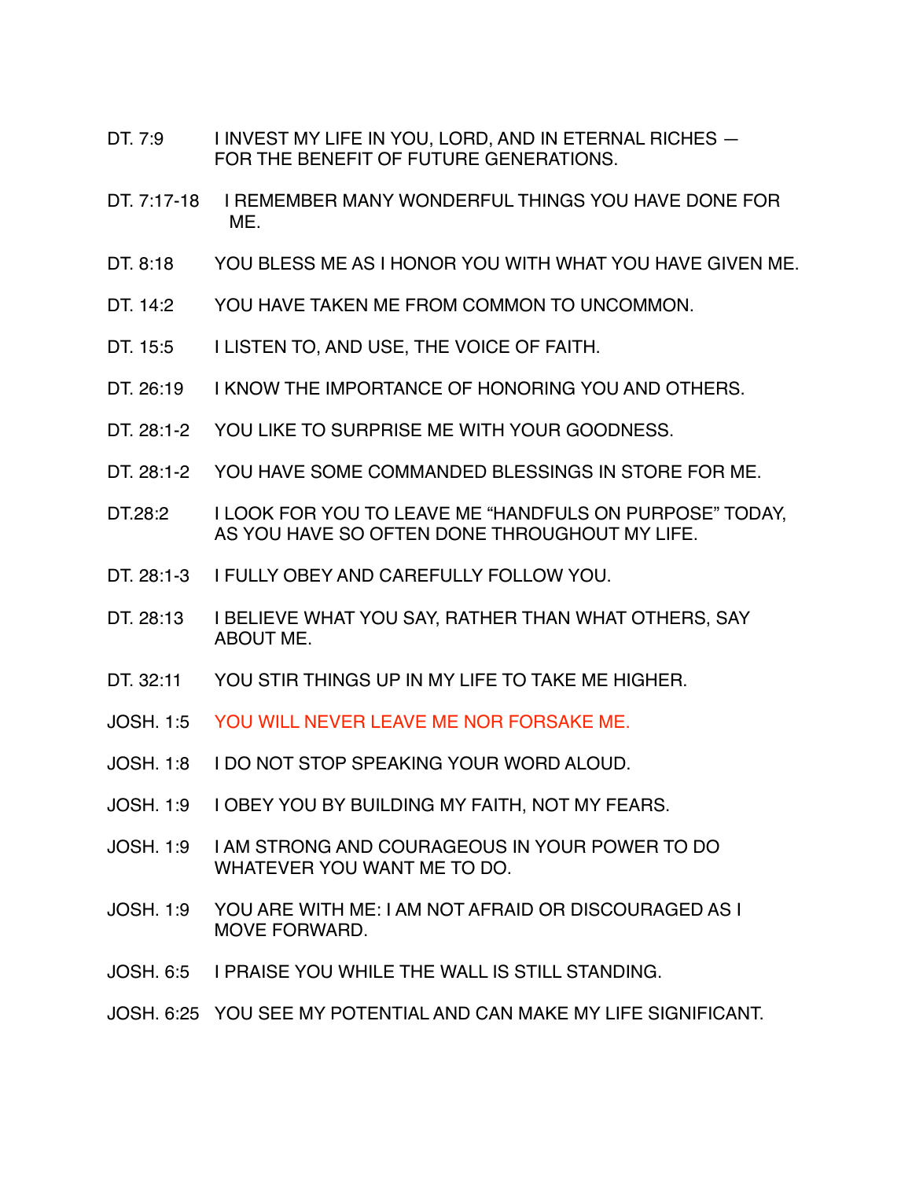DT. 7:9 I INVEST MY LIFE IN YOU, LORD, AND IN ETERNAL RICHES — FOR THE BENEFIT OF FUTURE GENERATIONS.

DT. 7:17-18 I REMEMBER MANY WONDERFUL THINGS YOU HAVE DONE FOR ME.

DT. 8:18 YOU BLESS ME AS I HONOR YOU WITH WHAT YOU HAVE GIVEN ME.

DT. 14:2 YOU HAVE TAKEN ME FROM COMMON TO UNCOMMON.

DT. 15:5 I LISTEN TO, AND USE, THE VOICE OF FAITH.

DT. 26:19 I KNOW THE IMPORTANCE OF HONORING YOU AND OTHERS.

DT. 28:1-2 YOU LIKE TO SURPRISE ME WITH YOUR GOODNESS.

DT. 28:1-2 YOU HAVE SOME COMMANDED BLESSINGS IN STORE FOR ME.

DT.28:2 I LOOK FOR YOU TO LEAVE ME "HANDFULS ON PURPOSE" TODAY, AS YOU HAVE SO OFTEN DONE THROUGHOUT MY LIFE.

DT. 28:1-3 I FULLY OBEY AND CAREFULLY FOLLOW YOU.

DT. 28:13 I BELIEVE WHAT YOU SAY, RATHER THAN WHAT OTHERS, SAY ABOUT ME.

DT. 32:11 YOU STIR THINGS UP IN MY LIFE TO TAKE ME HIGHER.

JOSH. 1:5 YOU WILL NEVER LEAVE ME NOR FORSAKE ME.

JOSH. 1:8 I DO NOT STOP SPEAKING YOUR WORD ALOUD.

JOSH. 1:9 I OBEY YOU BY BUILDING MY FAITH, NOT MY FEARS.

JOSH. 1:9 I AM STRONG AND COURAGEOUS IN YOUR POWER TO DO WHATEVER YOU WANT ME TO DO.

JOSH. 1:9 YOU ARE WITH ME: I AM NOT AFRAID OR DISCOURAGED AS I MOVE FORWARD.

JOSH. 6:5 I PRAISE YOU WHILE THE WALL IS STILL STANDING.

JOSH. 6:25 YOU SEE MY POTENTIAL AND CAN MAKE MY LIFE SIGNIFICANT.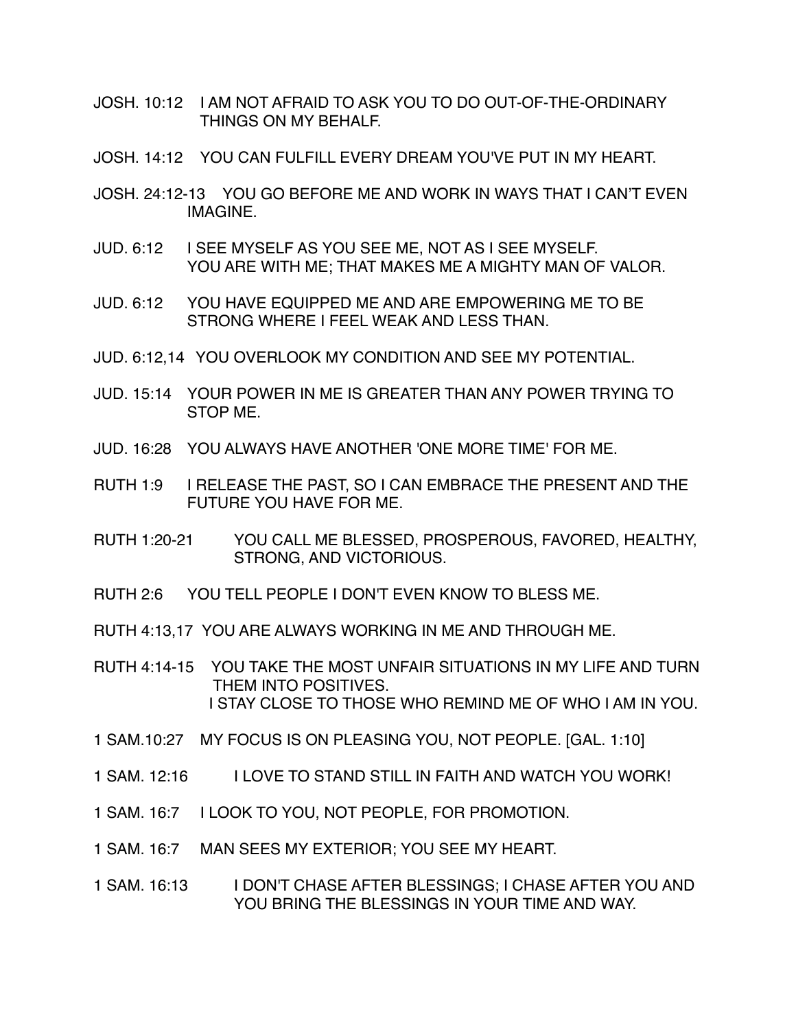JOSH. 10:12 I AM NOT AFRAID TO ASK YOU TO DO OUT-OF-THE-ORDINARY THINGS ON MY BEHALF.

JOSH. 14:12 YOU CAN FULFILL EVERY DREAM YOU'VE PUT IN MY HEART.

JOSH. 24:12-13 YOU GO BEFORE ME AND WORK IN WAYS THAT I CAN'T EVEN IMAGINE.

JUD. 6:12 I SEE MYSELF AS YOU SEE ME, NOT AS I SEE MYSELF. YOU ARE WITH ME; THAT MAKES ME A MIGHTY MAN OF VALOR.

JUD. 6:12 YOU HAVE EQUIPPED ME AND ARE EMPOWERING ME TO BE STRONG WHERE I FEEL WEAK AND LESS THAN.

JUD. 6:12,14 YOU OVERLOOK MY CONDITION AND SEE MY POTENTIAL.

JUD. 15:14 YOUR POWER IN ME IS GREATER THAN ANY POWER TRYING TO STOP ME.

JUD. 16:28 YOU ALWAYS HAVE ANOTHER 'ONE MORE TIME' FOR ME.

RUTH 1:9 I RELEASE THE PAST, SO I CAN EMBRACE THE PRESENT AND THE FUTURE YOU HAVE FOR ME.

RUTH 1:20-21 YOU CALL ME BLESSED, PROSPEROUS, FAVORED, HEALTHY, STRONG, AND VICTORIOUS.

RUTH 2:6 YOU TELL PEOPLE I DON'T EVEN KNOW TO BLESS ME.

RUTH 4:13,17 YOU ARE ALWAYS WORKING IN ME AND THROUGH ME.

RUTH 4:14-15 YOU TAKE THE MOST UNFAIR SITUATIONS IN MY LIFE AND TURN THEM INTO POSITIVES. I STAY CLOSE TO THOSE WHO REMIND ME OF WHO I AM IN YOU.

1 SAM.10:27 MY FOCUS IS ON PLEASING YOU, NOT PEOPLE. [GAL. 1:10]

1 SAM. 12:16 I LOVE TO STAND STILL IN FAITH AND WATCH YOU WORK!

1 SAM. 16:7 I LOOK TO YOU, NOT PEOPLE, FOR PROMOTION.

1 SAM. 16:7 MAN SEES MY EXTERIOR; YOU SEE MY HEART.

1 SAM. 16:13 I DON'T CHASE AFTER BLESSINGS; I CHASE AFTER YOU AND YOU BRING THE BLESSINGS IN YOUR TIME AND WAY.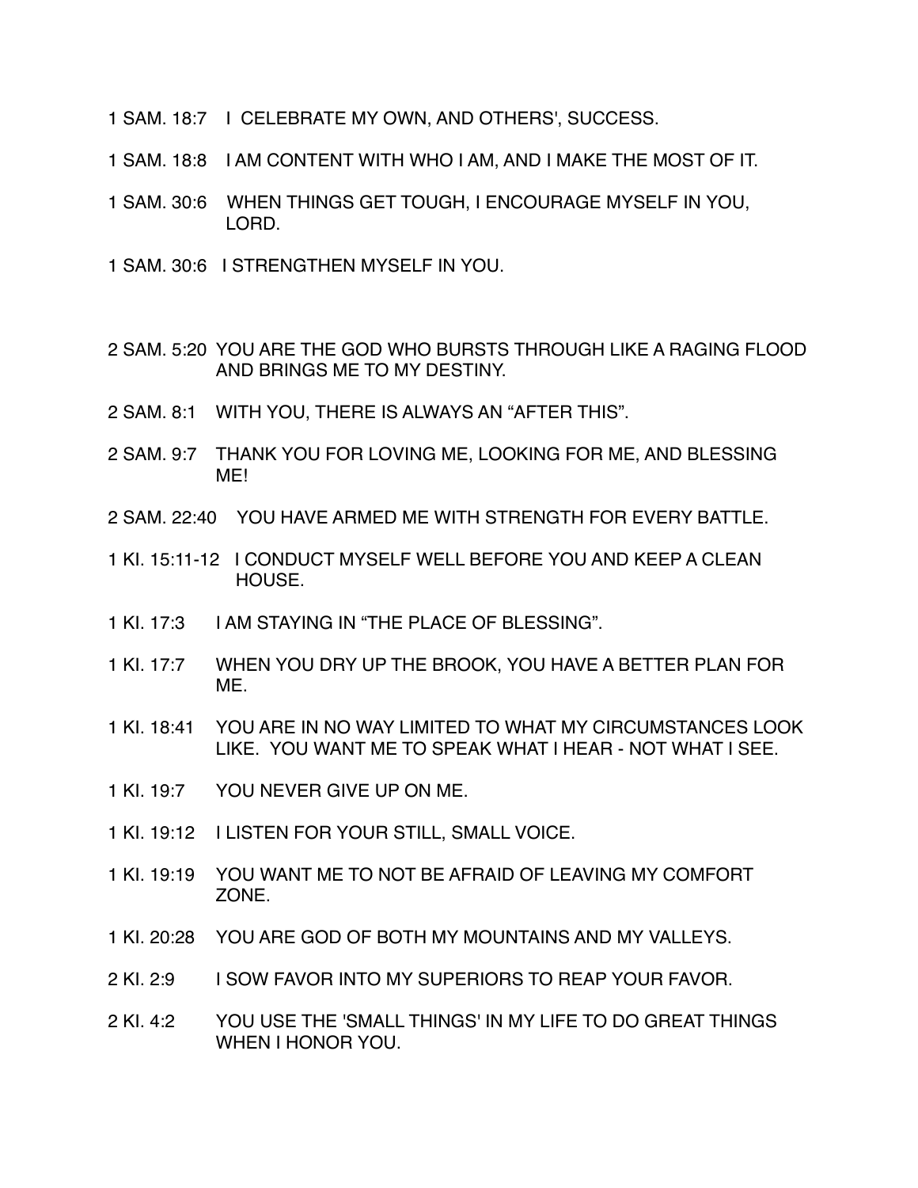1 SAM. 18:7 I CELEBRATE MY OWN, AND OTHERS', SUCCESS.

1 SAM. 18:8 I AM CONTENT WITH WHO I AM, AND I MAKE THE MOST OF IT.

1 SAM. 30:6 WHEN THINGS GET TOUGH, I ENCOURAGE MYSELF IN YOU, LORD.

1 SAM. 30:6 I STRENGTHEN MYSELF IN YOU.

2 SAM. 5:20 YOU ARE THE GOD WHO BURSTS THROUGH LIKE A RAGING FLOOD AND BRINGS ME TO MY DESTINY.

2 SAM. 8:1 WITH YOU, THERE IS ALWAYS AN "AFTER THIS".

2 SAM. 9:7 THANK YOU FOR LOVING ME, LOOKING FOR ME, AND BLESSING ME!

2 SAM. 22:40 YOU HAVE ARMED ME WITH STRENGTH FOR EVERY BATTLE.

1 KI. 15:11-12 I CONDUCT MYSELF WELL BEFORE YOU AND KEEP A CLEAN HOUSE.

1 KI. 17:3 I AM STAYING IN "THE PLACE OF BLESSING".

1 KI. 17:7 WHEN YOU DRY UP THE BROOK, YOU HAVE A BETTER PLAN FOR ME.

1 KI. 18:41 YOU ARE IN NO WAY LIMITED TO WHAT MY CIRCUMSTANCES LOOK LIKE. YOU WANT ME TO SPEAK WHAT I HEAR - NOT WHAT I SEE.

1 KI. 19:7 YOU NEVER GIVE UP ON ME.

1 KI. 19:12 I LISTEN FOR YOUR STILL, SMALL VOICE.

1 KI. 19:19 YOU WANT ME TO NOT BE AFRAID OF LEAVING MY COMFORT ZONE.

1 KI. 20:28 YOU ARE GOD OF BOTH MY MOUNTAINS AND MY VALLEYS.

2 KI. 2:9 I SOW FAVOR INTO MY SUPERIORS TO REAP YOUR FAVOR.

2 KI. 4:2 YOU USE THE 'SMALL THINGS' IN MY LIFE TO DO GREAT THINGS WHEN I HONOR YOU.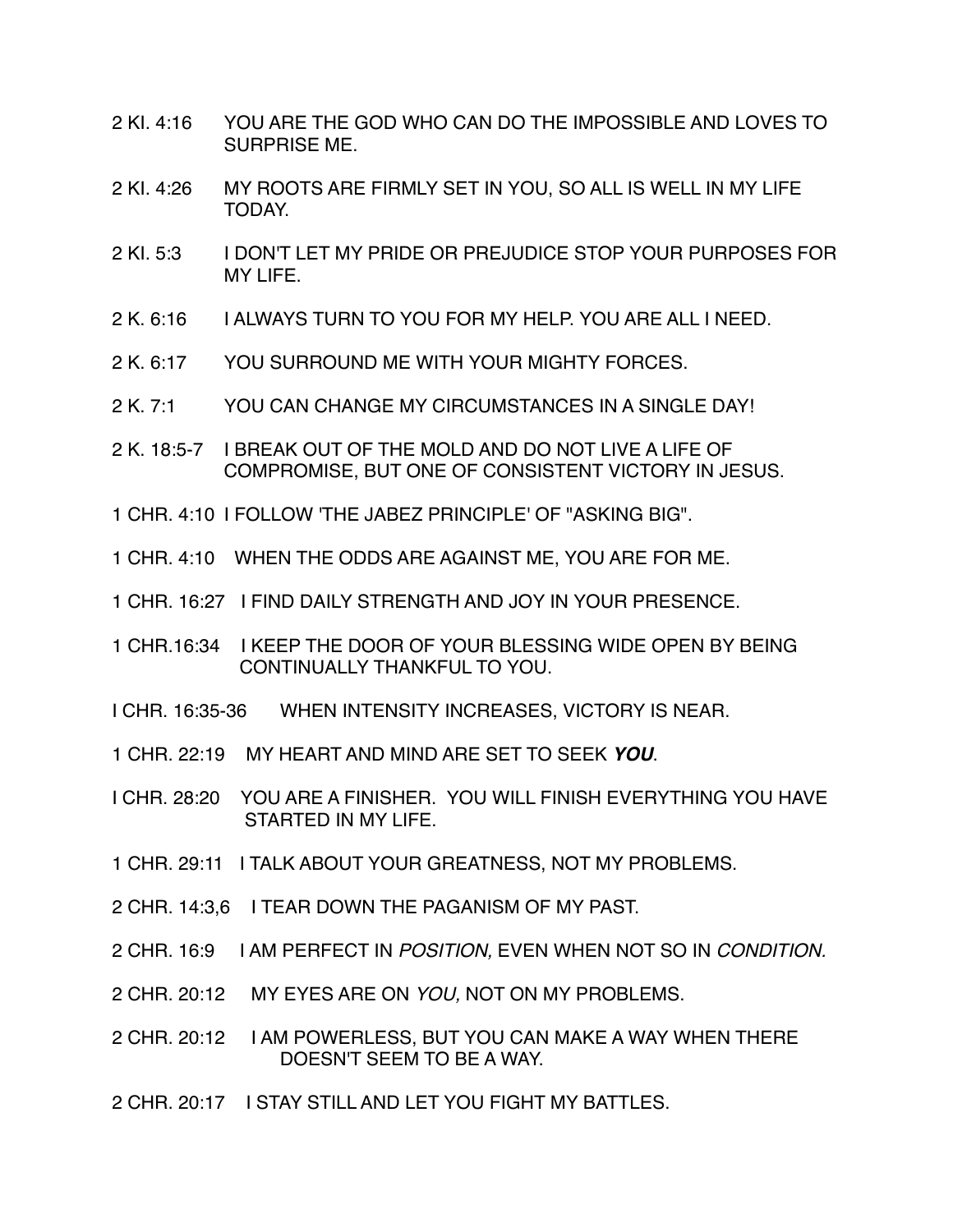2 KI. 4:16 YOU ARE THE GOD WHO CAN DO THE IMPOSSIBLE AND LOVES TO SURPRISE ME.

2 KI. 4:26 MY ROOTS ARE FIRMLY SET IN YOU, SO ALL IS WELL IN MY LIFE TODAY.

2 KI. 5:3 I DON'T LET MY PRIDE OR PREJUDICE STOP YOUR PURPOSES FOR MY LIFE.

2 K. 6:16 I ALWAYS TURN TO YOU FOR MY HELP. YOU ARE ALL I NEED.

2 K. 6:17 YOU SURROUND ME WITH YOUR MIGHTY FORCES.

2 K. 7:1 YOU CAN CHANGE MY CIRCUMSTANCES IN A SINGLE DAY!

2 K. 18:5-7 I BREAK OUT OF THE MOLD AND DO NOT LIVE A LIFE OF COMPROMISE, BUT ONE OF CONSISTENT VICTORY IN JESUS.

1 CHR. 4:10 I FOLLOW 'THE JABEZ PRINCIPLE' OF "ASKING BIG".

1 CHR. 4:10 WHEN THE ODDS ARE AGAINST ME, YOU ARE FOR ME.

1 CHR. 16:27 I FIND DAILY STRENGTH AND JOY IN YOUR PRESENCE.

1 CHR.16:34 I KEEP THE DOOR OF YOUR BLESSING WIDE OPEN BY BEING CONTINUALLY THANKFUL TO YOU.

I CHR. 16:35-36 WHEN INTENSITY INCREASES, VICTORY IS NEAR.

1 CHR. 22:19 MY HEART AND MIND ARE SET TO SEEK ***YOU***.

I CHR. 28:20 YOU ARE A FINISHER. YOU WILL FINISH EVERYTHING YOU HAVE STARTED IN MY LIFE.

1 CHR. 29:11 I TALK ABOUT YOUR GREATNESS, NOT MY PROBLEMS.

2 CHR. 14:3,6 I TEAR DOWN THE PAGANISM OF MY PAST.

2 CHR. 16:9 I AM PERFECT IN *POSITION,* EVEN WHEN NOT SO IN *CONDITION.*

2 CHR. 20:12 MY EYES ARE ON *YOU,* NOT ON MY PROBLEMS.

2 CHR. 20:12 I AM POWERLESS, BUT YOU CAN MAKE A WAY WHEN THERE DOESN'T SEEM TO BE A WAY.

2 CHR. 20:17 I STAY STILL AND LET YOU FIGHT MY BATTLES.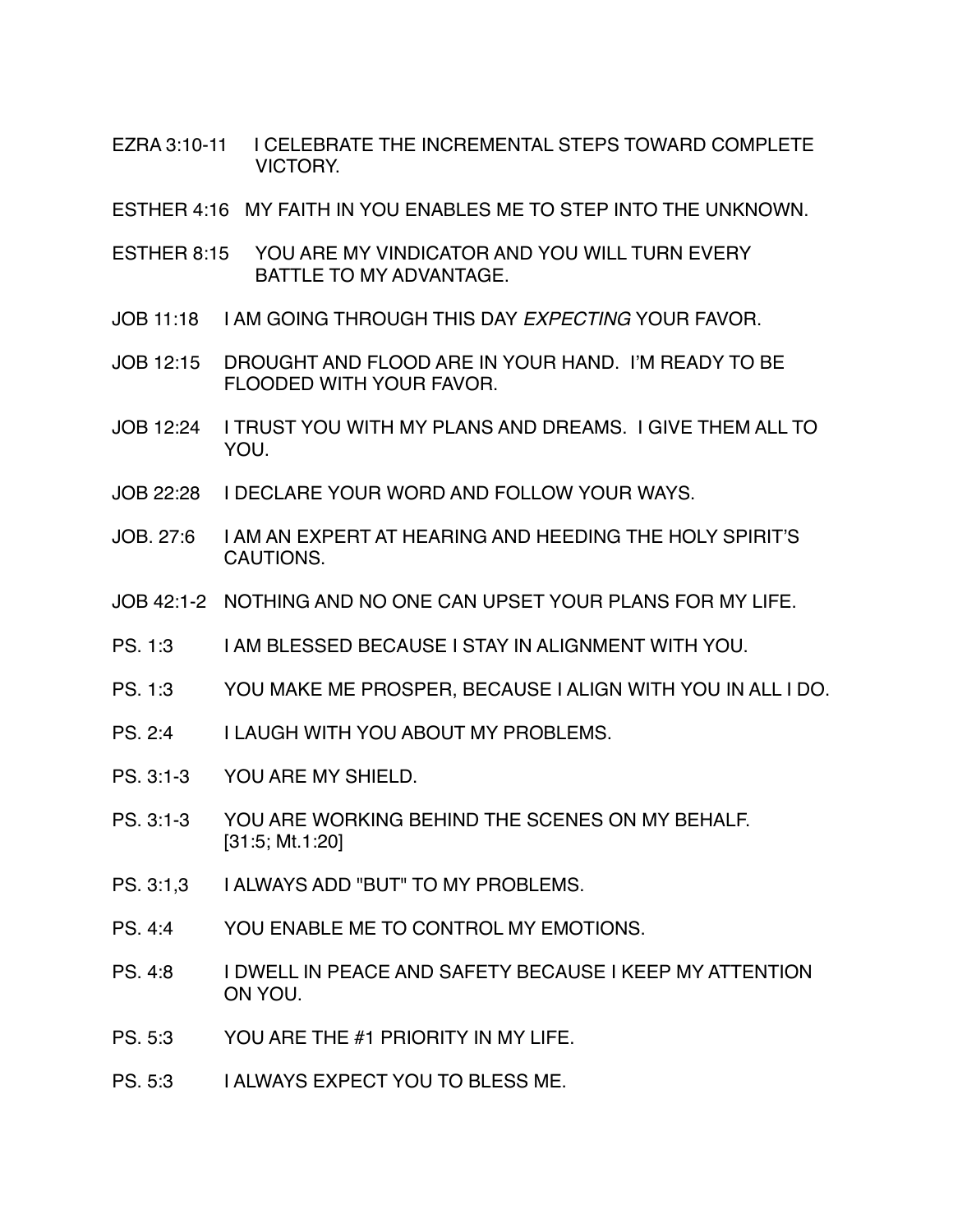EZRA 3:10-11 I CELEBRATE THE INCREMENTAL STEPS TOWARD COMPLETE VICTORY.

ESTHER 4:16 MY FAITH IN YOU ENABLES ME TO STEP INTO THE UNKNOWN.

ESTHER 8:15 YOU ARE MY VINDICATOR AND YOU WILL TURN EVERY BATTLE TO MY ADVANTAGE.

JOB 11:18 I AM GOING THROUGH THIS DAY *EXPECTING* YOUR FAVOR.

JOB 12:15 DROUGHT AND FLOOD ARE IN YOUR HAND. I'M READY TO BE FLOODED WITH YOUR FAVOR.

JOB 12:24 I TRUST YOU WITH MY PLANS AND DREAMS. I GIVE THEM ALL TO YOU.

JOB 22:28 I DECLARE YOUR WORD AND FOLLOW YOUR WAYS.

JOB. 27:6 I AM AN EXPERT AT HEARING AND HEEDING THE HOLY SPIRIT'S CAUTIONS.

JOB 42:1-2 NOTHING AND NO ONE CAN UPSET YOUR PLANS FOR MY LIFE.

PS. 1:3 I AM BLESSED BECAUSE I STAY IN ALIGNMENT WITH YOU.

PS. 1:3 YOU MAKE ME PROSPER, BECAUSE I ALIGN WITH YOU IN ALL I DO.

PS. 2:4 I LAUGH WITH YOU ABOUT MY PROBLEMS.

PS. 3:1-3 YOU ARE MY SHIELD.

PS. 3:1-3 YOU ARE WORKING BEHIND THE SCENES ON MY BEHALF. [31:5; Mt.1:20]

PS. 3:1,3 I ALWAYS ADD "BUT" TO MY PROBLEMS.

PS. 4:4 YOU ENABLE ME TO CONTROL MY EMOTIONS.

PS. 4:8 I DWELL IN PEACE AND SAFETY BECAUSE I KEEP MY ATTENTION ON YOU.

PS. 5:3 YOU ARE THE #1 PRIORITY IN MY LIFE.

PS. 5:3 I ALWAYS EXPECT YOU TO BLESS ME.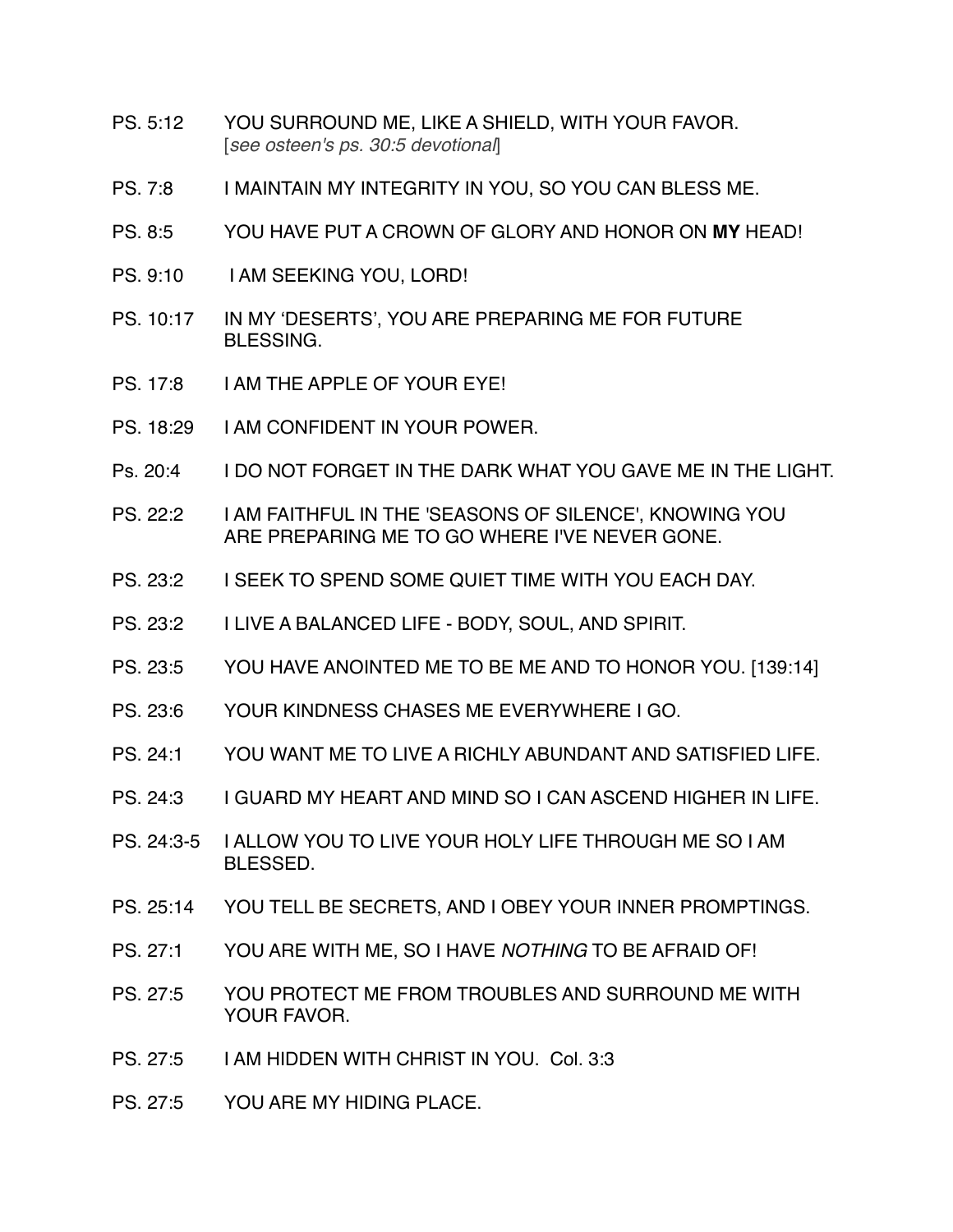PS. 5:12 YOU SURROUND ME, LIKE A SHIELD, WITH YOUR FAVOR.
[*see osteen's ps. 30:5 devotional*]

PS. 7:8 I MAINTAIN MY INTEGRITY IN YOU, SO YOU CAN BLESS ME.

PS. 8:5 YOU HAVE PUT A CROWN OF GLORY AND HONOR ON **MY** HEAD!

PS. 9:10 I AM SEEKING YOU, LORD!

PS. 10:17 IN MY 'DESERTS', YOU ARE PREPARING ME FOR FUTURE BLESSING.

PS. 17:8 I AM THE APPLE OF YOUR EYE!

PS. 18:29 I AM CONFIDENT IN YOUR POWER.

Ps. 20:4 I DO NOT FORGET IN THE DARK WHAT YOU GAVE ME IN THE LIGHT.

PS. 22:2 I AM FAITHFUL IN THE 'SEASONS OF SILENCE', KNOWING YOU ARE PREPARING ME TO GO WHERE I'VE NEVER GONE.

PS. 23:2 I SEEK TO SPEND SOME QUIET TIME WITH YOU EACH DAY.

PS. 23:2 I LIVE A BALANCED LIFE - BODY, SOUL, AND SPIRIT.

PS. 23:5 YOU HAVE ANOINTED ME TO BE ME AND TO HONOR YOU. [139:14]

PS. 23:6 YOUR KINDNESS CHASES ME EVERYWHERE I GO.

PS. 24:1 YOU WANT ME TO LIVE A RICHLY ABUNDANT AND SATISFIED LIFE.

PS. 24:3 I GUARD MY HEART AND MIND SO I CAN ASCEND HIGHER IN LIFE.

PS. 24:3-5 I ALLOW YOU TO LIVE YOUR HOLY LIFE THROUGH ME SO I AM BLESSED.

PS. 25:14 YOU TELL BE SECRETS, AND I OBEY YOUR INNER PROMPTINGS.

PS. 27:1 YOU ARE WITH ME, SO I HAVE *NOTHING* TO BE AFRAID OF!

PS. 27:5 YOU PROTECT ME FROM TROUBLES AND SURROUND ME WITH YOUR FAVOR.

PS. 27:5 I AM HIDDEN WITH CHRIST IN YOU. Col. 3:3

PS. 27:5 YOU ARE MY HIDING PLACE.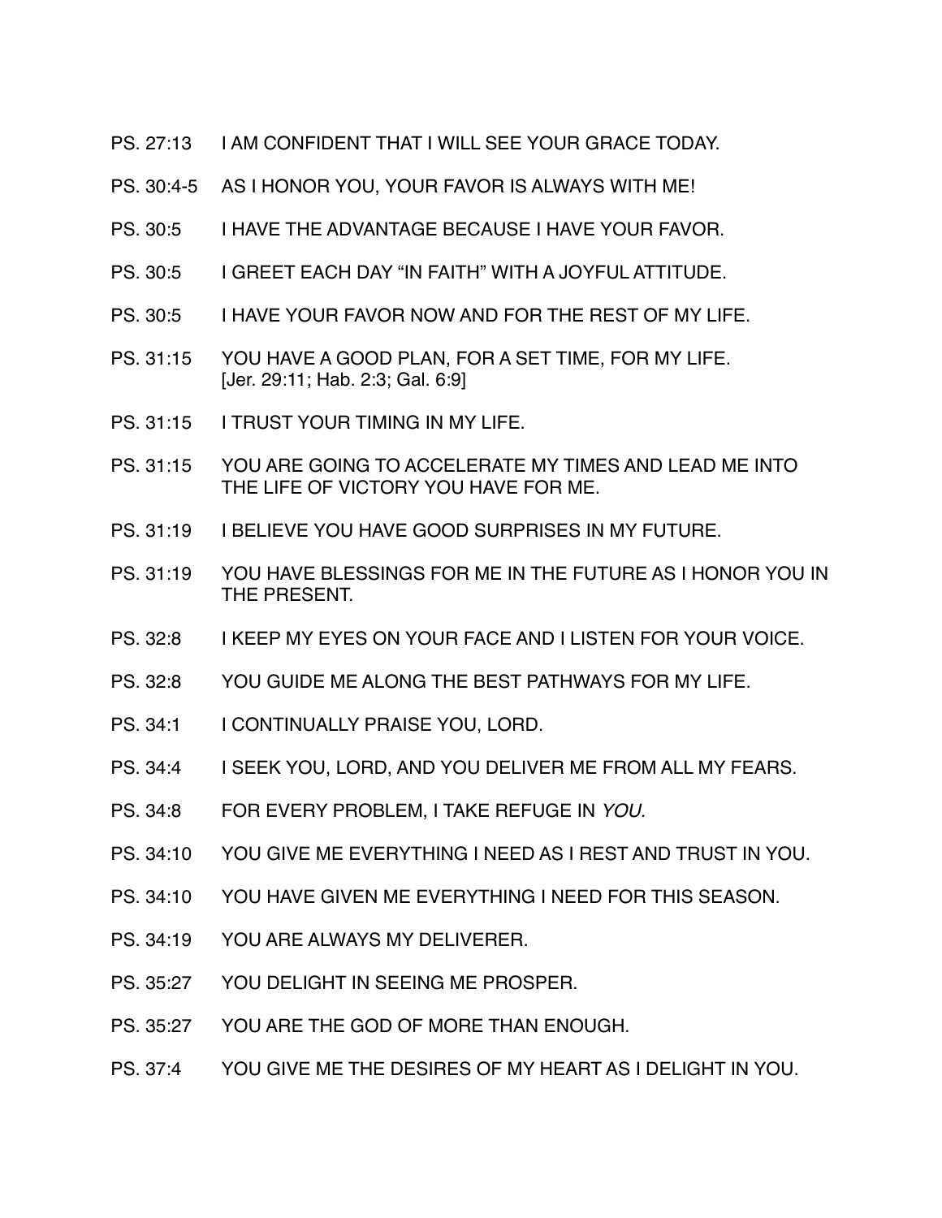PS. 27:13 I AM CONFIDENT THAT I WILL SEE YOUR GRACE TODAY.

PS. 30:4-5 AS I HONOR YOU, YOUR FAVOR IS ALWAYS WITH ME!

PS. 30:5 I HAVE THE ADVANTAGE BECAUSE I HAVE YOUR FAVOR.

PS. 30:5 I GREET EACH DAY "IN FAITH" WITH A JOYFUL ATTITUDE.

PS. 30:5 I HAVE YOUR FAVOR NOW AND FOR THE REST OF MY LIFE.

PS. 31:15 YOU HAVE A GOOD PLAN, FOR A SET TIME, FOR MY LIFE. [Jer. 29:11; Hab. 2:3; Gal. 6:9]

PS. 31:15 I TRUST YOUR TIMING IN MY LIFE.

PS. 31:15 YOU ARE GOING TO ACCELERATE MY TIMES AND LEAD ME INTO THE LIFE OF VICTORY YOU HAVE FOR ME.

PS. 31:19 I BELIEVE YOU HAVE GOOD SURPRISES IN MY FUTURE.

PS. 31:19 YOU HAVE BLESSINGS FOR ME IN THE FUTURE AS I HONOR YOU IN THE PRESENT.

PS. 32:8 I KEEP MY EYES ON YOUR FACE AND I LISTEN FOR YOUR VOICE.

PS. 32:8 YOU GUIDE ME ALONG THE BEST PATHWAYS FOR MY LIFE.

PS. 34:1 I CONTINUALLY PRAISE YOU, LORD.

PS. 34:4 I SEEK YOU, LORD, AND YOU DELIVER ME FROM ALL MY FEARS.

PS. 34:8 FOR EVERY PROBLEM, I TAKE REFUGE IN *YOU.*

PS. 34:10 YOU GIVE ME EVERYTHING I NEED AS I REST AND TRUST IN YOU.

PS. 34:10 YOU HAVE GIVEN ME EVERYTHING I NEED FOR THIS SEASON.

PS. 34:19 YOU ARE ALWAYS MY DELIVERER.

PS. 35:27 YOU DELIGHT IN SEEING ME PROSPER.

PS. 35:27 YOU ARE THE GOD OF MORE THAN ENOUGH.

PS. 37:4 YOU GIVE ME THE DESIRES OF MY HEART AS I DELIGHT IN YOU.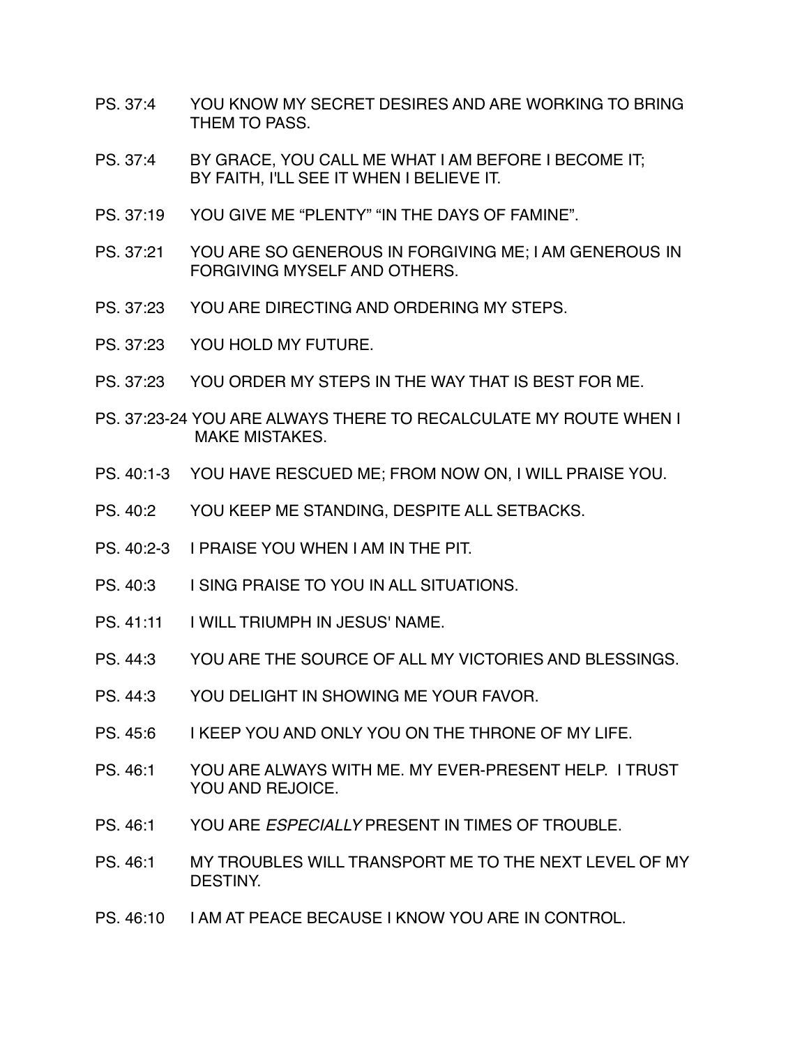PS. 37:4 YOU KNOW MY SECRET DESIRES AND ARE WORKING TO BRING THEM TO PASS.

PS. 37:4 BY GRACE, YOU CALL ME WHAT I AM BEFORE I BECOME IT; BY FAITH, I'LL SEE IT WHEN I BELIEVE IT.

PS. 37:19 YOU GIVE ME "PLENTY" "IN THE DAYS OF FAMINE".

PS. 37:21 YOU ARE SO GENEROUS IN FORGIVING ME; I AM GENEROUS IN FORGIVING MYSELF AND OTHERS.

PS. 37:23 YOU ARE DIRECTING AND ORDERING MY STEPS.

PS. 37:23 YOU HOLD MY FUTURE.

PS. 37:23 YOU ORDER MY STEPS IN THE WAY THAT IS BEST FOR ME.

PS. 37:23-24 YOU ARE ALWAYS THERE TO RECALCULATE MY ROUTE WHEN I MAKE MISTAKES.

PS. 40:1-3 YOU HAVE RESCUED ME; FROM NOW ON, I WILL PRAISE YOU.

PS. 40:2 YOU KEEP ME STANDING, DESPITE ALL SETBACKS.

PS. 40:2-3 I PRAISE YOU WHEN I AM IN THE PIT.

PS. 40:3 I SING PRAISE TO YOU IN ALL SITUATIONS.

PS. 41:11 I WILL TRIUMPH IN JESUS' NAME.

PS. 44:3 YOU ARE THE SOURCE OF ALL MY VICTORIES AND BLESSINGS.

PS. 44:3 YOU DELIGHT IN SHOWING ME YOUR FAVOR.

PS. 45:6 I KEEP YOU AND ONLY YOU ON THE THRONE OF MY LIFE.

PS. 46:1 YOU ARE ALWAYS WITH ME. MY EVER-PRESENT HELP. I TRUST YOU AND REJOICE.

PS. 46:1 YOU ARE *ESPECIALLY* PRESENT IN TIMES OF TROUBLE.

PS. 46:1 MY TROUBLES WILL TRANSPORT ME TO THE NEXT LEVEL OF MY DESTINY.

PS. 46:10 I AM AT PEACE BECAUSE I KNOW YOU ARE IN CONTROL.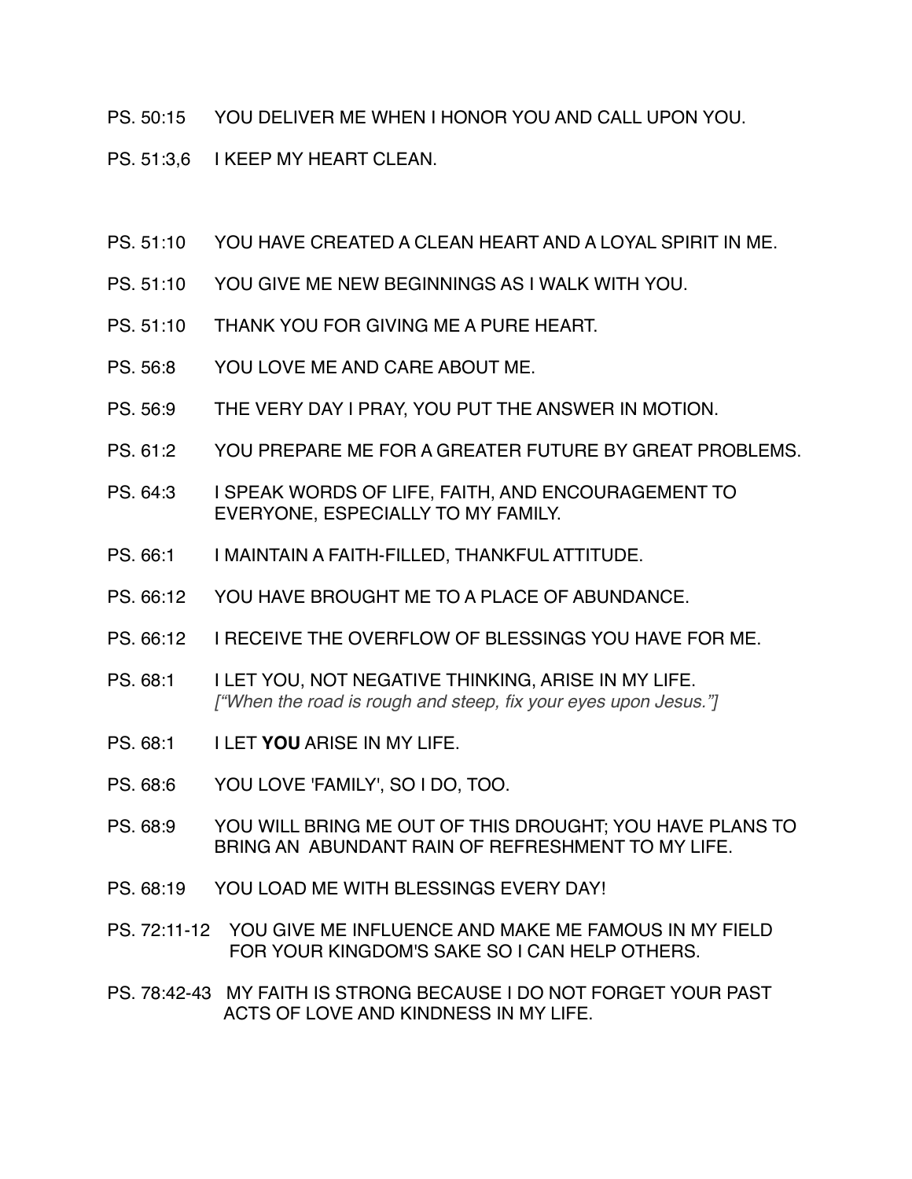PS. 50:15 YOU DELIVER ME WHEN I HONOR YOU AND CALL UPON YOU.

PS. 51:3,6 I KEEP MY HEART CLEAN.

PS. 51:10 YOU HAVE CREATED A CLEAN HEART AND A LOYAL SPIRIT IN ME.

PS. 51:10 YOU GIVE ME NEW BEGINNINGS AS I WALK WITH YOU.

PS. 51:10 THANK YOU FOR GIVING ME A PURE HEART.

PS. 56:8 YOU LOVE ME AND CARE ABOUT ME.

PS. 56:9 THE VERY DAY I PRAY, YOU PUT THE ANSWER IN MOTION.

PS. 61:2 YOU PREPARE ME FOR A GREATER FUTURE BY GREAT PROBLEMS.

PS. 64:3 I SPEAK WORDS OF LIFE, FAITH, AND ENCOURAGEMENT TO EVERYONE, ESPECIALLY TO MY FAMILY.

PS. 66:1 I MAINTAIN A FAITH-FILLED, THANKFUL ATTITUDE.

PS. 66:12 YOU HAVE BROUGHT ME TO A PLACE OF ABUNDANCE.

PS. 66:12 I RECEIVE THE OVERFLOW OF BLESSINGS YOU HAVE FOR ME.

PS. 68:1 I LET YOU, NOT NEGATIVE THINKING, ARISE IN MY LIFE.
*["When the road is rough and steep, fix your eyes upon Jesus."]*

PS. 68:1 I LET **YOU** ARISE IN MY LIFE.

PS. 68:6 YOU LOVE 'FAMILY', SO I DO, TOO.

PS. 68:9 YOU WILL BRING ME OUT OF THIS DROUGHT; YOU HAVE PLANS TO BRING AN ABUNDANT RAIN OF REFRESHMENT TO MY LIFE.

PS. 68:19 YOU LOAD ME WITH BLESSINGS EVERY DAY!

PS. 72:11-12 YOU GIVE ME INFLUENCE AND MAKE ME FAMOUS IN MY FIELD FOR YOUR KINGDOM'S SAKE SO I CAN HELP OTHERS.

PS. 78:42-43 MY FAITH IS STRONG BECAUSE I DO NOT FORGET YOUR PAST ACTS OF LOVE AND KINDNESS IN MY LIFE.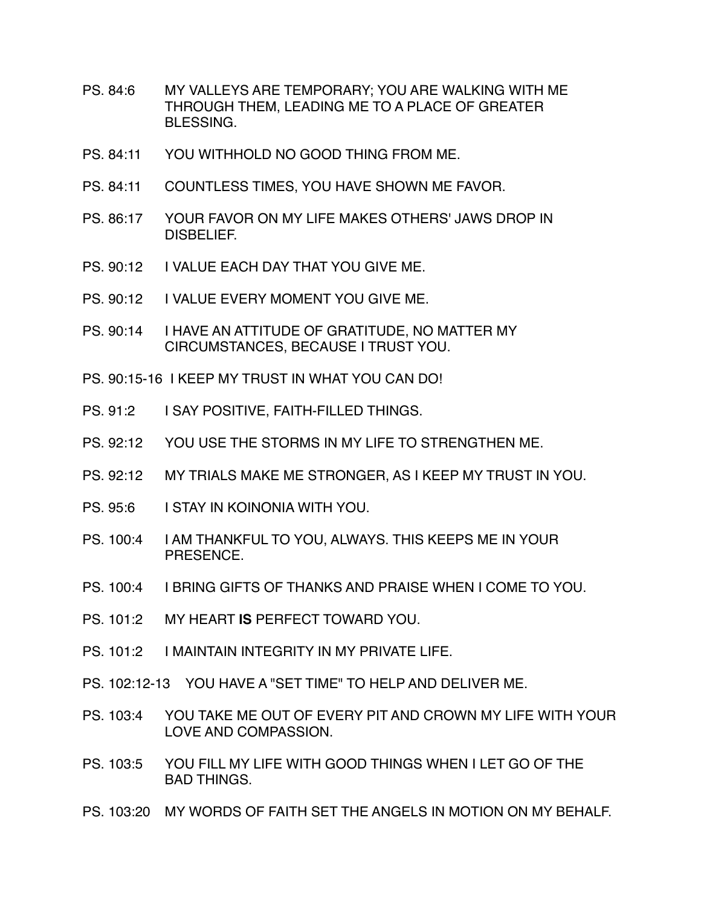PS. 84:6 MY VALLEYS ARE TEMPORARY; YOU ARE WALKING WITH ME THROUGH THEM, LEADING ME TO A PLACE OF GREATER BLESSING.

PS. 84:11 YOU WITHHOLD NO GOOD THING FROM ME.

PS. 84:11 COUNTLESS TIMES, YOU HAVE SHOWN ME FAVOR.

PS. 86:17 YOUR FAVOR ON MY LIFE MAKES OTHERS' JAWS DROP IN DISBELIEF.

PS. 90:12 I VALUE EACH DAY THAT YOU GIVE ME.

PS. 90:12 I VALUE EVERY MOMENT YOU GIVE ME.

PS. 90:14 I HAVE AN ATTITUDE OF GRATITUDE, NO MATTER MY CIRCUMSTANCES, BECAUSE I TRUST YOU.

PS. 90:15-16 I KEEP MY TRUST IN WHAT YOU CAN DO!

PS. 91:2 I SAY POSITIVE, FAITH-FILLED THINGS.

PS. 92:12 YOU USE THE STORMS IN MY LIFE TO STRENGTHEN ME.

PS. 92:12 MY TRIALS MAKE ME STRONGER, AS I KEEP MY TRUST IN YOU.

PS. 95:6 I STAY IN KOINONIA WITH YOU.

PS. 100:4 I AM THANKFUL TO YOU, ALWAYS. THIS KEEPS ME IN YOUR PRESENCE.

PS. 100:4 I BRING GIFTS OF THANKS AND PRAISE WHEN I COME TO YOU.

PS. 101:2 MY HEART **IS** PERFECT TOWARD YOU.

PS. 101:2 I MAINTAIN INTEGRITY IN MY PRIVATE LIFE.

PS. 102:12-13 YOU HAVE A "SET TIME" TO HELP AND DELIVER ME.

PS. 103:4 YOU TAKE ME OUT OF EVERY PIT AND CROWN MY LIFE WITH YOUR LOVE AND COMPASSION.

PS. 103:5 YOU FILL MY LIFE WITH GOOD THINGS WHEN I LET GO OF THE BAD THINGS.

PS. 103:20 MY WORDS OF FAITH SET THE ANGELS IN MOTION ON MY BEHALF.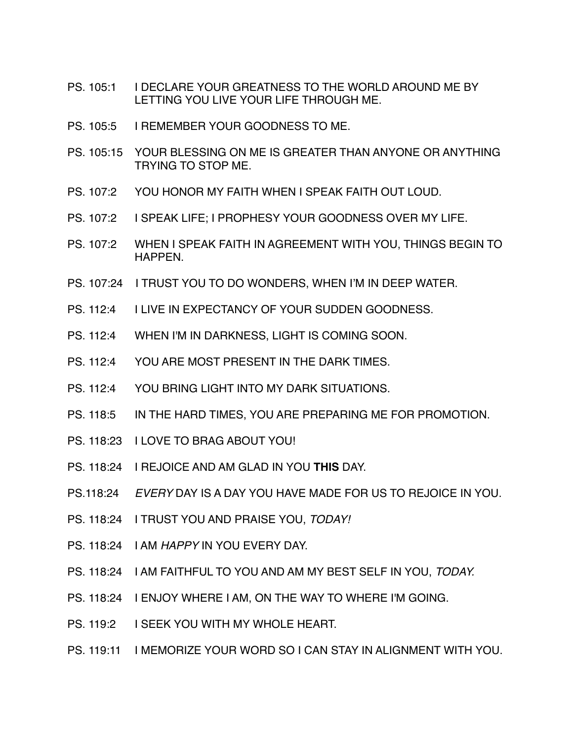PS. 105:1 I DECLARE YOUR GREATNESS TO THE WORLD AROUND ME BY LETTING YOU LIVE YOUR LIFE THROUGH ME.

PS. 105:5 I REMEMBER YOUR GOODNESS TO ME.

PS. 105:15 YOUR BLESSING ON ME IS GREATER THAN ANYONE OR ANYTHING TRYING TO STOP ME.

PS. 107:2 YOU HONOR MY FAITH WHEN I SPEAK FAITH OUT LOUD.

PS. 107:2 I SPEAK LIFE; I PROPHESY YOUR GOODNESS OVER MY LIFE.

PS. 107:2 WHEN I SPEAK FAITH IN AGREEMENT WITH YOU, THINGS BEGIN TO HAPPEN.

PS. 107:24 I TRUST YOU TO DO WONDERS, WHEN I'M IN DEEP WATER.

PS. 112:4 I LIVE IN EXPECTANCY OF YOUR SUDDEN GOODNESS.

PS. 112:4 WHEN I'M IN DARKNESS, LIGHT IS COMING SOON.

PS. 112:4 YOU ARE MOST PRESENT IN THE DARK TIMES.

PS. 112:4 YOU BRING LIGHT INTO MY DARK SITUATIONS.

PS. 118:5 IN THE HARD TIMES, YOU ARE PREPARING ME FOR PROMOTION.

PS. 118:23 I LOVE TO BRAG ABOUT YOU!

PS. 118:24 I REJOICE AND AM GLAD IN YOU **THIS** DAY.

PS.118:24 *EVERY* DAY IS A DAY YOU HAVE MADE FOR US TO REJOICE IN YOU.

PS. 118:24 I TRUST YOU AND PRAISE YOU, *TODAY!*

PS. 118:24 I AM *HAPPY* IN YOU EVERY DAY.

PS. 118:24 I AM FAITHFUL TO YOU AND AM MY BEST SELF IN YOU, *TODAY.*

PS. 118:24 I ENJOY WHERE I AM, ON THE WAY TO WHERE I'M GOING.

PS. 119:2 I SEEK YOU WITH MY WHOLE HEART.

PS. 119:11 I MEMORIZE YOUR WORD SO I CAN STAY IN ALIGNMENT WITH YOU.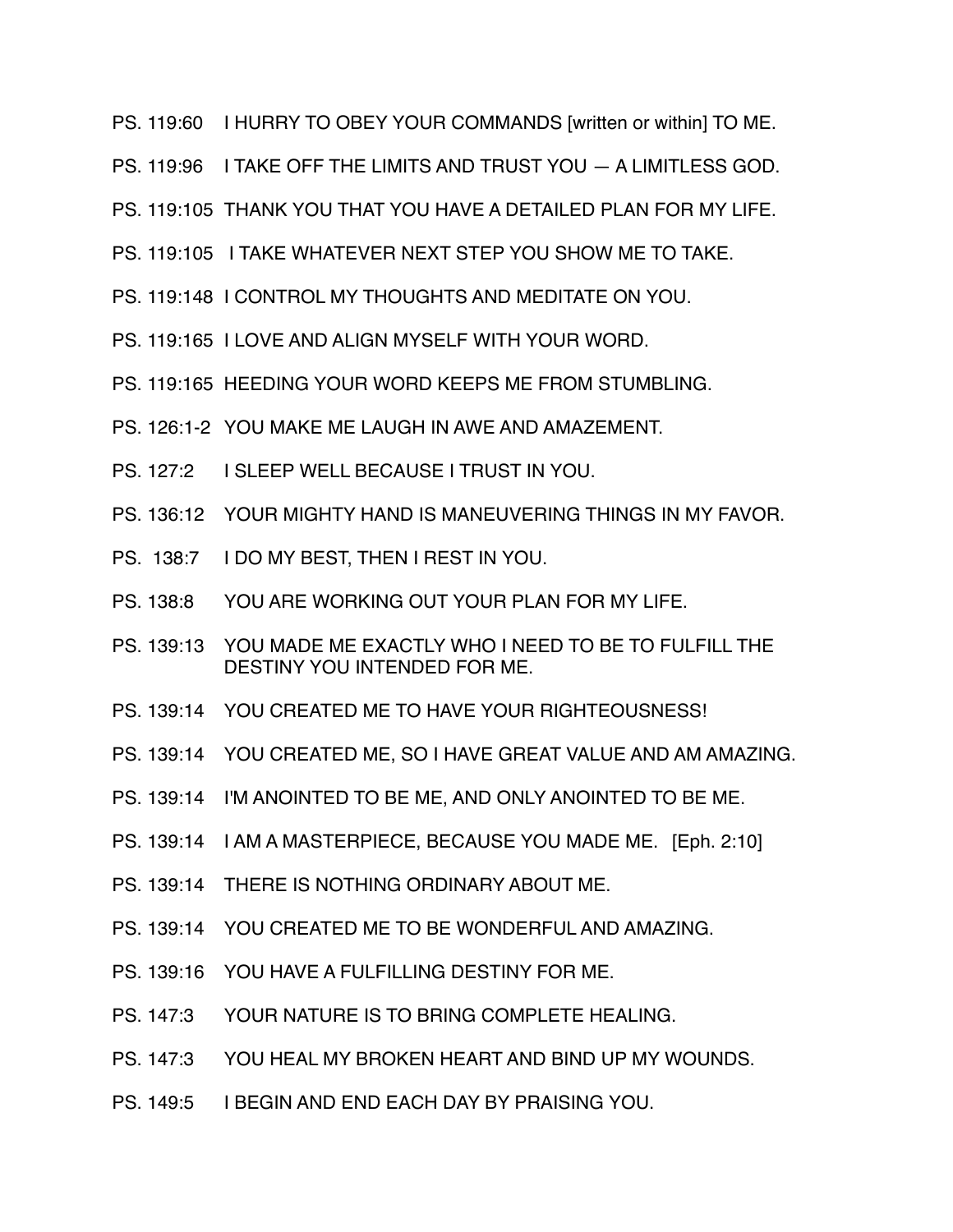PS. 119:60 I HURRY TO OBEY YOUR COMMANDS [written or within] TO ME.

PS. 119:96 I TAKE OFF THE LIMITS AND TRUST YOU — A LIMITLESS GOD.

PS. 119:105 THANK YOU THAT YOU HAVE A DETAILED PLAN FOR MY LIFE.

PS. 119:105 I TAKE WHATEVER NEXT STEP YOU SHOW ME TO TAKE.

PS. 119:148 I CONTROL MY THOUGHTS AND MEDITATE ON YOU.

PS. 119:165 I LOVE AND ALIGN MYSELF WITH YOUR WORD.

PS. 119:165 HEEDING YOUR WORD KEEPS ME FROM STUMBLING.

PS. 126:1-2 YOU MAKE ME LAUGH IN AWE AND AMAZEMENT.

PS. 127:2 I SLEEP WELL BECAUSE I TRUST IN YOU.

PS. 136:12 YOUR MIGHTY HAND IS MANEUVERING THINGS IN MY FAVOR.

PS. 138:7 I DO MY BEST, THEN I REST IN YOU.

PS. 138:8 YOU ARE WORKING OUT YOUR PLAN FOR MY LIFE.

PS. 139:13 YOU MADE ME EXACTLY WHO I NEED TO BE TO FULFILL THE DESTINY YOU INTENDED FOR ME.

PS. 139:14 YOU CREATED ME TO HAVE YOUR RIGHTEOUSNESS!

PS. 139:14 YOU CREATED ME, SO I HAVE GREAT VALUE AND AM AMAZING.

PS. 139:14 I'M ANOINTED TO BE ME, AND ONLY ANOINTED TO BE ME.

PS. 139:14 I AM A MASTERPIECE, BECAUSE YOU MADE ME. [Eph. 2:10]

PS. 139:14 THERE IS NOTHING ORDINARY ABOUT ME.

PS. 139:14 YOU CREATED ME TO BE WONDERFUL AND AMAZING.

PS. 139:16 YOU HAVE A FULFILLING DESTINY FOR ME.

PS. 147:3 YOUR NATURE IS TO BRING COMPLETE HEALING.

PS. 147:3 YOU HEAL MY BROKEN HEART AND BIND UP MY WOUNDS.

PS. 149:5 I BEGIN AND END EACH DAY BY PRAISING YOU.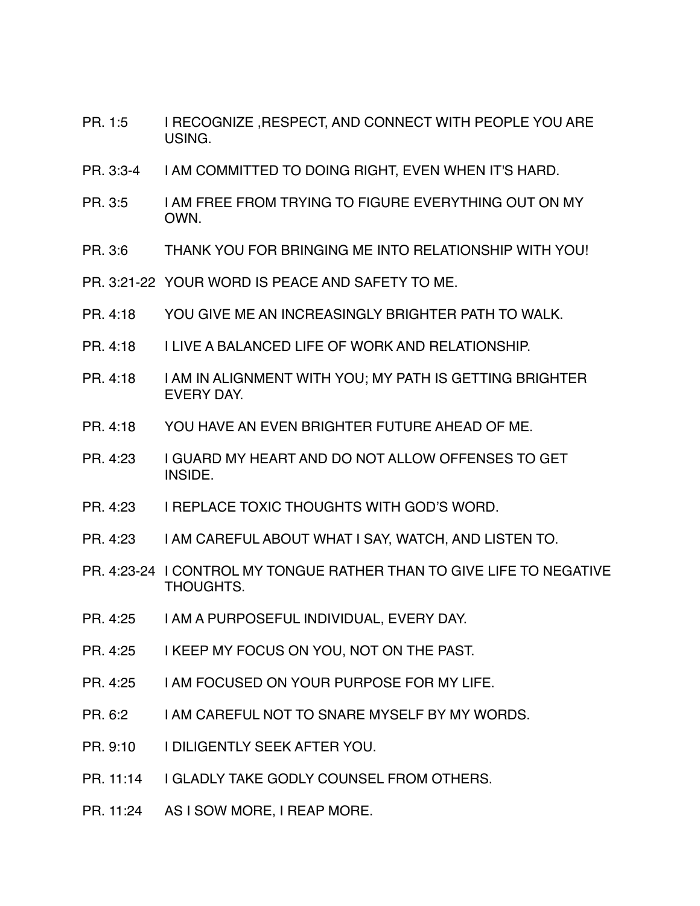PR. 1:5 I RECOGNIZE ,RESPECT, AND CONNECT WITH PEOPLE YOU ARE USING.

PR. 3:3-4 I AM COMMITTED TO DOING RIGHT, EVEN WHEN IT'S HARD.

PR. 3:5 I AM FREE FROM TRYING TO FIGURE EVERYTHING OUT ON MY OWN.

PR. 3:6 THANK YOU FOR BRINGING ME INTO RELATIONSHIP WITH YOU!

PR. 3:21-22 YOUR WORD IS PEACE AND SAFETY TO ME.

PR. 4:18 YOU GIVE ME AN INCREASINGLY BRIGHTER PATH TO WALK.

PR. 4:18 I LIVE A BALANCED LIFE OF WORK AND RELATIONSHIP.

PR. 4:18 I AM IN ALIGNMENT WITH YOU; MY PATH IS GETTING BRIGHTER EVERY DAY.

PR. 4:18 YOU HAVE AN EVEN BRIGHTER FUTURE AHEAD OF ME.

PR. 4:23 I GUARD MY HEART AND DO NOT ALLOW OFFENSES TO GET INSIDE.

PR. 4:23 I REPLACE TOXIC THOUGHTS WITH GOD'S WORD.

PR. 4:23 I AM CAREFUL ABOUT WHAT I SAY, WATCH, AND LISTEN TO.

PR. 4:23-24 I CONTROL MY TONGUE RATHER THAN TO GIVE LIFE TO NEGATIVE THOUGHTS.

PR. 4:25 I AM A PURPOSEFUL INDIVIDUAL, EVERY DAY.

PR. 4:25 I KEEP MY FOCUS ON YOU, NOT ON THE PAST.

PR. 4:25 I AM FOCUSED ON YOUR PURPOSE FOR MY LIFE.

PR. 6:2 I AM CAREFUL NOT TO SNARE MYSELF BY MY WORDS.

PR. 9:10 I DILIGENTLY SEEK AFTER YOU.

PR. 11:14 I GLADLY TAKE GODLY COUNSEL FROM OTHERS.

PR. 11:24 AS I SOW MORE, I REAP MORE.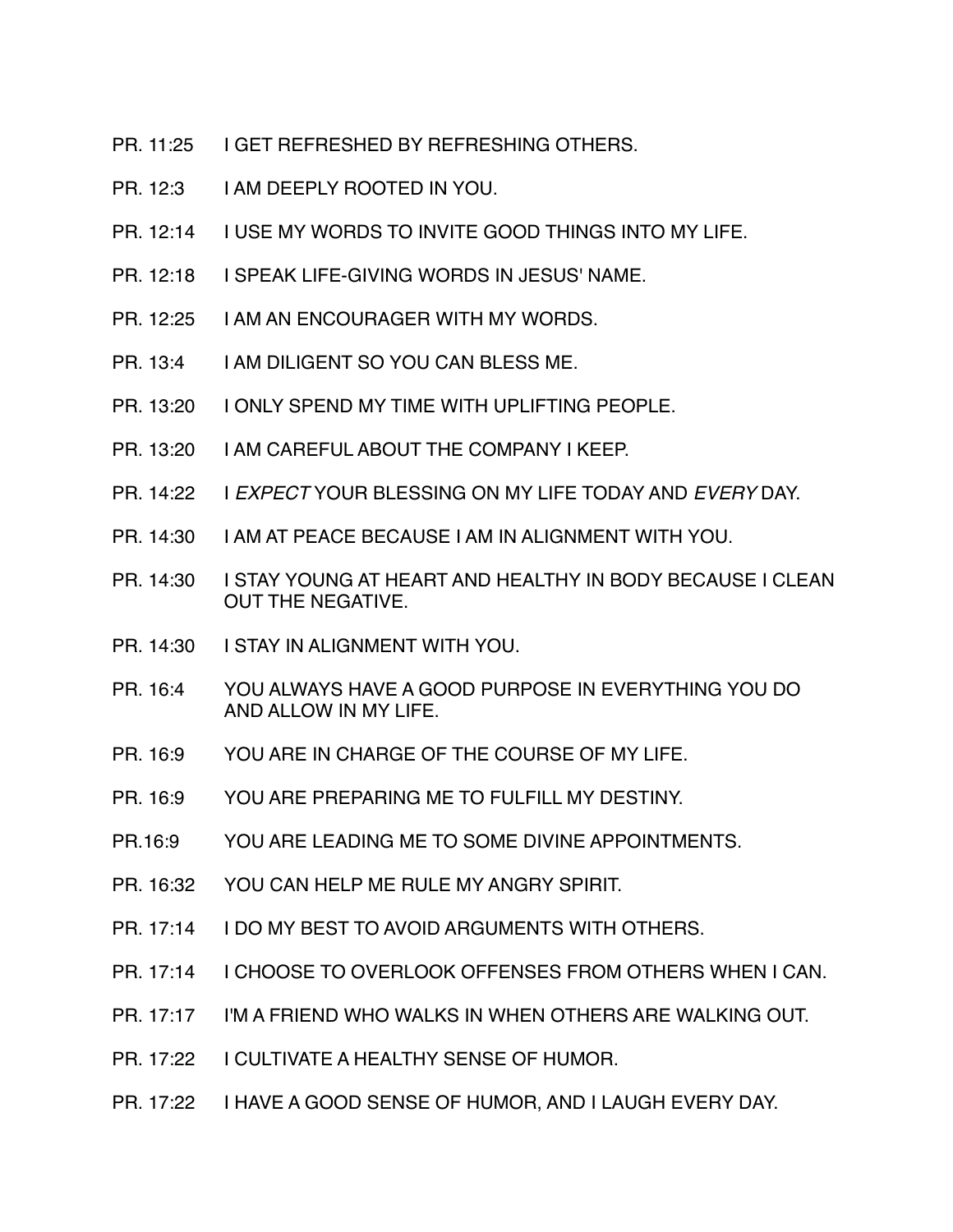PR. 11:25 I GET REFRESHED BY REFRESHING OTHERS.

PR. 12:3 I AM DEEPLY ROOTED IN YOU.

PR. 12:14 I USE MY WORDS TO INVITE GOOD THINGS INTO MY LIFE.

PR. 12:18 I SPEAK LIFE-GIVING WORDS IN JESUS' NAME.

PR. 12:25 I AM AN ENCOURAGER WITH MY WORDS.

PR. 13:4 I AM DILIGENT SO YOU CAN BLESS ME.

PR. 13:20 I ONLY SPEND MY TIME WITH UPLIFTING PEOPLE.

PR. 13:20 I AM CAREFUL ABOUT THE COMPANY I KEEP.

PR. 14:22 I *EXPECT* YOUR BLESSING ON MY LIFE TODAY AND *EVERY* DAY.

PR. 14:30 I AM AT PEACE BECAUSE I AM IN ALIGNMENT WITH YOU.

PR. 14:30 I STAY YOUNG AT HEART AND HEALTHY IN BODY BECAUSE I CLEAN OUT THE NEGATIVE.

PR. 14:30 I STAY IN ALIGNMENT WITH YOU.

PR. 16:4 YOU ALWAYS HAVE A GOOD PURPOSE IN EVERYTHING YOU DO AND ALLOW IN MY LIFE.

PR. 16:9 YOU ARE IN CHARGE OF THE COURSE OF MY LIFE.

PR. 16:9 YOU ARE PREPARING ME TO FULFILL MY DESTINY.

PR.16:9 YOU ARE LEADING ME TO SOME DIVINE APPOINTMENTS.

PR. 16:32 YOU CAN HELP ME RULE MY ANGRY SPIRIT.

PR. 17:14 I DO MY BEST TO AVOID ARGUMENTS WITH OTHERS.

PR. 17:14 I CHOOSE TO OVERLOOK OFFENSES FROM OTHERS WHEN I CAN.

PR. 17:17 I'M A FRIEND WHO WALKS IN WHEN OTHERS ARE WALKING OUT.

PR. 17:22 I CULTIVATE A HEALTHY SENSE OF HUMOR.

PR. 17:22 I HAVE A GOOD SENSE OF HUMOR, AND I LAUGH EVERY DAY.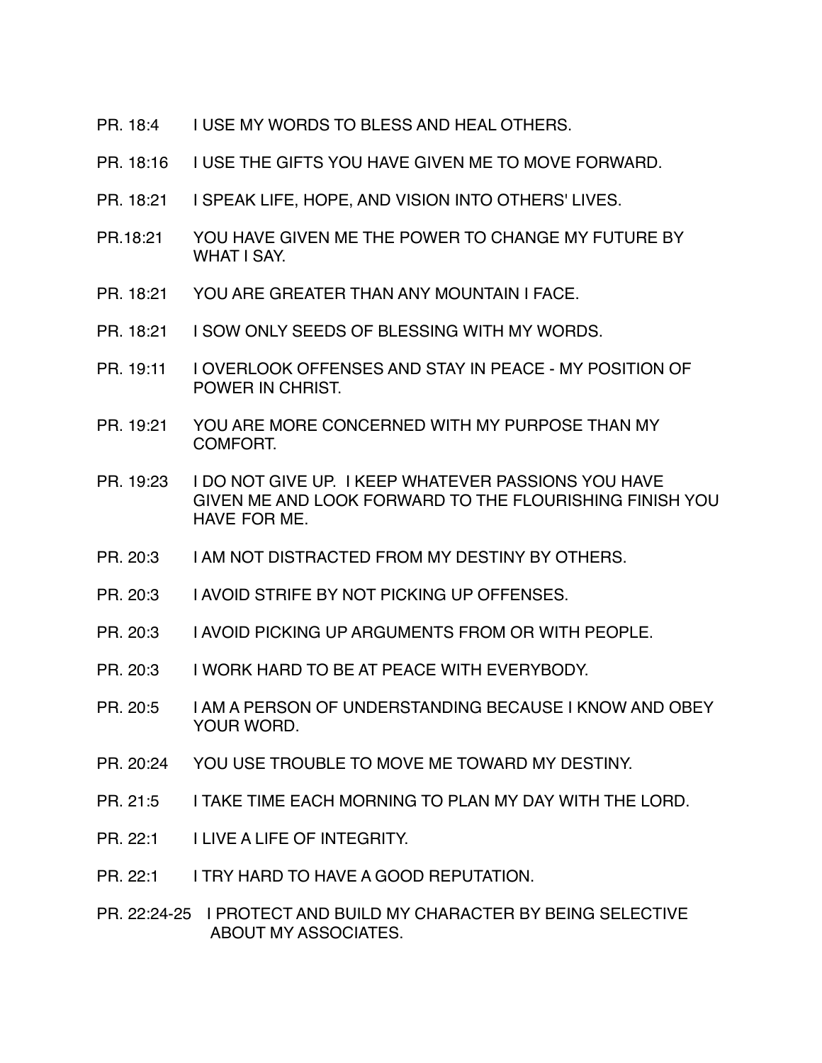PR. 18:4 I USE MY WORDS TO BLESS AND HEAL OTHERS.

PR. 18:16 I USE THE GIFTS YOU HAVE GIVEN ME TO MOVE FORWARD.

PR. 18:21 I SPEAK LIFE, HOPE, AND VISION INTO OTHERS' LIVES.

PR.18:21 YOU HAVE GIVEN ME THE POWER TO CHANGE MY FUTURE BY WHAT I SAY.

PR. 18:21 YOU ARE GREATER THAN ANY MOUNTAIN I FACE.

PR. 18:21 I SOW ONLY SEEDS OF BLESSING WITH MY WORDS.

PR. 19:11 I OVERLOOK OFFENSES AND STAY IN PEACE - MY POSITION OF POWER IN CHRIST.

PR. 19:21 YOU ARE MORE CONCERNED WITH MY PURPOSE THAN MY COMFORT.

PR. 19:23 I DO NOT GIVE UP. I KEEP WHATEVER PASSIONS YOU HAVE GIVEN ME AND LOOK FORWARD TO THE FLOURISHING FINISH YOU HAVE FOR ME.

PR. 20:3 I AM NOT DISTRACTED FROM MY DESTINY BY OTHERS.

PR. 20:3 I AVOID STRIFE BY NOT PICKING UP OFFENSES.

PR. 20:3 I AVOID PICKING UP ARGUMENTS FROM OR WITH PEOPLE.

PR. 20:3 I WORK HARD TO BE AT PEACE WITH EVERYBODY.

PR. 20:5 I AM A PERSON OF UNDERSTANDING BECAUSE I KNOW AND OBEY YOUR WORD.

PR. 20:24 YOU USE TROUBLE TO MOVE ME TOWARD MY DESTINY.

PR. 21:5 I TAKE TIME EACH MORNING TO PLAN MY DAY WITH THE LORD.

PR. 22:1 I LIVE A LIFE OF INTEGRITY.

PR. 22:1 I TRY HARD TO HAVE A GOOD REPUTATION.

PR. 22:24-25 I PROTECT AND BUILD MY CHARACTER BY BEING SELECTIVE ABOUT MY ASSOCIATES.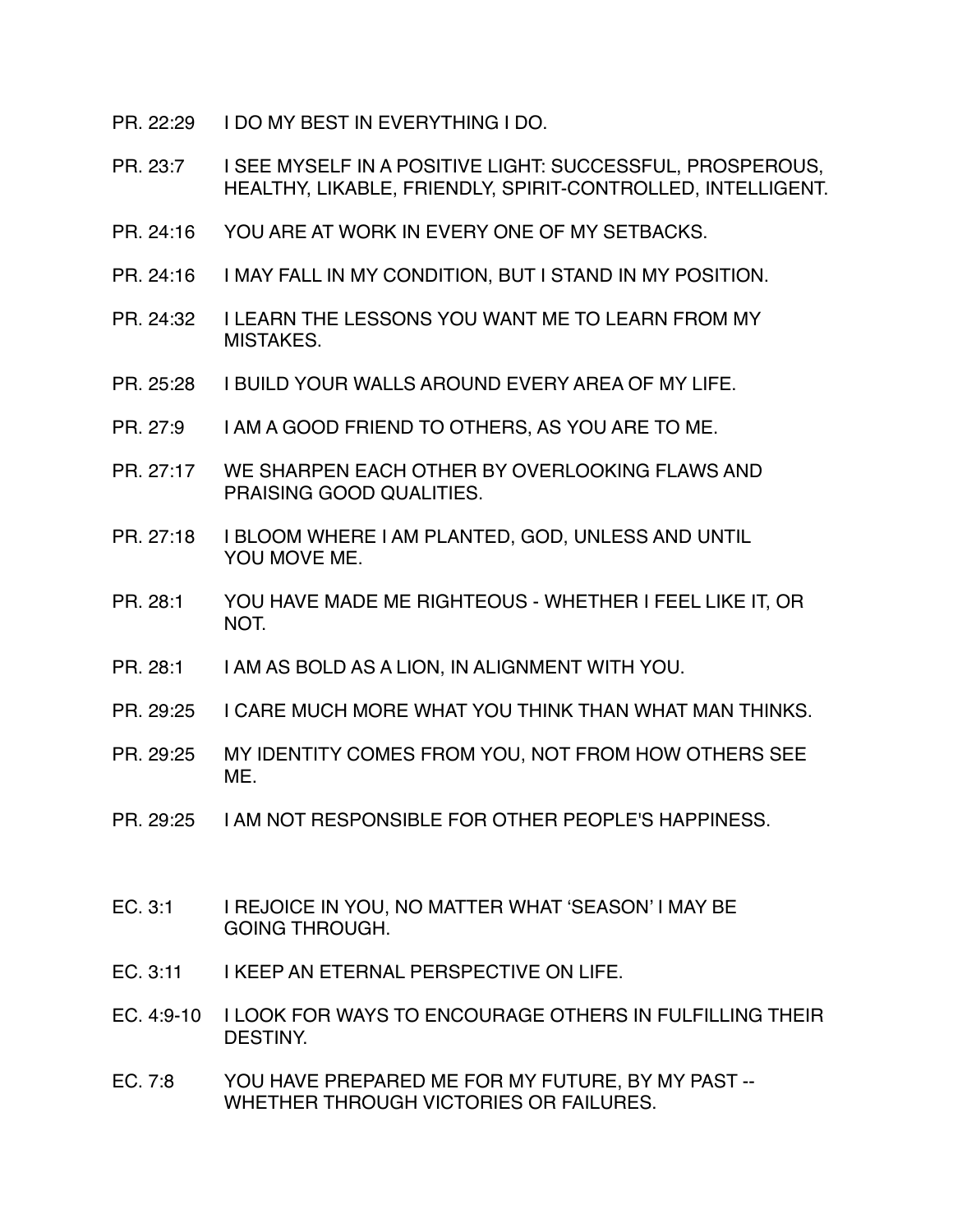PR. 22:29 I DO MY BEST IN EVERYTHING I DO.

PR. 23:7 I SEE MYSELF IN A POSITIVE LIGHT: SUCCESSFUL, PROSPEROUS, HEALTHY, LIKABLE, FRIENDLY, SPIRIT-CONTROLLED, INTELLIGENT.

PR. 24:16 YOU ARE AT WORK IN EVERY ONE OF MY SETBACKS.

PR. 24:16 I MAY FALL IN MY CONDITION, BUT I STAND IN MY POSITION.

PR. 24:32 I LEARN THE LESSONS YOU WANT ME TO LEARN FROM MY MISTAKES.

PR. 25:28 I BUILD YOUR WALLS AROUND EVERY AREA OF MY LIFE.

PR. 27:9 I AM A GOOD FRIEND TO OTHERS, AS YOU ARE TO ME.

PR. 27:17 WE SHARPEN EACH OTHER BY OVERLOOKING FLAWS AND PRAISING GOOD QUALITIES.

PR. 27:18 I BLOOM WHERE I AM PLANTED, GOD, UNLESS AND UNTIL YOU MOVE ME.

PR. 28:1 YOU HAVE MADE ME RIGHTEOUS - WHETHER I FEEL LIKE IT, OR NOT.

PR. 28:1 I AM AS BOLD AS A LION, IN ALIGNMENT WITH YOU.

PR. 29:25 I CARE MUCH MORE WHAT YOU THINK THAN WHAT MAN THINKS.

PR. 29:25 MY IDENTITY COMES FROM YOU, NOT FROM HOW OTHERS SEE ME.

PR. 29:25 I AM NOT RESPONSIBLE FOR OTHER PEOPLE'S HAPPINESS.

EC. 3:1 I REJOICE IN YOU, NO MATTER WHAT 'SEASON' I MAY BE GOING THROUGH.

EC. 3:11 I KEEP AN ETERNAL PERSPECTIVE ON LIFE.

EC. 4:9-10 I LOOK FOR WAYS TO ENCOURAGE OTHERS IN FULFILLING THEIR DESTINY.

EC. 7:8 YOU HAVE PREPARED ME FOR MY FUTURE, BY MY PAST -- WHETHER THROUGH VICTORIES OR FAILURES.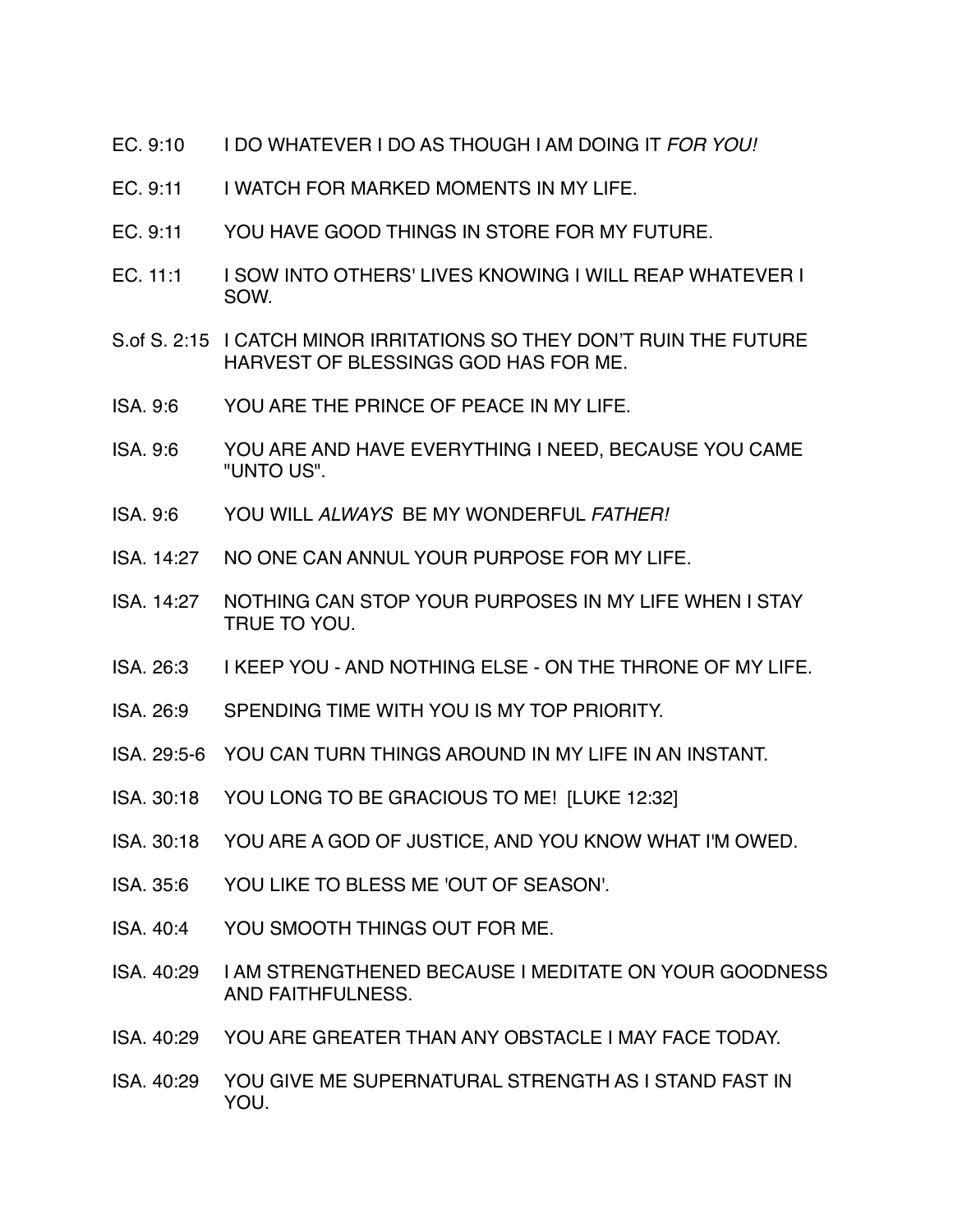EC. 9:10 I DO WHATEVER I DO AS THOUGH I AM DOING IT *FOR YOU!*

EC. 9:11 I WATCH FOR MARKED MOMENTS IN MY LIFE.

EC. 9:11 YOU HAVE GOOD THINGS IN STORE FOR MY FUTURE.

EC. 11:1 I SOW INTO OTHERS' LIVES KNOWING I WILL REAP WHATEVER I SOW.

S.of S. 2:15 I CATCH MINOR IRRITATIONS SO THEY DON'T RUIN THE FUTURE HARVEST OF BLESSINGS GOD HAS FOR ME.

ISA. 9:6 YOU ARE THE PRINCE OF PEACE IN MY LIFE.

ISA. 9:6 YOU ARE AND HAVE EVERYTHING I NEED, BECAUSE YOU CAME "UNTO US".

ISA. 9:6 YOU WILL *ALWAYS* BE MY WONDERFUL *FATHER!*

ISA. 14:27 NO ONE CAN ANNUL YOUR PURPOSE FOR MY LIFE.

ISA. 14:27 NOTHING CAN STOP YOUR PURPOSES IN MY LIFE WHEN I STAY TRUE TO YOU.

ISA. 26:3 I KEEP YOU - AND NOTHING ELSE - ON THE THRONE OF MY LIFE.

ISA. 26:9 SPENDING TIME WITH YOU IS MY TOP PRIORITY.

ISA. 29:5-6 YOU CAN TURN THINGS AROUND IN MY LIFE IN AN INSTANT.

ISA. 30:18 YOU LONG TO BE GRACIOUS TO ME! [LUKE 12:32]

ISA. 30:18 YOU ARE A GOD OF JUSTICE, AND YOU KNOW WHAT I'M OWED.

ISA. 35:6 YOU LIKE TO BLESS ME 'OUT OF SEASON'.

ISA. 40:4 YOU SMOOTH THINGS OUT FOR ME.

ISA. 40:29 I AM STRENGTHENED BECAUSE I MEDITATE ON YOUR GOODNESS AND FAITHFULNESS.

ISA. 40:29 YOU ARE GREATER THAN ANY OBSTACLE I MAY FACE TODAY.

ISA. 40:29 YOU GIVE ME SUPERNATURAL STRENGTH AS I STAND FAST IN YOU.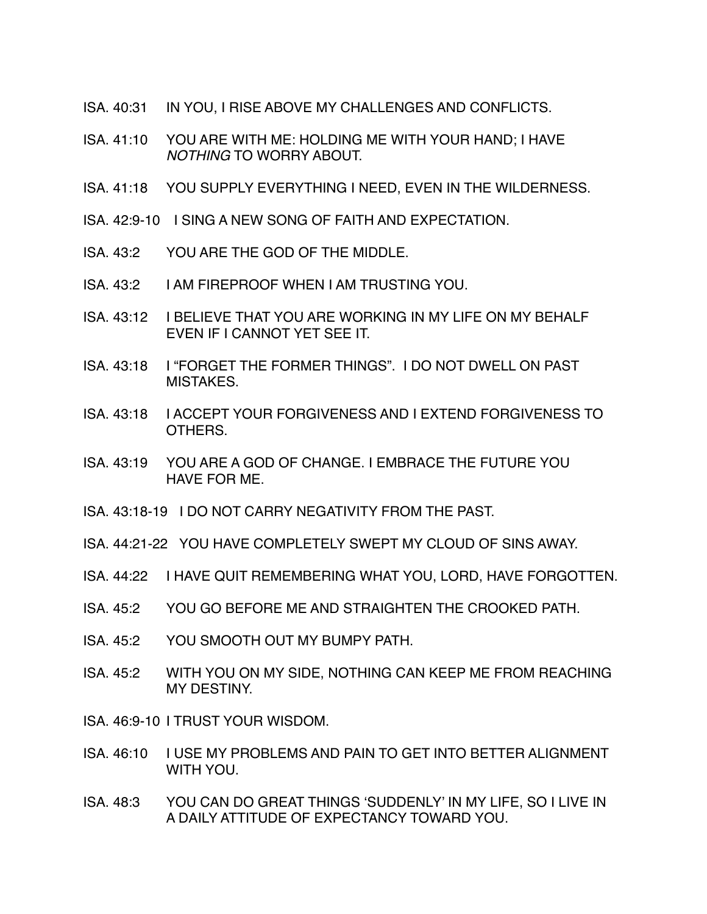ISA. 40:31 IN YOU, I RISE ABOVE MY CHALLENGES AND CONFLICTS.

ISA. 41:10 YOU ARE WITH ME: HOLDING ME WITH YOUR HAND; I HAVE *NOTHING* TO WORRY ABOUT.

ISA. 41:18 YOU SUPPLY EVERYTHING I NEED, EVEN IN THE WILDERNESS.

ISA. 42:9-10 I SING A NEW SONG OF FAITH AND EXPECTATION.

ISA. 43:2 YOU ARE THE GOD OF THE MIDDLE.

ISA. 43:2 I AM FIREPROOF WHEN I AM TRUSTING YOU.

ISA. 43:12 I BELIEVE THAT YOU ARE WORKING IN MY LIFE ON MY BEHALF EVEN IF I CANNOT YET SEE IT.

ISA. 43:18 I "FORGET THE FORMER THINGS". I DO NOT DWELL ON PAST MISTAKES.

ISA. 43:18 I ACCEPT YOUR FORGIVENESS AND I EXTEND FORGIVENESS TO OTHERS.

ISA. 43:19 YOU ARE A GOD OF CHANGE. I EMBRACE THE FUTURE YOU HAVE FOR ME.

ISA. 43:18-19 I DO NOT CARRY NEGATIVITY FROM THE PAST.

ISA. 44:21-22 YOU HAVE COMPLETELY SWEPT MY CLOUD OF SINS AWAY.

ISA. 44:22 I HAVE QUIT REMEMBERING WHAT YOU, LORD, HAVE FORGOTTEN.

ISA. 45:2 YOU GO BEFORE ME AND STRAIGHTEN THE CROOKED PATH.

ISA. 45:2 YOU SMOOTH OUT MY BUMPY PATH.

ISA. 45:2 WITH YOU ON MY SIDE, NOTHING CAN KEEP ME FROM REACHING MY DESTINY.

ISA. 46:9-10 I TRUST YOUR WISDOM.

ISA. 46:10 I USE MY PROBLEMS AND PAIN TO GET INTO BETTER ALIGNMENT WITH YOU.

ISA. 48:3 YOU CAN DO GREAT THINGS 'SUDDENLY' IN MY LIFE, SO I LIVE IN A DAILY ATTITUDE OF EXPECTANCY TOWARD YOU.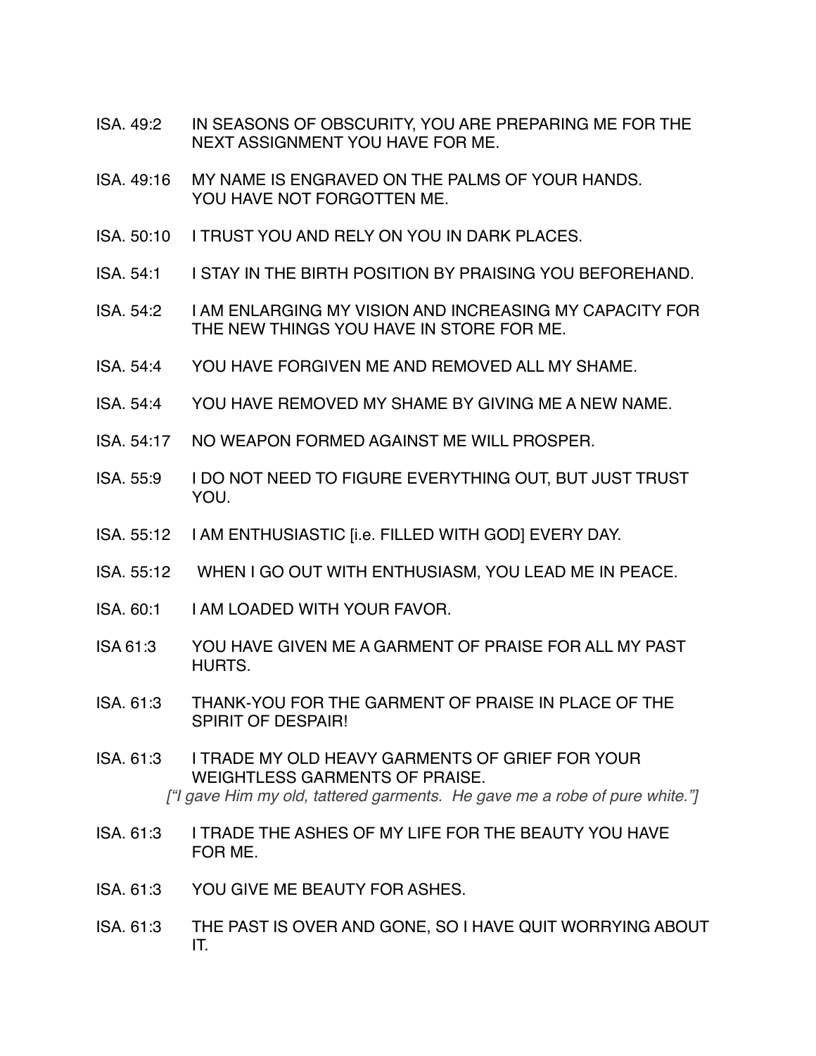ISA. 49:2 IN SEASONS OF OBSCURITY, YOU ARE PREPARING ME FOR THE NEXT ASSIGNMENT YOU HAVE FOR ME.

ISA. 49:16 MY NAME IS ENGRAVED ON THE PALMS OF YOUR HANDS. YOU HAVE NOT FORGOTTEN ME.

ISA. 50:10 I TRUST YOU AND RELY ON YOU IN DARK PLACES.

ISA. 54:1 I STAY IN THE BIRTH POSITION BY PRAISING YOU BEFOREHAND.

ISA. 54:2 I AM ENLARGING MY VISION AND INCREASING MY CAPACITY FOR THE NEW THINGS YOU HAVE IN STORE FOR ME.

ISA. 54:4 YOU HAVE FORGIVEN ME AND REMOVED ALL MY SHAME.

ISA. 54:4 YOU HAVE REMOVED MY SHAME BY GIVING ME A NEW NAME.

ISA. 54:17 NO WEAPON FORMED AGAINST ME WILL PROSPER.

ISA. 55:9 I DO NOT NEED TO FIGURE EVERYTHING OUT, BUT JUST TRUST YOU.

ISA. 55:12 I AM ENTHUSIASTIC [i.e. FILLED WITH GOD] EVERY DAY.

ISA. 55:12 WHEN I GO OUT WITH ENTHUSIASM, YOU LEAD ME IN PEACE.

ISA. 60:1 I AM LOADED WITH YOUR FAVOR.

ISA 61:3 YOU HAVE GIVEN ME A GARMENT OF PRAISE FOR ALL MY PAST HURTS.

ISA. 61:3 THANK-YOU FOR THE GARMENT OF PRAISE IN PLACE OF THE SPIRIT OF DESPAIR!

ISA. 61:3 I TRADE MY OLD HEAVY GARMENTS OF GRIEF FOR YOUR WEIGHTLESS GARMENTS OF PRAISE.
*["I gave Him my old, tattered garments. He gave me a robe of pure white."]*

ISA. 61:3 I TRADE THE ASHES OF MY LIFE FOR THE BEAUTY YOU HAVE FOR ME.

ISA. 61:3 YOU GIVE ME BEAUTY FOR ASHES.

ISA. 61:3 THE PAST IS OVER AND GONE, SO I HAVE QUIT WORRYING ABOUT IT.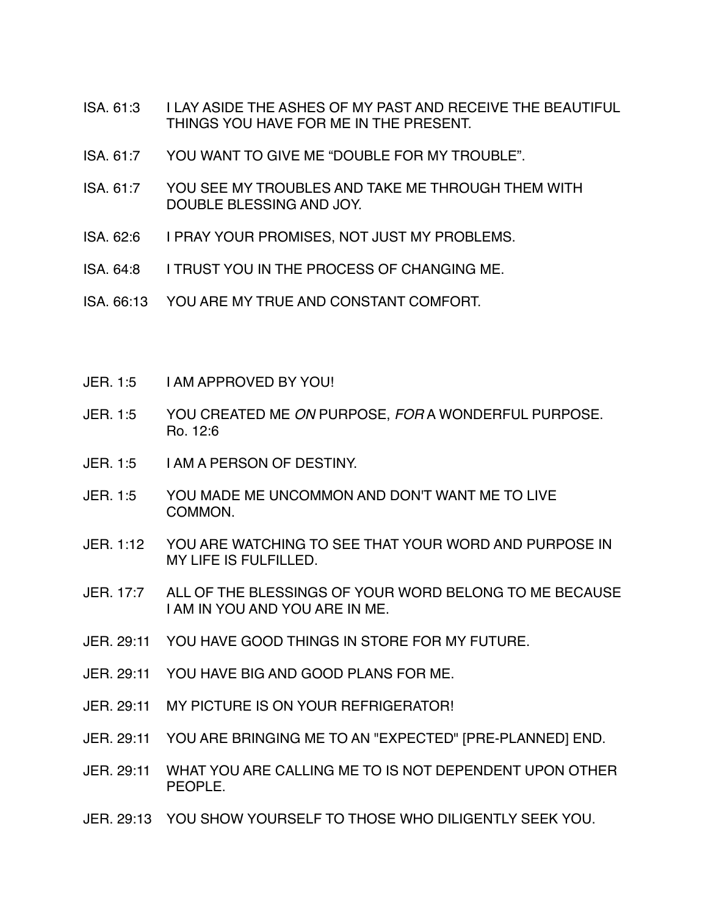ISA. 61:3 I LAY ASIDE THE ASHES OF MY PAST AND RECEIVE THE BEAUTIFUL THINGS YOU HAVE FOR ME IN THE PRESENT.

ISA. 61:7 YOU WANT TO GIVE ME "DOUBLE FOR MY TROUBLE".

ISA. 61:7 YOU SEE MY TROUBLES AND TAKE ME THROUGH THEM WITH DOUBLE BLESSING AND JOY.

ISA. 62:6 I PRAY YOUR PROMISES, NOT JUST MY PROBLEMS.

ISA. 64:8 I TRUST YOU IN THE PROCESS OF CHANGING ME.

ISA. 66:13 YOU ARE MY TRUE AND CONSTANT COMFORT.

JER. 1:5 I AM APPROVED BY YOU!

JER. 1:5 YOU CREATED ME *ON* PURPOSE, *FOR* A WONDERFUL PURPOSE. Ro. 12:6

JER. 1:5 I AM A PERSON OF DESTINY.

JER. 1:5 YOU MADE ME UNCOMMON AND DON'T WANT ME TO LIVE COMMON.

JER. 1:12 YOU ARE WATCHING TO SEE THAT YOUR WORD AND PURPOSE IN MY LIFE IS FULFILLED.

JER. 17:7 ALL OF THE BLESSINGS OF YOUR WORD BELONG TO ME BECAUSE I AM IN YOU AND YOU ARE IN ME.

JER. 29:11 YOU HAVE GOOD THINGS IN STORE FOR MY FUTURE.

JER. 29:11 YOU HAVE BIG AND GOOD PLANS FOR ME.

JER. 29:11 MY PICTURE IS ON YOUR REFRIGERATOR!

JER. 29:11 YOU ARE BRINGING ME TO AN "EXPECTED" [PRE-PLANNED] END.

JER. 29:11 WHAT YOU ARE CALLING ME TO IS NOT DEPENDENT UPON OTHER PEOPLE.

JER. 29:13 YOU SHOW YOURSELF TO THOSE WHO DILIGENTLY SEEK YOU.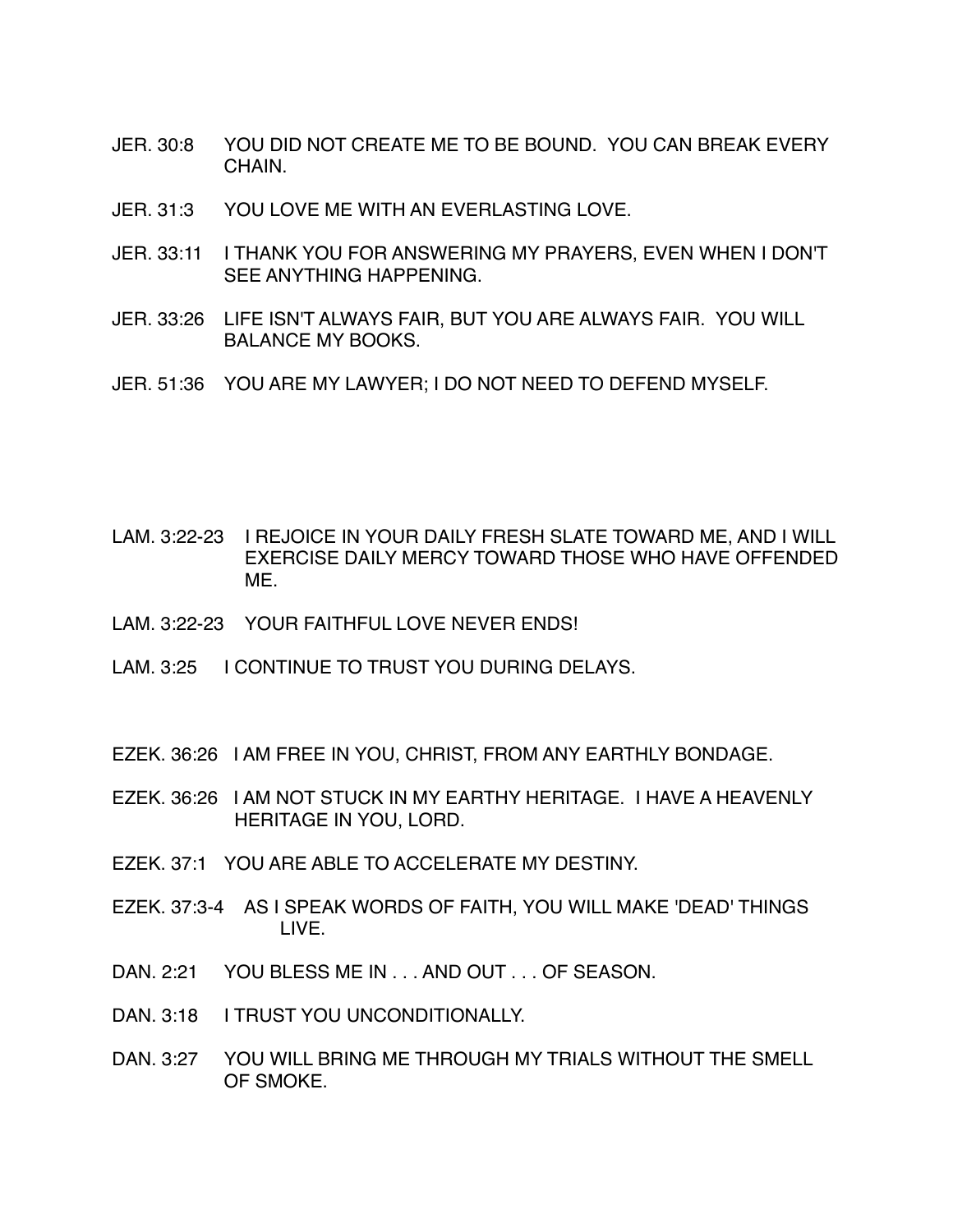JER. 30:8 YOU DID NOT CREATE ME TO BE BOUND. YOU CAN BREAK EVERY CHAIN.

JER. 31:3 YOU LOVE ME WITH AN EVERLASTING LOVE.

JER. 33:11 I THANK YOU FOR ANSWERING MY PRAYERS, EVEN WHEN I DON'T SEE ANYTHING HAPPENING.

JER. 33:26 LIFE ISN'T ALWAYS FAIR, BUT YOU ARE ALWAYS FAIR. YOU WILL BALANCE MY BOOKS.

JER. 51:36 YOU ARE MY LAWYER; I DO NOT NEED TO DEFEND MYSELF.

LAM. 3:22-23 I REJOICE IN YOUR DAILY FRESH SLATE TOWARD ME, AND I WILL EXERCISE DAILY MERCY TOWARD THOSE WHO HAVE OFFENDED ME.

LAM. 3:22-23 YOUR FAITHFUL LOVE NEVER ENDS!

LAM. 3:25 I CONTINUE TO TRUST YOU DURING DELAYS.

EZEK. 36:26 I AM FREE IN YOU, CHRIST, FROM ANY EARTHLY BONDAGE.

EZEK. 36:26 I AM NOT STUCK IN MY EARTHY HERITAGE. I HAVE A HEAVENLY HERITAGE IN YOU, LORD.

EZEK. 37:1 YOU ARE ABLE TO ACCELERATE MY DESTINY.

EZEK. 37:3-4 AS I SPEAK WORDS OF FAITH, YOU WILL MAKE 'DEAD' THINGS LIVE.

DAN. 2:21 YOU BLESS ME IN . . . AND OUT . . . OF SEASON.

DAN. 3:18 I TRUST YOU UNCONDITIONALLY.

DAN. 3:27 YOU WILL BRING ME THROUGH MY TRIALS WITHOUT THE SMELL OF SMOKE.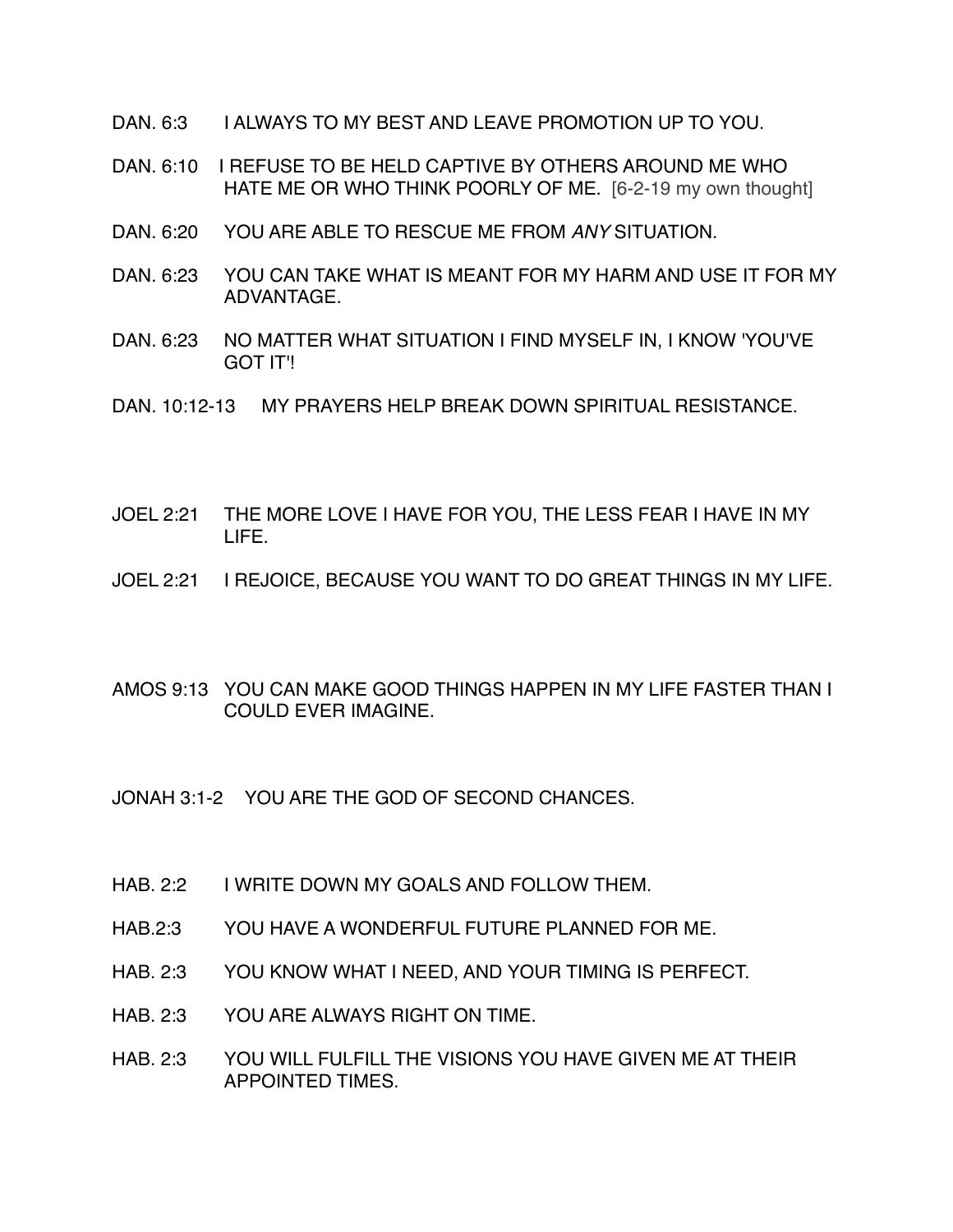DAN. 6:3 I ALWAYS TO MY BEST AND LEAVE PROMOTION UP TO YOU.

DAN. 6:10 I REFUSE TO BE HELD CAPTIVE BY OTHERS AROUND ME WHO HATE ME OR WHO THINK POORLY OF ME. [6-2-19 my own thought]

DAN. 6:20 YOU ARE ABLE TO RESCUE ME FROM *ANY* SITUATION.

DAN. 6:23 YOU CAN TAKE WHAT IS MEANT FOR MY HARM AND USE IT FOR MY ADVANTAGE.

DAN. 6:23 NO MATTER WHAT SITUATION I FIND MYSELF IN, I KNOW 'YOU'VE GOT IT'!

DAN. 10:12-13 MY PRAYERS HELP BREAK DOWN SPIRITUAL RESISTANCE.

JOEL 2:21 THE MORE LOVE I HAVE FOR YOU, THE LESS FEAR I HAVE IN MY LIFE.

JOEL 2:21 I REJOICE, BECAUSE YOU WANT TO DO GREAT THINGS IN MY LIFE.

AMOS 9:13 YOU CAN MAKE GOOD THINGS HAPPEN IN MY LIFE FASTER THAN I COULD EVER IMAGINE.

JONAH 3:1-2 YOU ARE THE GOD OF SECOND CHANCES.

HAB. 2:2 I WRITE DOWN MY GOALS AND FOLLOW THEM.

HAB.2:3 YOU HAVE A WONDERFUL FUTURE PLANNED FOR ME.

HAB. 2:3 YOU KNOW WHAT I NEED, AND YOUR TIMING IS PERFECT.

HAB. 2:3 YOU ARE ALWAYS RIGHT ON TIME.

HAB. 2:3 YOU WILL FULFILL THE VISIONS YOU HAVE GIVEN ME AT THEIR APPOINTED TIMES.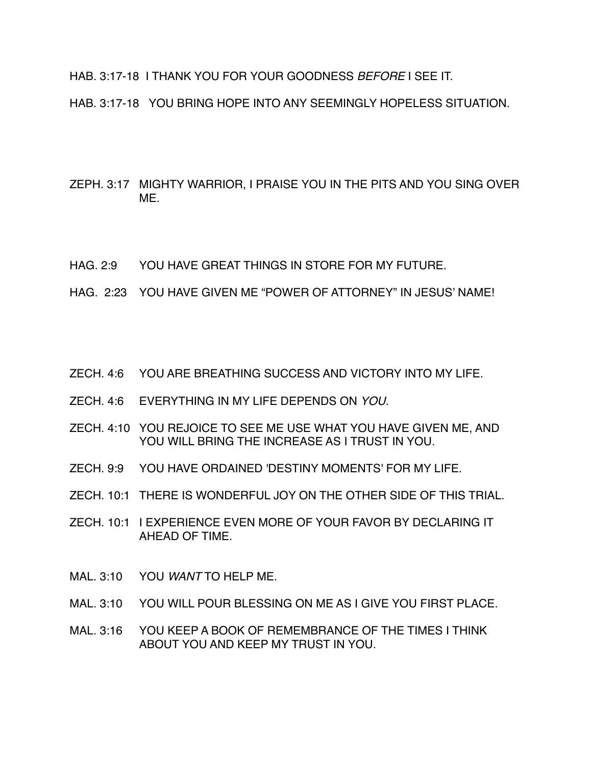HAB. 3:17-18 I THANK YOU FOR YOUR GOODNESS *BEFORE* I SEE IT.

HAB. 3:17-18 YOU BRING HOPE INTO ANY SEEMINGLY HOPELESS SITUATION.

ZEPH. 3:17 MIGHTY WARRIOR, I PRAISE YOU IN THE PITS AND YOU SING OVER ME.

HAG. 2:9 YOU HAVE GREAT THINGS IN STORE FOR MY FUTURE.

HAG. 2:23 YOU HAVE GIVEN ME "POWER OF ATTORNEY" IN JESUS' NAME!

ZECH. 4:6 YOU ARE BREATHING SUCCESS AND VICTORY INTO MY LIFE.

ZECH. 4:6 EVERYTHING IN MY LIFE DEPENDS ON *YOU.*

ZECH. 4:10 YOU REJOICE TO SEE ME USE WHAT YOU HAVE GIVEN ME, AND YOU WILL BRING THE INCREASE AS I TRUST IN YOU.

ZECH. 9:9 YOU HAVE ORDAINED 'DESTINY MOMENTS' FOR MY LIFE.

ZECH. 10:1 THERE IS WONDERFUL JOY ON THE OTHER SIDE OF THIS TRIAL.

ZECH. 10:1 I EXPERIENCE EVEN MORE OF YOUR FAVOR BY DECLARING IT AHEAD OF TIME.

MAL. 3:10 YOU *WANT* TO HELP ME.

MAL. 3:10 YOU WILL POUR BLESSING ON ME AS I GIVE YOU FIRST PLACE.

MAL. 3:16 YOU KEEP A BOOK OF REMEMBRANCE OF THE TIMES I THINK ABOUT YOU AND KEEP MY TRUST IN YOU.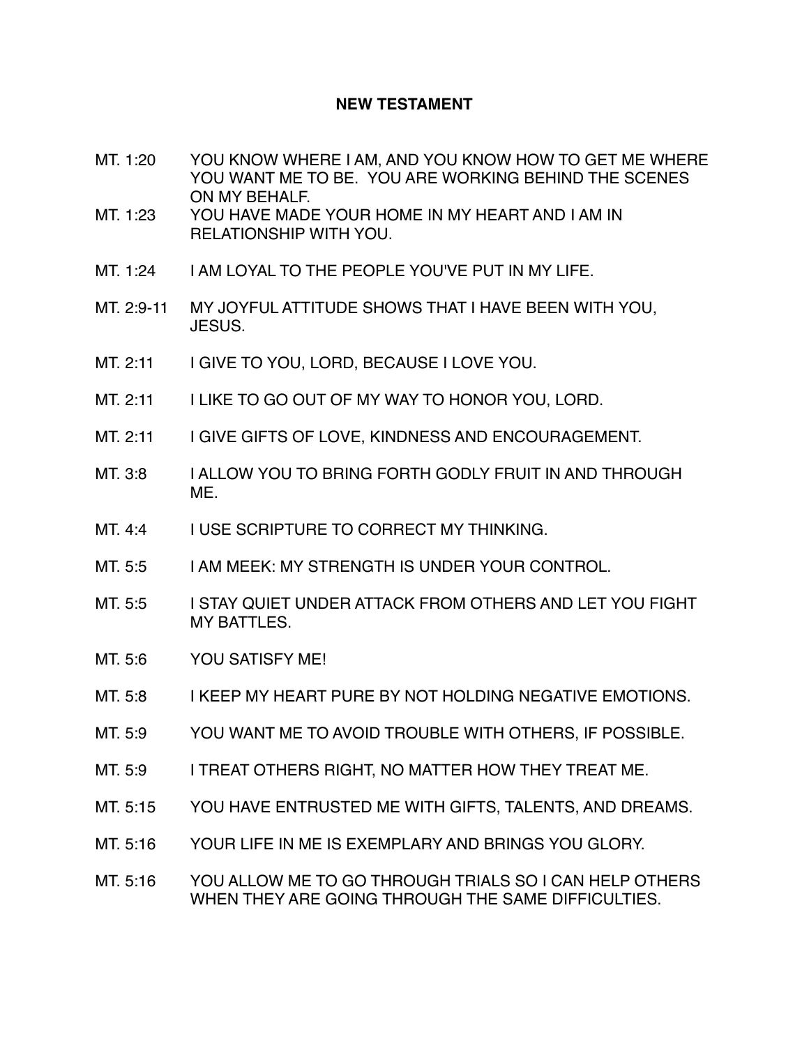**NEW TESTAMENT**

| | |
|---|---|
| MT. 1:20 | YOU KNOW WHERE I AM, AND YOU KNOW HOW TO GET ME WHERE YOU WANT ME TO BE. YOU ARE WORKING BEHIND THE SCENES ON MY BEHALF. |
| MT. 1:23 | YOU HAVE MADE YOUR HOME IN MY HEART AND I AM IN RELATIONSHIP WITH YOU. |
| MT. 1:24 | I AM LOYAL TO THE PEOPLE YOU'VE PUT IN MY LIFE. |
| MT. 2:9-11 | MY JOYFUL ATTITUDE SHOWS THAT I HAVE BEEN WITH YOU, JESUS. |
| MT. 2:11 | I GIVE TO YOU, LORD, BECAUSE I LOVE YOU. |
| MT. 2:11 | I LIKE TO GO OUT OF MY WAY TO HONOR YOU, LORD. |
| MT. 2:11 | I GIVE GIFTS OF LOVE, KINDNESS AND ENCOURAGEMENT. |
| MT. 3:8 | I ALLOW YOU TO BRING FORTH GODLY FRUIT IN AND THROUGH ME. |
| MT. 4:4 | I USE SCRIPTURE TO CORRECT MY THINKING. |
| MT. 5:5 | I AM MEEK: MY STRENGTH IS UNDER YOUR CONTROL. |
| MT. 5:5 | I STAY QUIET UNDER ATTACK FROM OTHERS AND LET YOU FIGHT MY BATTLES. |
| MT. 5:6 | YOU SATISFY ME! |
| MT. 5:8 | I KEEP MY HEART PURE BY NOT HOLDING NEGATIVE EMOTIONS. |
| MT. 5:9 | YOU WANT ME TO AVOID TROUBLE WITH OTHERS, IF POSSIBLE. |
| MT. 5:9 | I TREAT OTHERS RIGHT, NO MATTER HOW THEY TREAT ME. |
| MT. 5:15 | YOU HAVE ENTRUSTED ME WITH GIFTS, TALENTS, AND DREAMS. |
| MT. 5:16 | YOUR LIFE IN ME IS EXEMPLARY AND BRINGS YOU GLORY. |
| MT. 5:16 | YOU ALLOW ME TO GO THROUGH TRIALS SO I CAN HELP OTHERS WHEN THEY ARE GOING THROUGH THE SAME DIFFICULTIES. |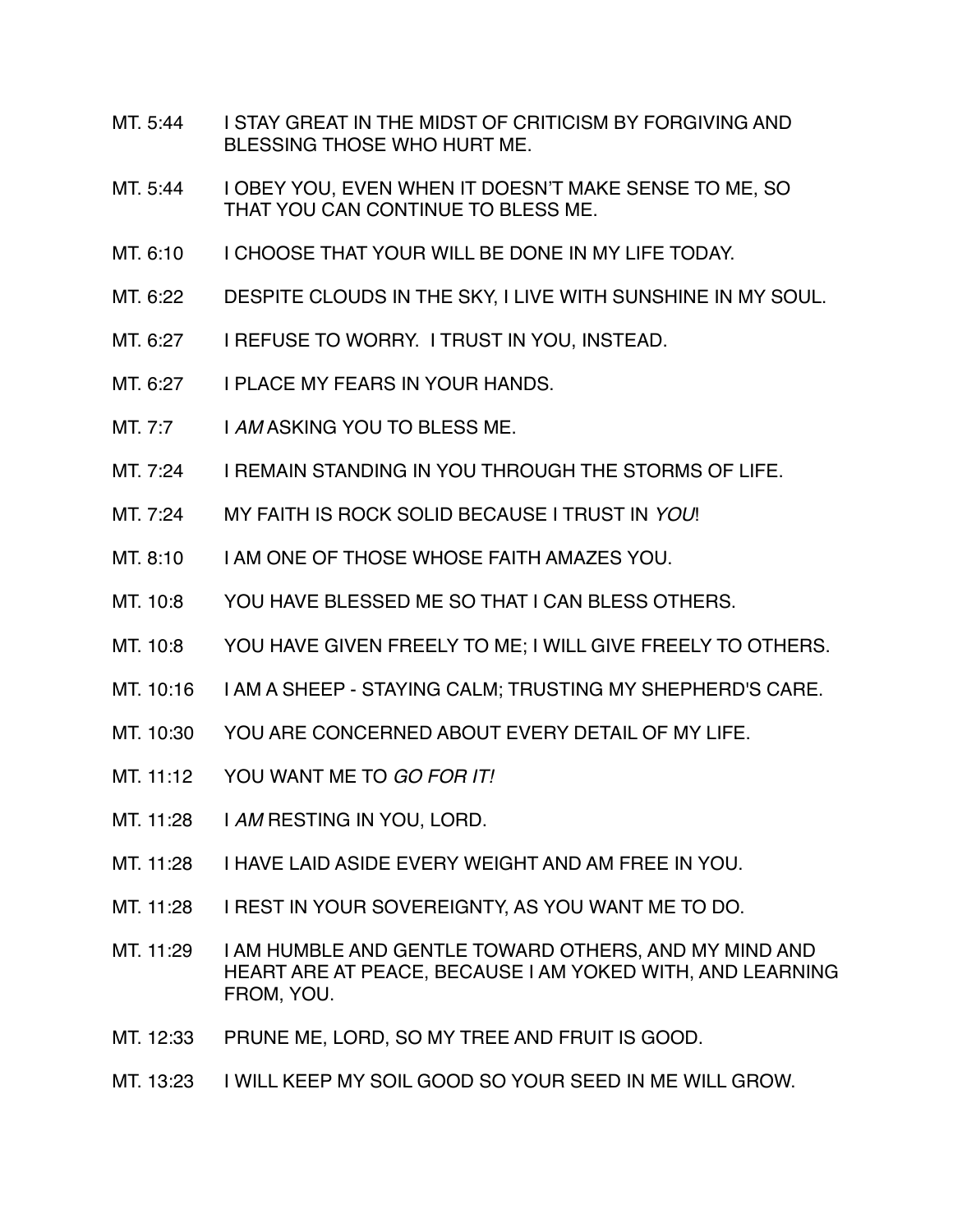MT. 5:44 I STAY GREAT IN THE MIDST OF CRITICISM BY FORGIVING AND BLESSING THOSE WHO HURT ME.

MT. 5:44 I OBEY YOU, EVEN WHEN IT DOESN'T MAKE SENSE TO ME, SO THAT YOU CAN CONTINUE TO BLESS ME.

MT. 6:10 I CHOOSE THAT YOUR WILL BE DONE IN MY LIFE TODAY.

MT. 6:22 DESPITE CLOUDS IN THE SKY, I LIVE WITH SUNSHINE IN MY SOUL.

MT. 6:27 I REFUSE TO WORRY. I TRUST IN YOU, INSTEAD.

MT. 6:27 I PLACE MY FEARS IN YOUR HANDS.

MT. 7:7 I *AM* ASKING YOU TO BLESS ME.

MT. 7:24 I REMAIN STANDING IN YOU THROUGH THE STORMS OF LIFE.

MT. 7:24 MY FAITH IS ROCK SOLID BECAUSE I TRUST IN *YOU*!

MT. 8:10 I AM ONE OF THOSE WHOSE FAITH AMAZES YOU.

MT. 10:8 YOU HAVE BLESSED ME SO THAT I CAN BLESS OTHERS.

MT. 10:8 YOU HAVE GIVEN FREELY TO ME; I WILL GIVE FREELY TO OTHERS.

MT. 10:16 I AM A SHEEP - STAYING CALM; TRUSTING MY SHEPHERD'S CARE.

MT. 10:30 YOU ARE CONCERNED ABOUT EVERY DETAIL OF MY LIFE.

MT. 11:12 YOU WANT ME TO *GO FOR IT!*

MT. 11:28 I *AM* RESTING IN YOU, LORD.

MT. 11:28 I HAVE LAID ASIDE EVERY WEIGHT AND AM FREE IN YOU.

MT. 11:28 I REST IN YOUR SOVEREIGNTY, AS YOU WANT ME TO DO.

MT. 11:29 I AM HUMBLE AND GENTLE TOWARD OTHERS, AND MY MIND AND HEART ARE AT PEACE, BECAUSE I AM YOKED WITH, AND LEARNING FROM, YOU.

MT. 12:33 PRUNE ME, LORD, SO MY TREE AND FRUIT IS GOOD.

MT. 13:23 I WILL KEEP MY SOIL GOOD SO YOUR SEED IN ME WILL GROW.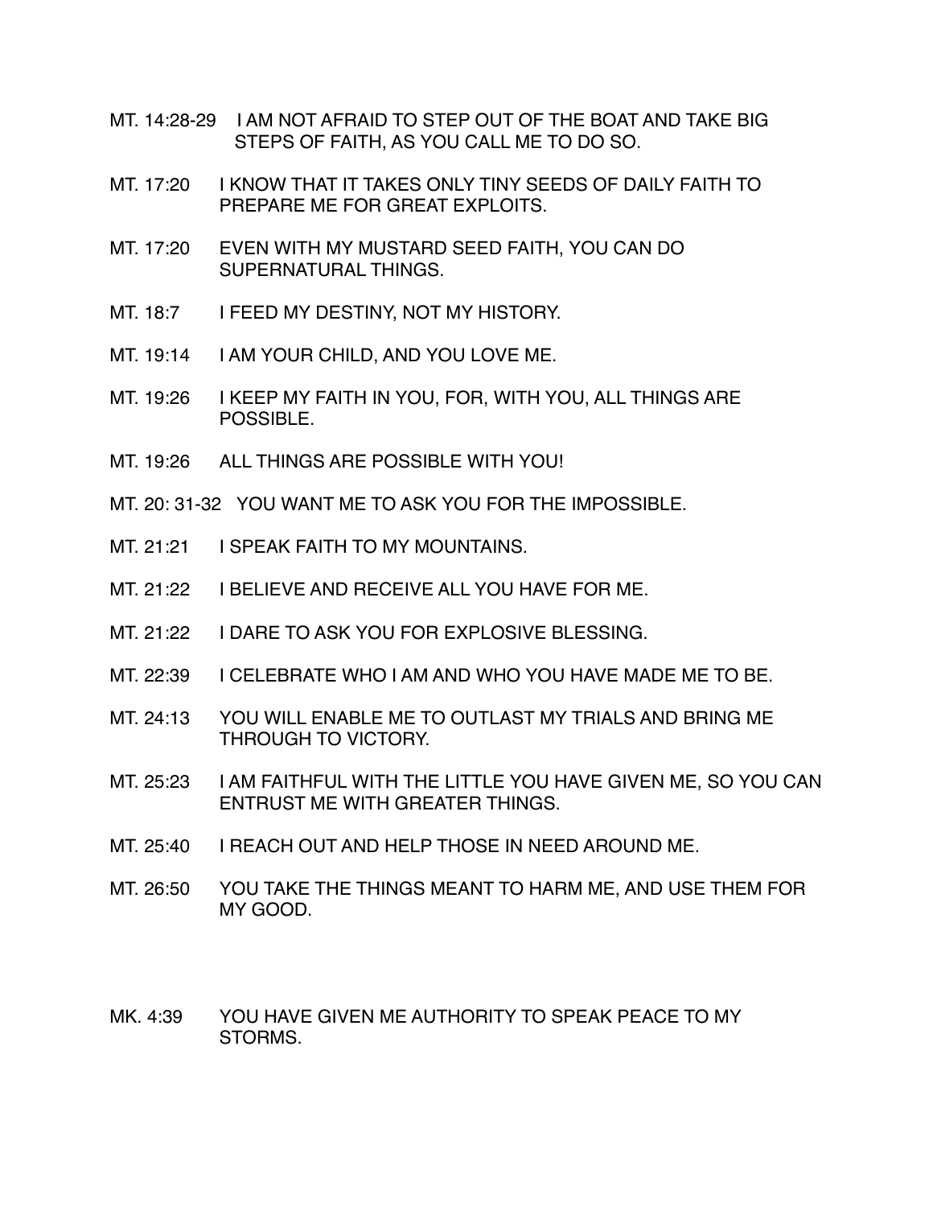MT. 14:28-29 I AM NOT AFRAID TO STEP OUT OF THE BOAT AND TAKE BIG STEPS OF FAITH, AS YOU CALL ME TO DO SO.

MT. 17:20 I KNOW THAT IT TAKES ONLY TINY SEEDS OF DAILY FAITH TO PREPARE ME FOR GREAT EXPLOITS.

MT. 17:20 EVEN WITH MY MUSTARD SEED FAITH, YOU CAN DO SUPERNATURAL THINGS.

MT. 18:7 I FEED MY DESTINY, NOT MY HISTORY.

MT. 19:14 I AM YOUR CHILD, AND YOU LOVE ME.

MT. 19:26 I KEEP MY FAITH IN YOU, FOR, WITH YOU, ALL THINGS ARE POSSIBLE.

MT. 19:26 ALL THINGS ARE POSSIBLE WITH YOU!

MT. 20: 31-32 YOU WANT ME TO ASK YOU FOR THE IMPOSSIBLE.

MT. 21:21 I SPEAK FAITH TO MY MOUNTAINS.

MT. 21:22 I BELIEVE AND RECEIVE ALL YOU HAVE FOR ME.

MT. 21:22 I DARE TO ASK YOU FOR EXPLOSIVE BLESSING.

MT. 22:39 I CELEBRATE WHO I AM AND WHO YOU HAVE MADE ME TO BE.

MT. 24:13 YOU WILL ENABLE ME TO OUTLAST MY TRIALS AND BRING ME THROUGH TO VICTORY.

MT. 25:23 I AM FAITHFUL WITH THE LITTLE YOU HAVE GIVEN ME, SO YOU CAN ENTRUST ME WITH GREATER THINGS.

MT. 25:40 I REACH OUT AND HELP THOSE IN NEED AROUND ME.

MT. 26:50 YOU TAKE THE THINGS MEANT TO HARM ME, AND USE THEM FOR MY GOOD.

MK. 4:39 YOU HAVE GIVEN ME AUTHORITY TO SPEAK PEACE TO MY STORMS.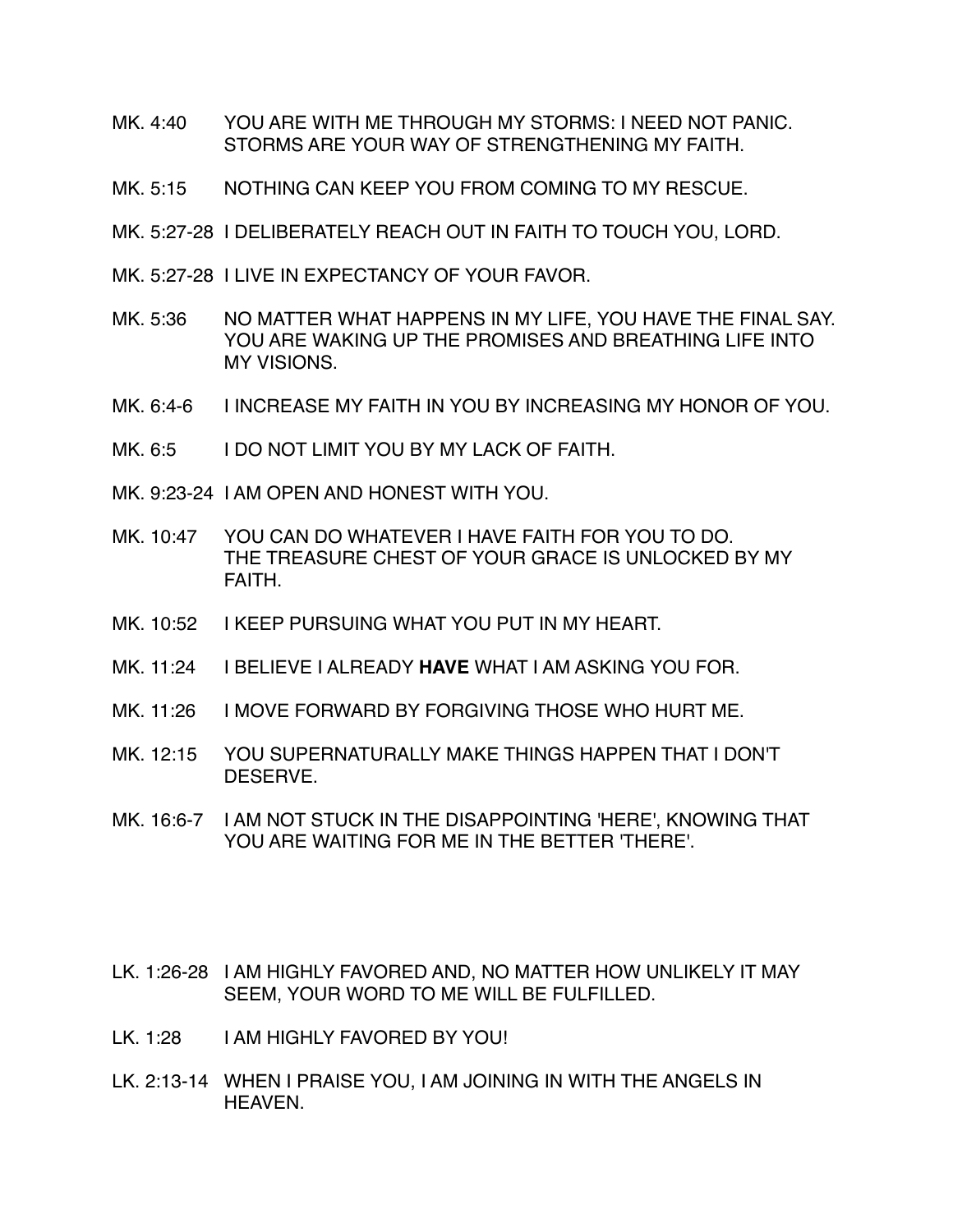MK. 4:40 YOU ARE WITH ME THROUGH MY STORMS: I NEED NOT PANIC. STORMS ARE YOUR WAY OF STRENGTHENING MY FAITH.

MK. 5:15 NOTHING CAN KEEP YOU FROM COMING TO MY RESCUE.

MK. 5:27-28 I DELIBERATELY REACH OUT IN FAITH TO TOUCH YOU, LORD.

MK. 5:27-28 I LIVE IN EXPECTANCY OF YOUR FAVOR.

MK. 5:36 NO MATTER WHAT HAPPENS IN MY LIFE, YOU HAVE THE FINAL SAY. YOU ARE WAKING UP THE PROMISES AND BREATHING LIFE INTO MY VISIONS.

MK. 6:4-6 I INCREASE MY FAITH IN YOU BY INCREASING MY HONOR OF YOU.

MK. 6:5 I DO NOT LIMIT YOU BY MY LACK OF FAITH.

MK. 9:23-24 I AM OPEN AND HONEST WITH YOU.

MK. 10:47 YOU CAN DO WHATEVER I HAVE FAITH FOR YOU TO DO. THE TREASURE CHEST OF YOUR GRACE IS UNLOCKED BY MY FAITH.

MK. 10:52 I KEEP PURSUING WHAT YOU PUT IN MY HEART.

MK. 11:24 I BELIEVE I ALREADY **HAVE** WHAT I AM ASKING YOU FOR.

MK. 11:26 I MOVE FORWARD BY FORGIVING THOSE WHO HURT ME.

MK. 12:15 YOU SUPERNATURALLY MAKE THINGS HAPPEN THAT I DON'T DESERVE.

MK. 16:6-7 I AM NOT STUCK IN THE DISAPPOINTING 'HERE', KNOWING THAT YOU ARE WAITING FOR ME IN THE BETTER 'THERE'.

LK. 1:26-28 I AM HIGHLY FAVORED AND, NO MATTER HOW UNLIKELY IT MAY SEEM, YOUR WORD TO ME WILL BE FULFILLED.

LK. 1:28 I AM HIGHLY FAVORED BY YOU!

LK. 2:13-14 WHEN I PRAISE YOU, I AM JOINING IN WITH THE ANGELS IN HEAVEN.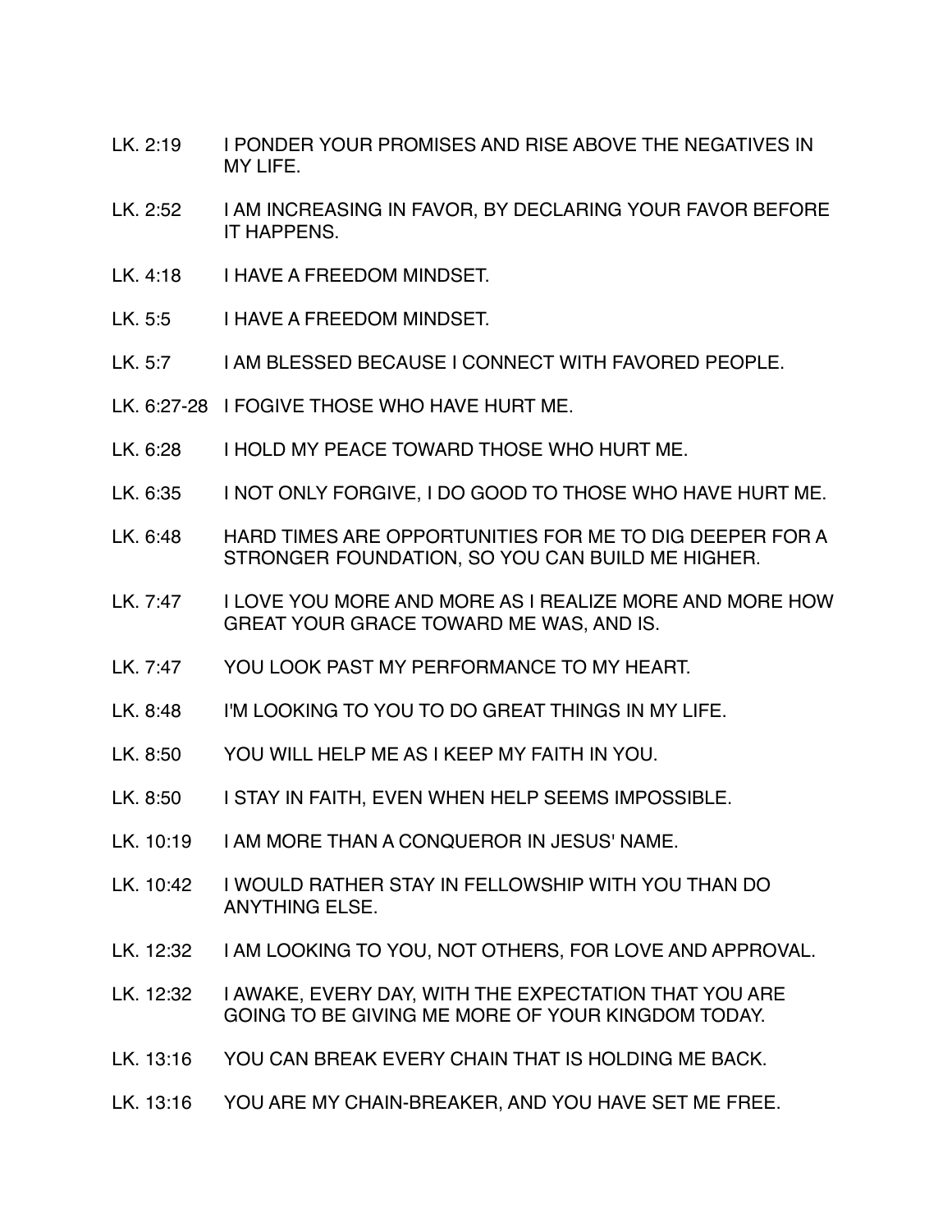LK. 2:19 I PONDER YOUR PROMISES AND RISE ABOVE THE NEGATIVES IN MY LIFE.

LK. 2:52 I AM INCREASING IN FAVOR, BY DECLARING YOUR FAVOR BEFORE IT HAPPENS.

LK. 4:18 I HAVE A FREEDOM MINDSET.

LK. 5:5 I HAVE A FREEDOM MINDSET.

LK. 5:7 I AM BLESSED BECAUSE I CONNECT WITH FAVORED PEOPLE.

LK. 6:27-28 I FOGIVE THOSE WHO HAVE HURT ME.

LK. 6:28 I HOLD MY PEACE TOWARD THOSE WHO HURT ME.

LK. 6:35 I NOT ONLY FORGIVE, I DO GOOD TO THOSE WHO HAVE HURT ME.

LK. 6:48 HARD TIMES ARE OPPORTUNITIES FOR ME TO DIG DEEPER FOR A STRONGER FOUNDATION, SO YOU CAN BUILD ME HIGHER.

LK. 7:47 I LOVE YOU MORE AND MORE AS I REALIZE MORE AND MORE HOW GREAT YOUR GRACE TOWARD ME WAS, AND IS.

LK. 7:47 YOU LOOK PAST MY PERFORMANCE TO MY HEART.

LK. 8:48 I'M LOOKING TO YOU TO DO GREAT THINGS IN MY LIFE.

LK. 8:50 YOU WILL HELP ME AS I KEEP MY FAITH IN YOU.

LK. 8:50 I STAY IN FAITH, EVEN WHEN HELP SEEMS IMPOSSIBLE.

LK. 10:19 I AM MORE THAN A CONQUEROR IN JESUS' NAME.

LK. 10:42 I WOULD RATHER STAY IN FELLOWSHIP WITH YOU THAN DO ANYTHING ELSE.

LK. 12:32 I AM LOOKING TO YOU, NOT OTHERS, FOR LOVE AND APPROVAL.

LK. 12:32 I AWAKE, EVERY DAY, WITH THE EXPECTATION THAT YOU ARE GOING TO BE GIVING ME MORE OF YOUR KINGDOM TODAY.

LK. 13:16 YOU CAN BREAK EVERY CHAIN THAT IS HOLDING ME BACK.

LK. 13:16 YOU ARE MY CHAIN-BREAKER, AND YOU HAVE SET ME FREE.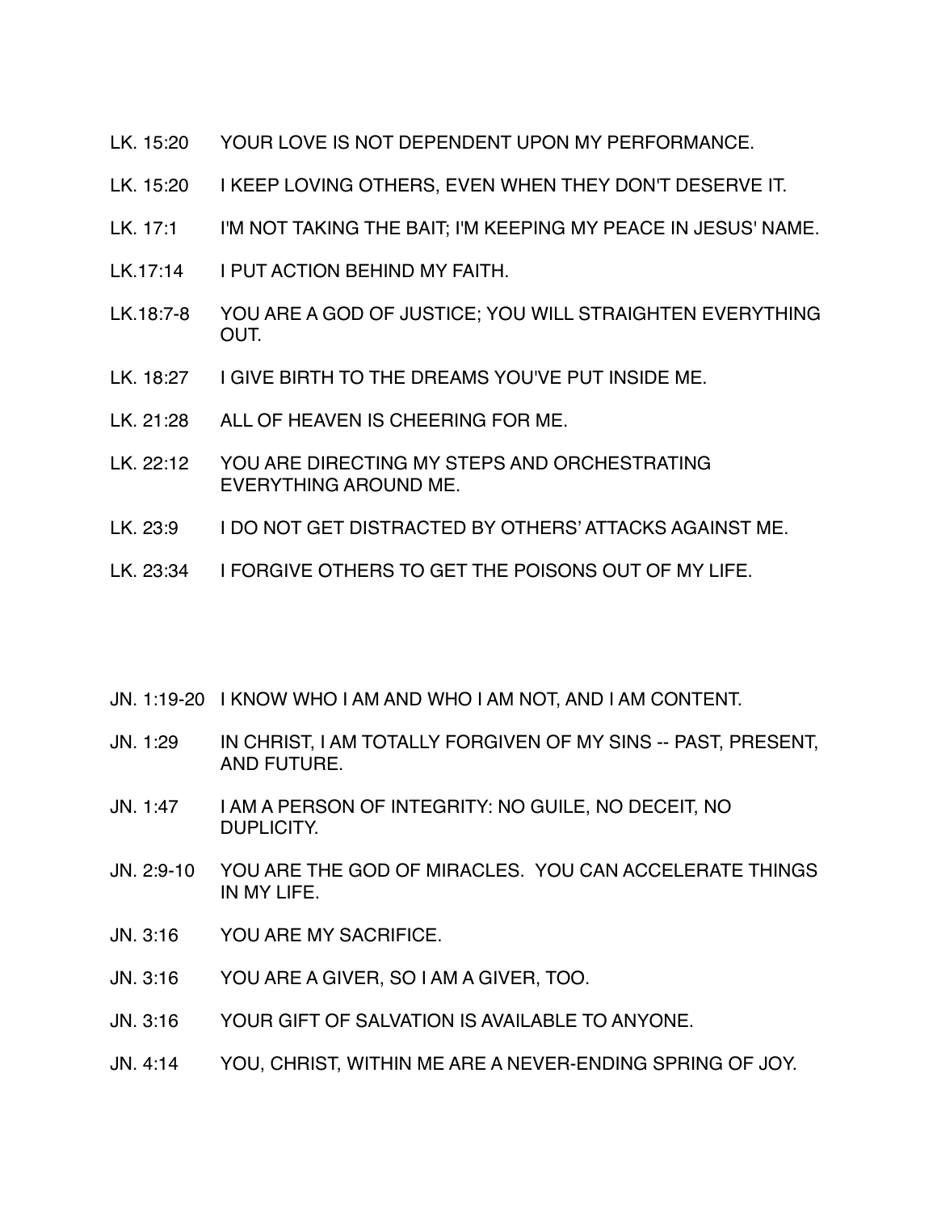LK. 15:20 YOUR LOVE IS NOT DEPENDENT UPON MY PERFORMANCE.

LK. 15:20 I KEEP LOVING OTHERS, EVEN WHEN THEY DON'T DESERVE IT.

LK. 17:1 I'M NOT TAKING THE BAIT; I'M KEEPING MY PEACE IN JESUS' NAME.

LK.17:14 I PUT ACTION BEHIND MY FAITH.

LK.18:7-8 YOU ARE A GOD OF JUSTICE; YOU WILL STRAIGHTEN EVERYTHING OUT.

LK. 18:27 I GIVE BIRTH TO THE DREAMS YOU'VE PUT INSIDE ME.

LK. 21:28 ALL OF HEAVEN IS CHEERING FOR ME.

LK. 22:12 YOU ARE DIRECTING MY STEPS AND ORCHESTRATING EVERYTHING AROUND ME.

LK. 23:9 I DO NOT GET DISTRACTED BY OTHERS' ATTACKS AGAINST ME.

LK. 23:34 I FORGIVE OTHERS TO GET THE POISONS OUT OF MY LIFE.

JN. 1:19-20 I KNOW WHO I AM AND WHO I AM NOT, AND I AM CONTENT.

JN. 1:29 IN CHRIST, I AM TOTALLY FORGIVEN OF MY SINS -- PAST, PRESENT, AND FUTURE.

JN. 1:47 I AM A PERSON OF INTEGRITY: NO GUILE, NO DECEIT, NO DUPLICITY.

JN. 2:9-10 YOU ARE THE GOD OF MIRACLES. YOU CAN ACCELERATE THINGS IN MY LIFE.

JN. 3:16 YOU ARE MY SACRIFICE.

JN. 3:16 YOU ARE A GIVER, SO I AM A GIVER, TOO.

JN. 3:16 YOUR GIFT OF SALVATION IS AVAILABLE TO ANYONE.

JN. 4:14 YOU, CHRIST, WITHIN ME ARE A NEVER-ENDING SPRING OF JOY.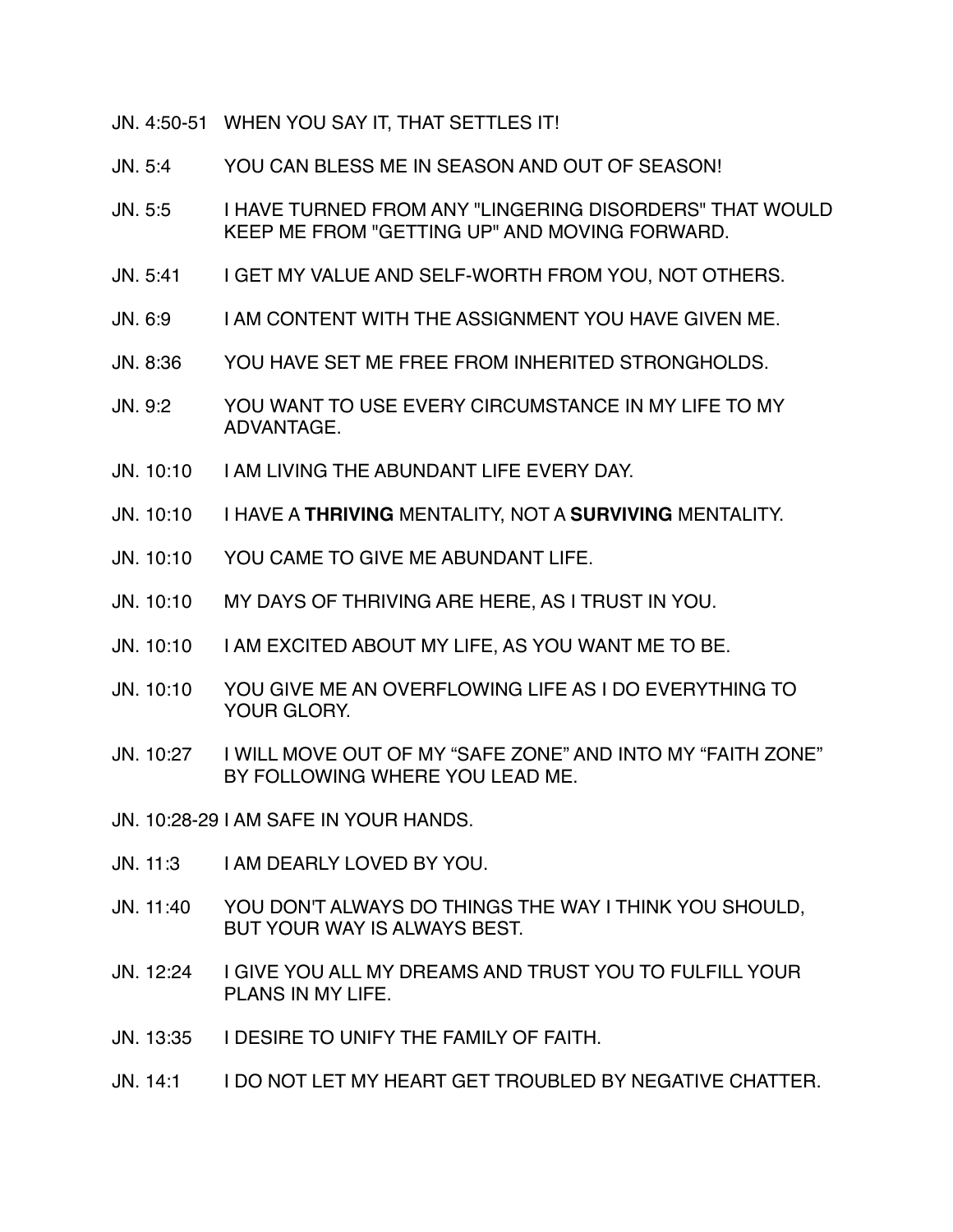JN. 4:50-51 WHEN YOU SAY IT, THAT SETTLES IT!

JN. 5:4 YOU CAN BLESS ME IN SEASON AND OUT OF SEASON!

JN. 5:5 I HAVE TURNED FROM ANY "LINGERING DISORDERS" THAT WOULD KEEP ME FROM "GETTING UP" AND MOVING FORWARD.

JN. 5:41 I GET MY VALUE AND SELF-WORTH FROM YOU, NOT OTHERS.

JN. 6:9 I AM CONTENT WITH THE ASSIGNMENT YOU HAVE GIVEN ME.

JN. 8:36 YOU HAVE SET ME FREE FROM INHERITED STRONGHOLDS.

JN. 9:2 YOU WANT TO USE EVERY CIRCUMSTANCE IN MY LIFE TO MY ADVANTAGE.

JN. 10:10 I AM LIVING THE ABUNDANT LIFE EVERY DAY.

JN. 10:10 I HAVE A **THRIVING** MENTALITY, NOT A **SURVIVING** MENTALITY.

JN. 10:10 YOU CAME TO GIVE ME ABUNDANT LIFE.

JN. 10:10 MY DAYS OF THRIVING ARE HERE, AS I TRUST IN YOU.

JN. 10:10 I AM EXCITED ABOUT MY LIFE, AS YOU WANT ME TO BE.

JN. 10:10 YOU GIVE ME AN OVERFLOWING LIFE AS I DO EVERYTHING TO YOUR GLORY.

JN. 10:27 I WILL MOVE OUT OF MY “SAFE ZONE” AND INTO MY “FAITH ZONE” BY FOLLOWING WHERE YOU LEAD ME.

JN. 10:28-29 I AM SAFE IN YOUR HANDS.

JN. 11:3 I AM DEARLY LOVED BY YOU.

JN. 11:40 YOU DON'T ALWAYS DO THINGS THE WAY I THINK YOU SHOULD, BUT YOUR WAY IS ALWAYS BEST.

JN. 12:24 I GIVE YOU ALL MY DREAMS AND TRUST YOU TO FULFILL YOUR PLANS IN MY LIFE.

JN. 13:35 I DESIRE TO UNIFY THE FAMILY OF FAITH.

JN. 14:1 I DO NOT LET MY HEART GET TROUBLED BY NEGATIVE CHATTER.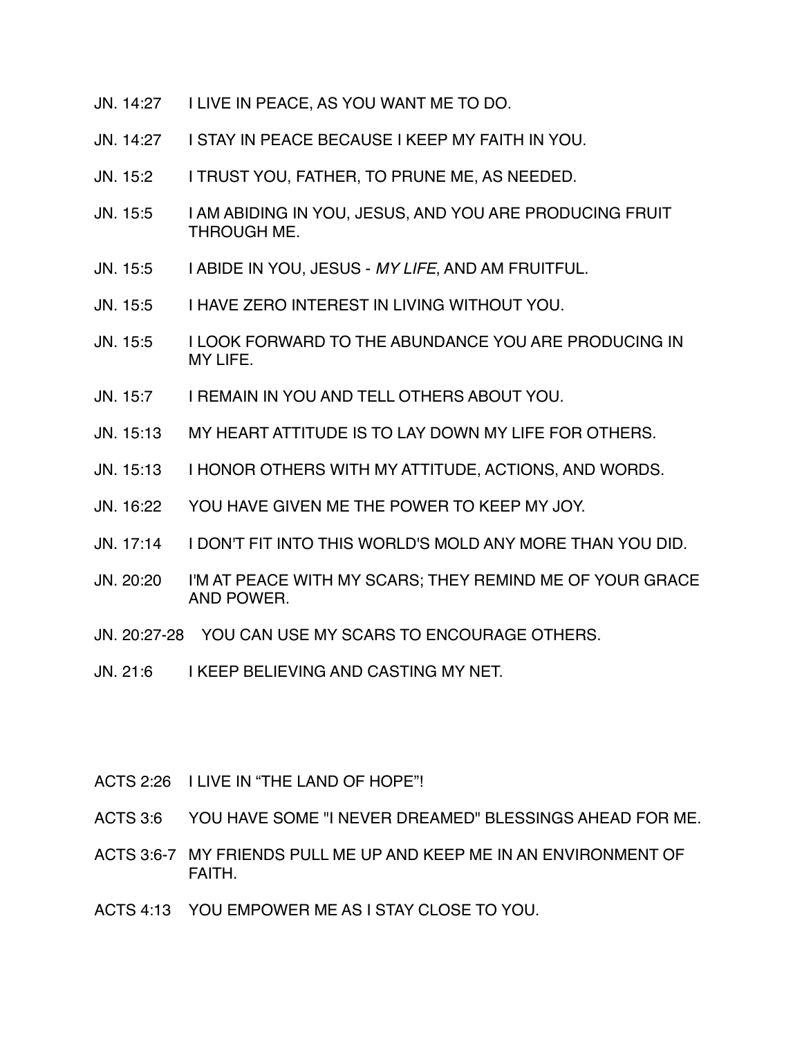JN. 14:27 I LIVE IN PEACE, AS YOU WANT ME TO DO.

JN. 14:27 I STAY IN PEACE BECAUSE I KEEP MY FAITH IN YOU.

JN. 15:2 I TRUST YOU, FATHER, TO PRUNE ME, AS NEEDED.

JN. 15:5 I AM ABIDING IN YOU, JESUS, AND YOU ARE PRODUCING FRUIT THROUGH ME.

JN. 15:5 I ABIDE IN YOU, JESUS - *MY LIFE*, AND AM FRUITFUL.

JN. 15:5 I HAVE ZERO INTEREST IN LIVING WITHOUT YOU.

JN. 15:5 I LOOK FORWARD TO THE ABUNDANCE YOU ARE PRODUCING IN MY LIFE.

JN. 15:7 I REMAIN IN YOU AND TELL OTHERS ABOUT YOU.

JN. 15:13 MY HEART ATTITUDE IS TO LAY DOWN MY LIFE FOR OTHERS.

JN. 15:13 I HONOR OTHERS WITH MY ATTITUDE, ACTIONS, AND WORDS.

JN. 16:22 YOU HAVE GIVEN ME THE POWER TO KEEP MY JOY.

JN. 17:14 I DON'T FIT INTO THIS WORLD'S MOLD ANY MORE THAN YOU DID.

JN. 20:20 I'M AT PEACE WITH MY SCARS; THEY REMIND ME OF YOUR GRACE AND POWER.

JN. 20:27-28 YOU CAN USE MY SCARS TO ENCOURAGE OTHERS.

JN. 21:6 I KEEP BELIEVING AND CASTING MY NET.

ACTS 2:26 I LIVE IN “THE LAND OF HOPE”!

ACTS 3:6 YOU HAVE SOME "I NEVER DREAMED" BLESSINGS AHEAD FOR ME.

ACTS 3:6-7 MY FRIENDS PULL ME UP AND KEEP ME IN AN ENVIRONMENT OF FAITH.

ACTS 4:13 YOU EMPOWER ME AS I STAY CLOSE TO YOU.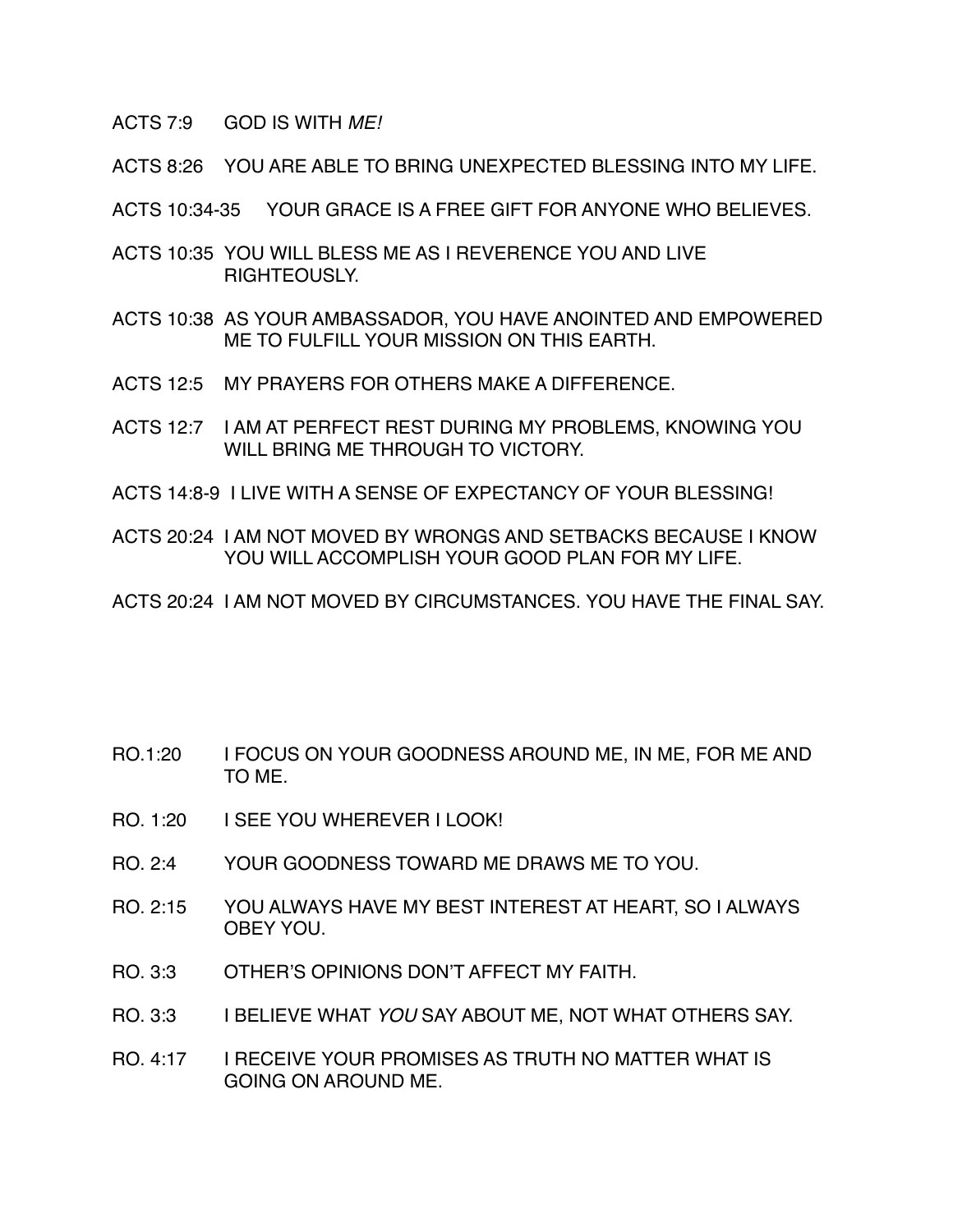ACTS 7:9 GOD IS WITH *ME!*

ACTS 8:26 YOU ARE ABLE TO BRING UNEXPECTED BLESSING INTO MY LIFE.

ACTS 10:34-35 YOUR GRACE IS A FREE GIFT FOR ANYONE WHO BELIEVES.

ACTS 10:35 YOU WILL BLESS ME AS I REVERENCE YOU AND LIVE RIGHTEOUSLY.

ACTS 10:38 AS YOUR AMBASSADOR, YOU HAVE ANOINTED AND EMPOWERED ME TO FULFILL YOUR MISSION ON THIS EARTH.

ACTS 12:5 MY PRAYERS FOR OTHERS MAKE A DIFFERENCE.

ACTS 12:7 I AM AT PERFECT REST DURING MY PROBLEMS, KNOWING YOU WILL BRING ME THROUGH TO VICTORY.

ACTS 14:8-9 I LIVE WITH A SENSE OF EXPECTANCY OF YOUR BLESSING!

ACTS 20:24 I AM NOT MOVED BY WRONGS AND SETBACKS BECAUSE I KNOW YOU WILL ACCOMPLISH YOUR GOOD PLAN FOR MY LIFE.

ACTS 20:24 I AM NOT MOVED BY CIRCUMSTANCES. YOU HAVE THE FINAL SAY.

RO.1:20 I FOCUS ON YOUR GOODNESS AROUND ME, IN ME, FOR ME AND TO ME.

RO. 1:20 I SEE YOU WHEREVER I LOOK!

RO. 2:4 YOUR GOODNESS TOWARD ME DRAWS ME TO YOU.

RO. 2:15 YOU ALWAYS HAVE MY BEST INTEREST AT HEART, SO I ALWAYS OBEY YOU.

RO. 3:3 OTHER'S OPINIONS DON'T AFFECT MY FAITH.

RO. 3:3 I BELIEVE WHAT *YOU* SAY ABOUT ME, NOT WHAT OTHERS SAY.

RO. 4:17 I RECEIVE YOUR PROMISES AS TRUTH NO MATTER WHAT IS GOING ON AROUND ME.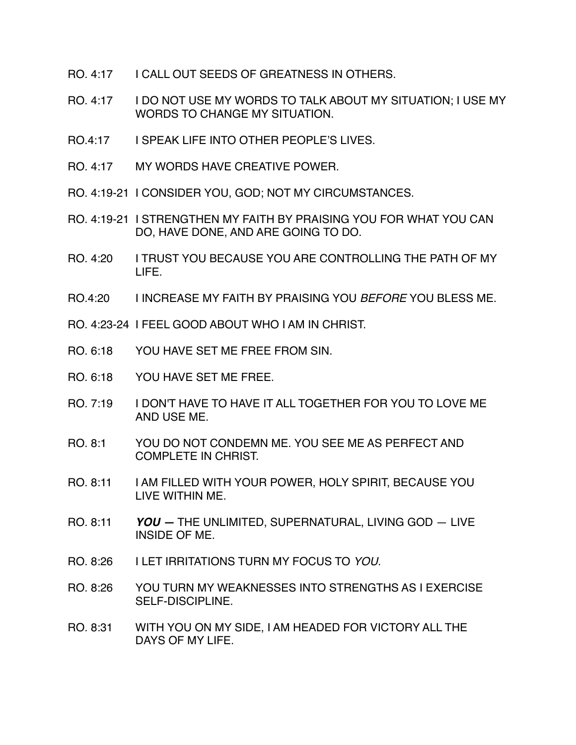RO. 4:17 I CALL OUT SEEDS OF GREATNESS IN OTHERS.

RO. 4:17 I DO NOT USE MY WORDS TO TALK ABOUT MY SITUATION; I USE MY WORDS TO CHANGE MY SITUATION.

RO.4:17 I SPEAK LIFE INTO OTHER PEOPLE'S LIVES.

RO. 4:17 MY WORDS HAVE CREATIVE POWER.

RO. 4:19-21 I CONSIDER YOU, GOD; NOT MY CIRCUMSTANCES.

RO. 4:19-21 I STRENGTHEN MY FAITH BY PRAISING YOU FOR WHAT YOU CAN DO, HAVE DONE, AND ARE GOING TO DO.

RO. 4:20 I TRUST YOU BECAUSE YOU ARE CONTROLLING THE PATH OF MY LIFE.

RO.4:20 I INCREASE MY FAITH BY PRAISING YOU *BEFORE* YOU BLESS ME.

RO. 4:23-24 I FEEL GOOD ABOUT WHO I AM IN CHRIST.

RO. 6:18 YOU HAVE SET ME FREE FROM SIN.

RO. 6:18 YOU HAVE SET ME FREE.

RO. 7:19 I DON'T HAVE TO HAVE IT ALL TOGETHER FOR YOU TO LOVE ME AND USE ME.

RO. 8:1 YOU DO NOT CONDEMN ME. YOU SEE ME AS PERFECT AND COMPLETE IN CHRIST.

RO. 8:11 I AM FILLED WITH YOUR POWER, HOLY SPIRIT, BECAUSE YOU LIVE WITHIN ME.

RO. 8:11 ***YOU*** — THE UNLIMITED, SUPERNATURAL, LIVING GOD — LIVE INSIDE OF ME.

RO. 8:26 I LET IRRITATIONS TURN MY FOCUS TO *YOU*.

RO. 8:26 YOU TURN MY WEAKNESSES INTO STRENGTHS AS I EXERCISE SELF-DISCIPLINE.

RO. 8:31 WITH YOU ON MY SIDE, I AM HEADED FOR VICTORY ALL THE DAYS OF MY LIFE.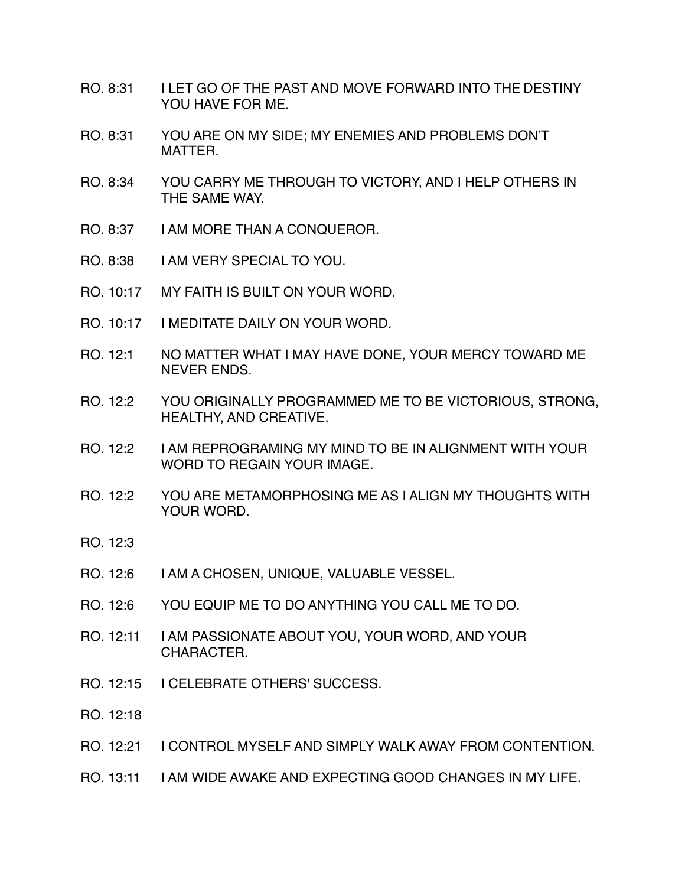RO. 8:31 I LET GO OF THE PAST AND MOVE FORWARD INTO THE DESTINY YOU HAVE FOR ME.

RO. 8:31 YOU ARE ON MY SIDE; MY ENEMIES AND PROBLEMS DON'T MATTER.

RO. 8:34 YOU CARRY ME THROUGH TO VICTORY, AND I HELP OTHERS IN THE SAME WAY.

RO. 8:37 I AM MORE THAN A CONQUEROR.

RO. 8:38 I AM VERY SPECIAL TO YOU.

RO. 10:17 MY FAITH IS BUILT ON YOUR WORD.

RO. 10:17 I MEDITATE DAILY ON YOUR WORD.

RO. 12:1 NO MATTER WHAT I MAY HAVE DONE, YOUR MERCY TOWARD ME NEVER ENDS.

RO. 12:2 YOU ORIGINALLY PROGRAMMED ME TO BE VICTORIOUS, STRONG, HEALTHY, AND CREATIVE.

RO. 12:2 I AM REPROGRAMING MY MIND TO BE IN ALIGNMENT WITH YOUR WORD TO REGAIN YOUR IMAGE.

RO. 12:2 YOU ARE METAMORPHOSING ME AS I ALIGN MY THOUGHTS WITH YOUR WORD.

RO. 12:3

RO. 12:6 I AM A CHOSEN, UNIQUE, VALUABLE VESSEL.

RO. 12:6 YOU EQUIP ME TO DO ANYTHING YOU CALL ME TO DO.

RO. 12:11 I AM PASSIONATE ABOUT YOU, YOUR WORD, AND YOUR CHARACTER.

RO. 12:15 I CELEBRATE OTHERS' SUCCESS.

RO. 12:18

RO. 12:21 I CONTROL MYSELF AND SIMPLY WALK AWAY FROM CONTENTION.

RO. 13:11 I AM WIDE AWAKE AND EXPECTING GOOD CHANGES IN MY LIFE.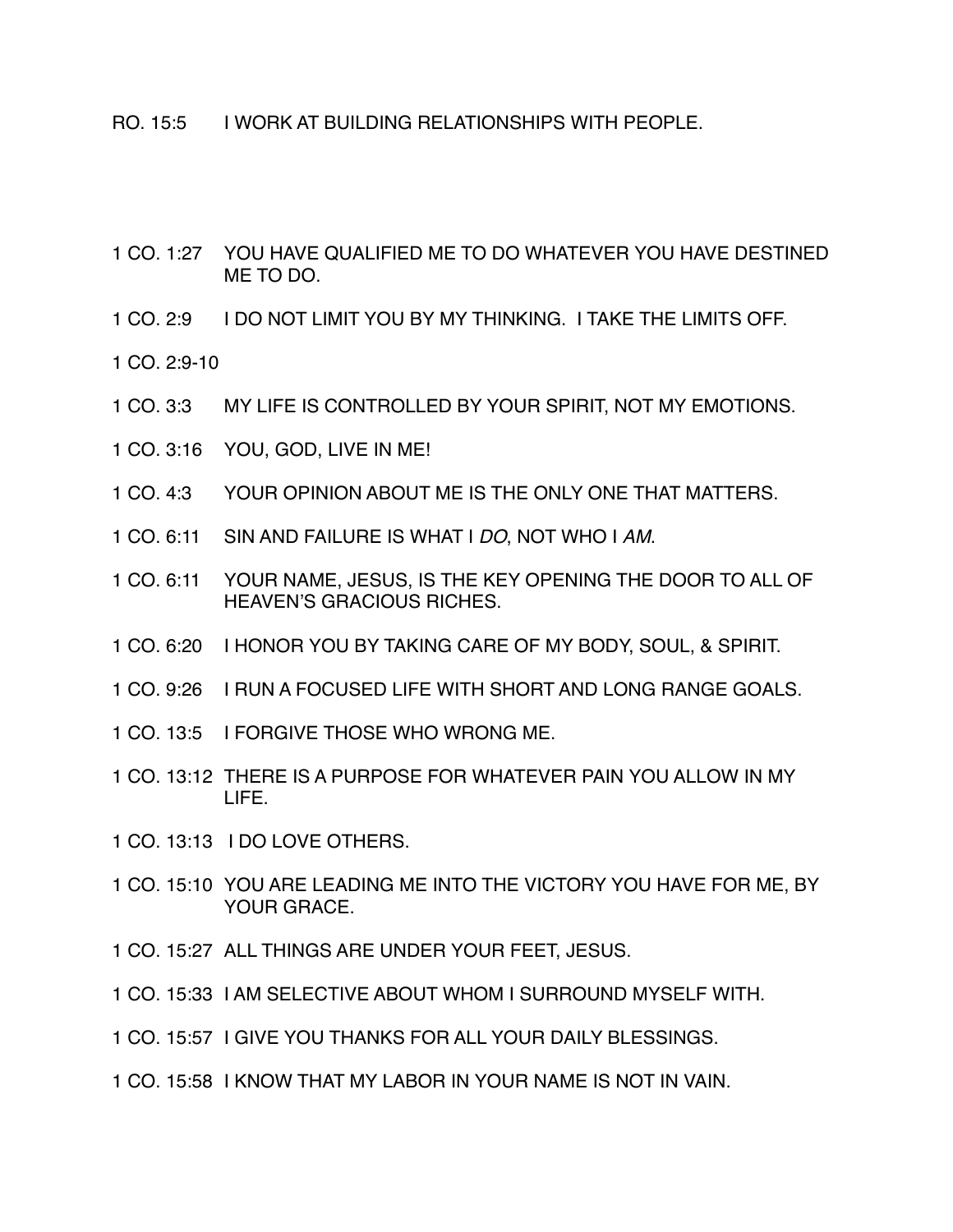RO. 15:5 I WORK AT BUILDING RELATIONSHIPS WITH PEOPLE.

1 CO. 1:27 YOU HAVE QUALIFIED ME TO DO WHATEVER YOU HAVE DESTINED ME TO DO.

1 CO. 2:9 I DO NOT LIMIT YOU BY MY THINKING. I TAKE THE LIMITS OFF.

1 CO. 2:9-10

1 CO. 3:3 MY LIFE IS CONTROLLED BY YOUR SPIRIT, NOT MY EMOTIONS.

1 CO. 3:16 YOU, GOD, LIVE IN ME!

1 CO. 4:3 YOUR OPINION ABOUT ME IS THE ONLY ONE THAT MATTERS.

1 CO. 6:11 SIN AND FAILURE IS WHAT I *DO*, NOT WHO I *AM*.

1 CO. 6:11 YOUR NAME, JESUS, IS THE KEY OPENING THE DOOR TO ALL OF HEAVEN'S GRACIOUS RICHES.

1 CO. 6:20 I HONOR YOU BY TAKING CARE OF MY BODY, SOUL, & SPIRIT.

1 CO. 9:26 I RUN A FOCUSED LIFE WITH SHORT AND LONG RANGE GOALS.

1 CO. 13:5 I FORGIVE THOSE WHO WRONG ME.

1 CO. 13:12 THERE IS A PURPOSE FOR WHATEVER PAIN YOU ALLOW IN MY LIFE.

1 CO. 13:13 I DO LOVE OTHERS.

1 CO. 15:10 YOU ARE LEADING ME INTO THE VICTORY YOU HAVE FOR ME, BY YOUR GRACE.

1 CO. 15:27 ALL THINGS ARE UNDER YOUR FEET, JESUS.

1 CO. 15:33 I AM SELECTIVE ABOUT WHOM I SURROUND MYSELF WITH.

1 CO. 15:57 I GIVE YOU THANKS FOR ALL YOUR DAILY BLESSINGS.

1 CO. 15:58 I KNOW THAT MY LABOR IN YOUR NAME IS NOT IN VAIN.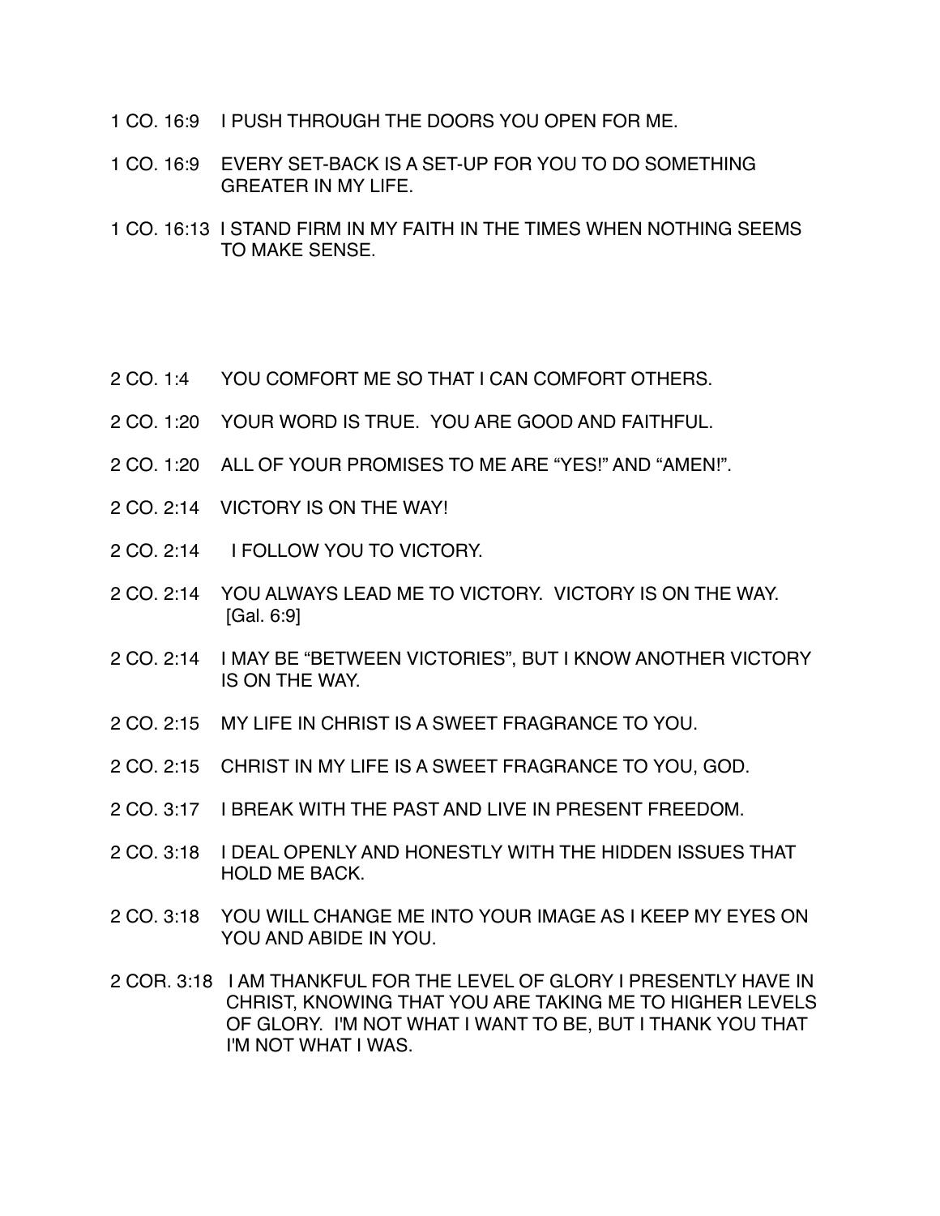1 CO. 16:9 I PUSH THROUGH THE DOORS YOU OPEN FOR ME.

1 CO. 16:9 EVERY SET-BACK IS A SET-UP FOR YOU TO DO SOMETHING GREATER IN MY LIFE.

1 CO. 16:13 I STAND FIRM IN MY FAITH IN THE TIMES WHEN NOTHING SEEMS TO MAKE SENSE.

2 CO. 1:4 YOU COMFORT ME SO THAT I CAN COMFORT OTHERS.

2 CO. 1:20 YOUR WORD IS TRUE. YOU ARE GOOD AND FAITHFUL.

2 CO. 1:20 ALL OF YOUR PROMISES TO ME ARE "YES!" AND "AMEN!".

2 CO. 2:14 VICTORY IS ON THE WAY!

2 CO. 2:14 I FOLLOW YOU TO VICTORY.

2 CO. 2:14 YOU ALWAYS LEAD ME TO VICTORY. VICTORY IS ON THE WAY. [Gal. 6:9]

2 CO. 2:14 I MAY BE "BETWEEN VICTORIES", BUT I KNOW ANOTHER VICTORY IS ON THE WAY.

2 CO. 2:15 MY LIFE IN CHRIST IS A SWEET FRAGRANCE TO YOU.

2 CO. 2:15 CHRIST IN MY LIFE IS A SWEET FRAGRANCE TO YOU, GOD.

2 CO. 3:17 I BREAK WITH THE PAST AND LIVE IN PRESENT FREEDOM.

2 CO. 3:18 I DEAL OPENLY AND HONESTLY WITH THE HIDDEN ISSUES THAT HOLD ME BACK.

2 CO. 3:18 YOU WILL CHANGE ME INTO YOUR IMAGE AS I KEEP MY EYES ON YOU AND ABIDE IN YOU.

2 COR. 3:18 I AM THANKFUL FOR THE LEVEL OF GLORY I PRESENTLY HAVE IN CHRIST, KNOWING THAT YOU ARE TAKING ME TO HIGHER LEVELS OF GLORY. I'M NOT WHAT I WANT TO BE, BUT I THANK YOU THAT I'M NOT WHAT I WAS.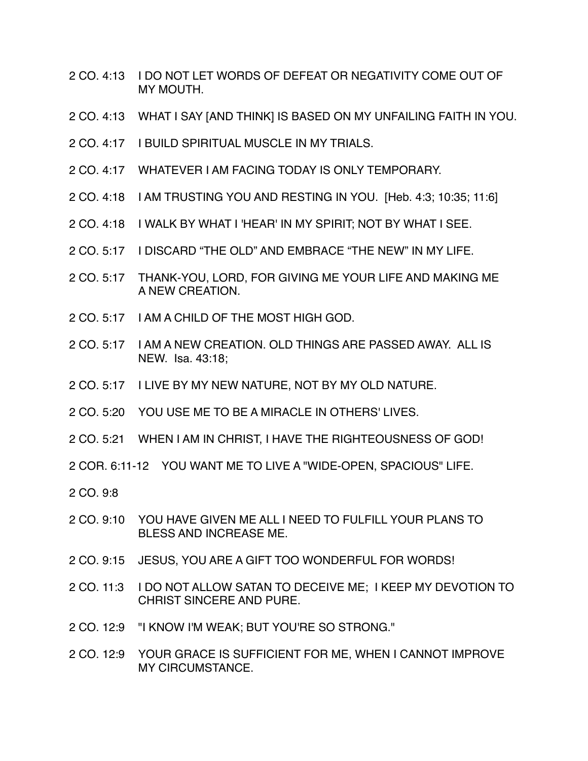2 CO. 4:13 I DO NOT LET WORDS OF DEFEAT OR NEGATIVITY COME OUT OF MY MOUTH.

2 CO. 4:13 WHAT I SAY [AND THINK] IS BASED ON MY UNFAILING FAITH IN YOU.

2 CO. 4:17 I BUILD SPIRITUAL MUSCLE IN MY TRIALS.

2 CO. 4:17 WHATEVER I AM FACING TODAY IS ONLY TEMPORARY.

2 CO. 4:18 I AM TRUSTING YOU AND RESTING IN YOU. [Heb. 4:3; 10:35; 11:6]

2 CO. 4:18 I WALK BY WHAT I 'HEAR' IN MY SPIRIT; NOT BY WHAT I SEE.

2 CO. 5:17 I DISCARD "THE OLD" AND EMBRACE "THE NEW" IN MY LIFE.

2 CO. 5:17 THANK-YOU, LORD, FOR GIVING ME YOUR LIFE AND MAKING ME A NEW CREATION.

2 CO. 5:17 I AM A CHILD OF THE MOST HIGH GOD.

2 CO. 5:17 I AM A NEW CREATION. OLD THINGS ARE PASSED AWAY. ALL IS NEW. Isa. 43:18;

2 CO. 5:17 I LIVE BY MY NEW NATURE, NOT BY MY OLD NATURE.

2 CO. 5:20 YOU USE ME TO BE A MIRACLE IN OTHERS' LIVES.

2 CO. 5:21 WHEN I AM IN CHRIST, I HAVE THE RIGHTEOUSNESS OF GOD!

2 COR. 6:11-12 YOU WANT ME TO LIVE A "WIDE-OPEN, SPACIOUS" LIFE.

2 CO. 9:8

2 CO. 9:10 YOU HAVE GIVEN ME ALL I NEED TO FULFILL YOUR PLANS TO BLESS AND INCREASE ME.

2 CO. 9:15 JESUS, YOU ARE A GIFT TOO WONDERFUL FOR WORDS!

2 CO. 11:3 I DO NOT ALLOW SATAN TO DECEIVE ME; I KEEP MY DEVOTION TO CHRIST SINCERE AND PURE.

2 CO. 12:9 "I KNOW I'M WEAK; BUT YOU'RE SO STRONG."

2 CO. 12:9 YOUR GRACE IS SUFFICIENT FOR ME, WHEN I CANNOT IMPROVE MY CIRCUMSTANCE.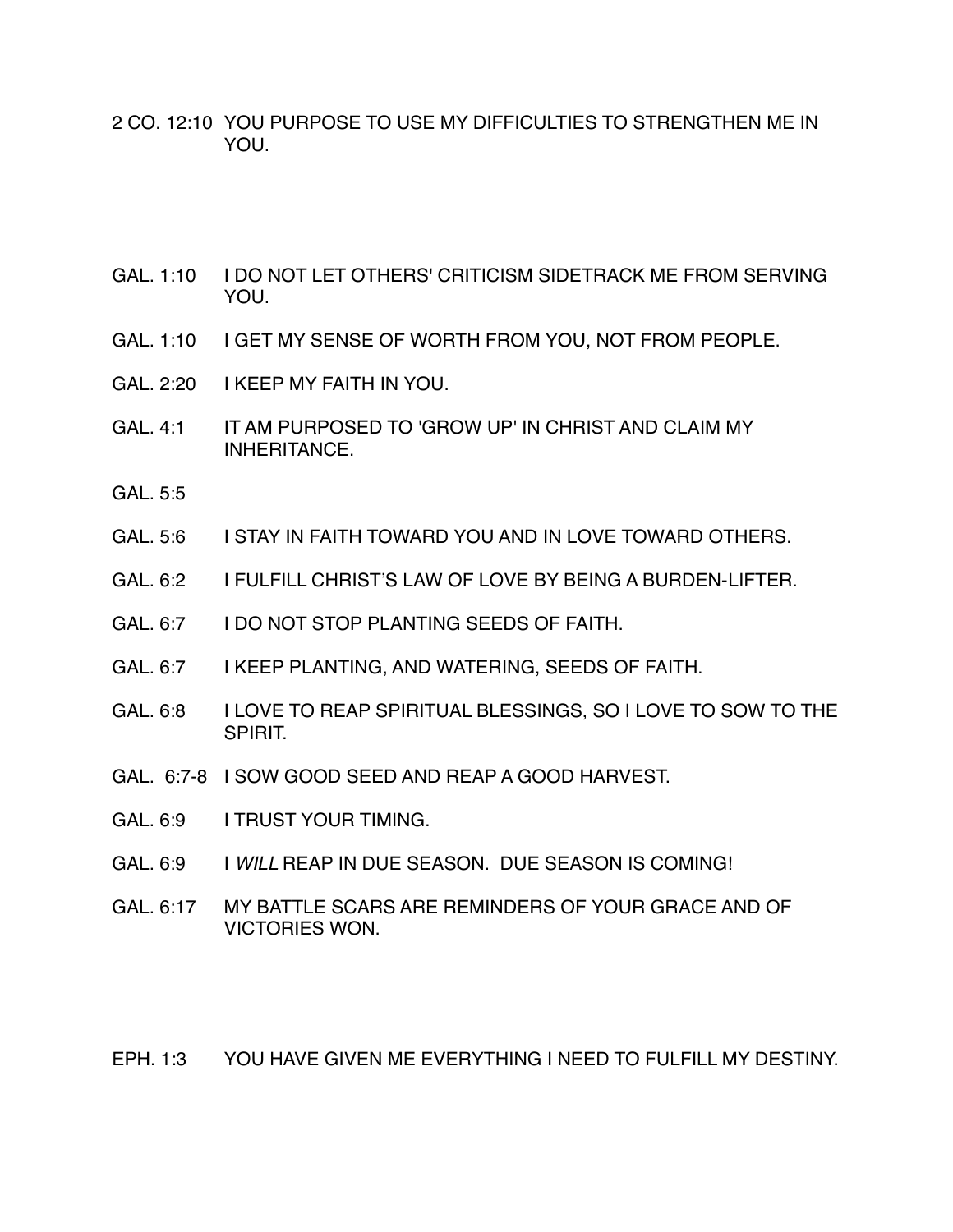2 CO. 12:10 YOU PURPOSE TO USE MY DIFFICULTIES TO STRENGTHEN ME IN YOU.

GAL. 1:10 I DO NOT LET OTHERS' CRITICISM SIDETRACK ME FROM SERVING YOU.

GAL. 1:10 I GET MY SENSE OF WORTH FROM YOU, NOT FROM PEOPLE.

GAL. 2:20 I KEEP MY FAITH IN YOU.

GAL. 4:1 IT AM PURPOSED TO 'GROW UP' IN CHRIST AND CLAIM MY INHERITANCE.

GAL. 5:5

GAL. 5:6 I STAY IN FAITH TOWARD YOU AND IN LOVE TOWARD OTHERS.

GAL. 6:2 I FULFILL CHRIST'S LAW OF LOVE BY BEING A BURDEN-LIFTER.

GAL. 6:7 I DO NOT STOP PLANTING SEEDS OF FAITH.

GAL. 6:7 I KEEP PLANTING, AND WATERING, SEEDS OF FAITH.

GAL. 6:8 I LOVE TO REAP SPIRITUAL BLESSINGS, SO I LOVE TO SOW TO THE SPIRIT.

GAL. 6:7-8 I SOW GOOD SEED AND REAP A GOOD HARVEST.

GAL. 6:9 I TRUST YOUR TIMING.

GAL. 6:9 I *WILL* REAP IN DUE SEASON. DUE SEASON IS COMING!

GAL. 6:17 MY BATTLE SCARS ARE REMINDERS OF YOUR GRACE AND OF VICTORIES WON.

EPH. 1:3 YOU HAVE GIVEN ME EVERYTHING I NEED TO FULFILL MY DESTINY.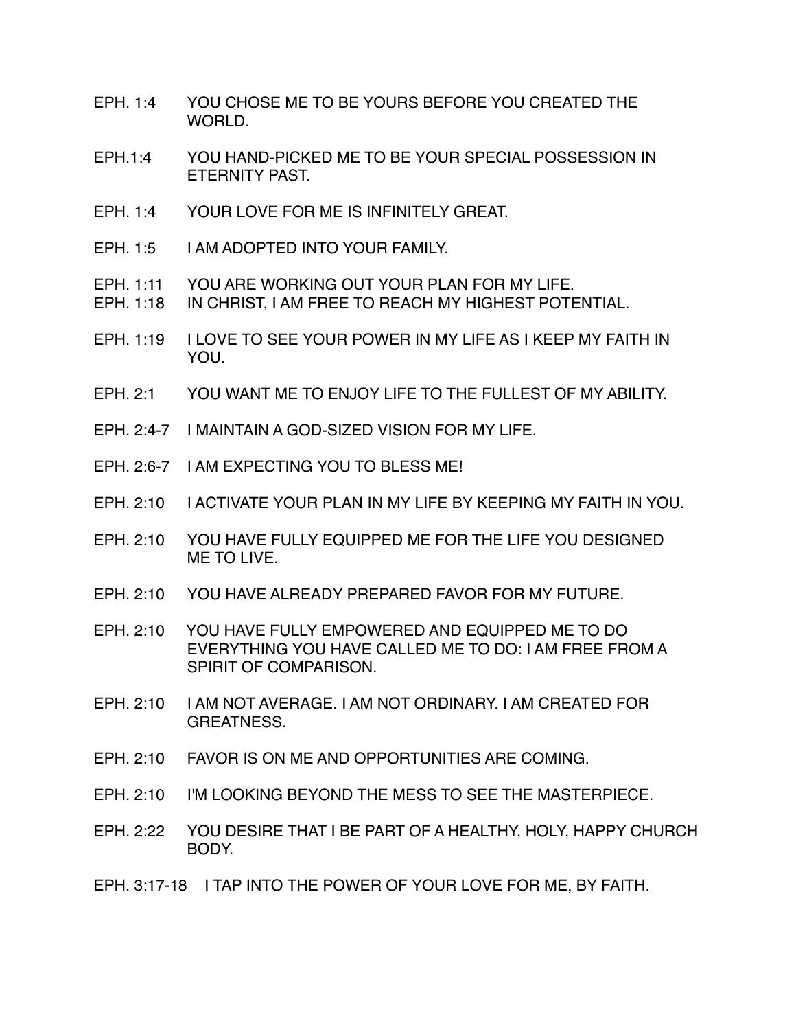EPH. 1:4 YOU CHOSE ME TO BE YOURS BEFORE YOU CREATED THE WORLD.

EPH.1:4 YOU HAND-PICKED ME TO BE YOUR SPECIAL POSSESSION IN ETERNITY PAST.

EPH. 1:4 YOUR LOVE FOR ME IS INFINITELY GREAT.

EPH. 1:5 I AM ADOPTED INTO YOUR FAMILY.

EPH. 1:11 YOU ARE WORKING OUT YOUR PLAN FOR MY LIFE.
EPH. 1:18 IN CHRIST, I AM FREE TO REACH MY HIGHEST POTENTIAL.

EPH. 1:19 I LOVE TO SEE YOUR POWER IN MY LIFE AS I KEEP MY FAITH IN YOU.

EPH. 2:1 YOU WANT ME TO ENJOY LIFE TO THE FULLEST OF MY ABILITY.

EPH. 2:4-7 I MAINTAIN A GOD-SIZED VISION FOR MY LIFE.

EPH. 2:6-7 I AM EXPECTING YOU TO BLESS ME!

EPH. 2:10 I ACTIVATE YOUR PLAN IN MY LIFE BY KEEPING MY FAITH IN YOU.

EPH. 2:10 YOU HAVE FULLY EQUIPPED ME FOR THE LIFE YOU DESIGNED ME TO LIVE.

EPH. 2:10 YOU HAVE ALREADY PREPARED FAVOR FOR MY FUTURE.

EPH. 2:10 YOU HAVE FULLY EMPOWERED AND EQUIPPED ME TO DO EVERYTHING YOU HAVE CALLED ME TO DO: I AM FREE FROM A SPIRIT OF COMPARISON.

EPH. 2:10 I AM NOT AVERAGE. I AM NOT ORDINARY. I AM CREATED FOR GREATNESS.

EPH. 2:10 FAVOR IS ON ME AND OPPORTUNITIES ARE COMING.

EPH. 2:10 I'M LOOKING BEYOND THE MESS TO SEE THE MASTERPIECE.

EPH. 2:22 YOU DESIRE THAT I BE PART OF A HEALTHY, HOLY, HAPPY CHURCH BODY.

EPH. 3:17-18 I TAP INTO THE POWER OF YOUR LOVE FOR ME, BY FAITH.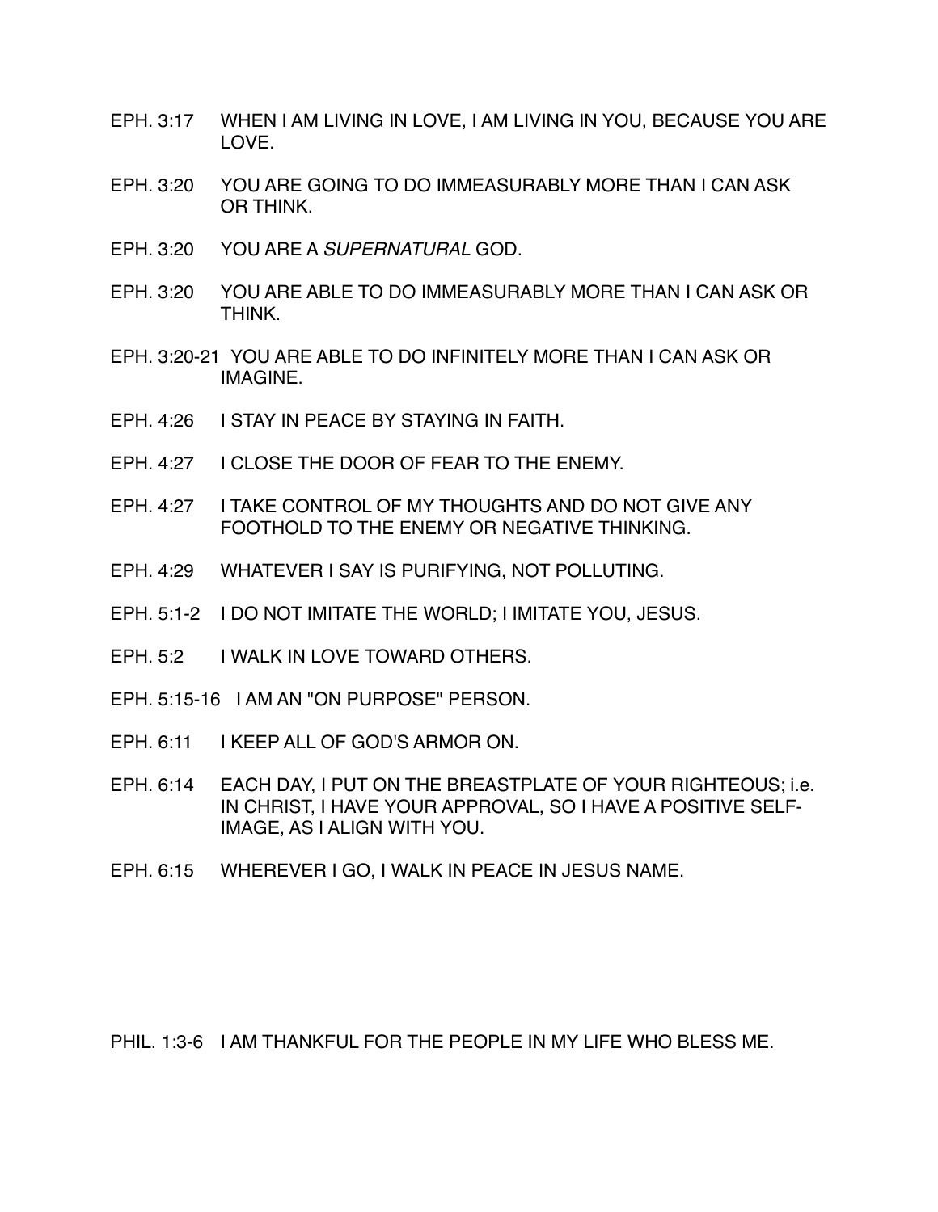EPH. 3:17 WHEN I AM LIVING IN LOVE, I AM LIVING IN YOU, BECAUSE YOU ARE LOVE.

EPH. 3:20 YOU ARE GOING TO DO IMMEASURABLY MORE THAN I CAN ASK OR THINK.

EPH. 3:20 YOU ARE A *SUPERNATURAL* GOD.

EPH. 3:20 YOU ARE ABLE TO DO IMMEASURABLY MORE THAN I CAN ASK OR THINK.

EPH. 3:20-21 YOU ARE ABLE TO DO INFINITELY MORE THAN I CAN ASK OR IMAGINE.

EPH. 4:26 I STAY IN PEACE BY STAYING IN FAITH.

EPH. 4:27 I CLOSE THE DOOR OF FEAR TO THE ENEMY.

EPH. 4:27 I TAKE CONTROL OF MY THOUGHTS AND DO NOT GIVE ANY FOOTHOLD TO THE ENEMY OR NEGATIVE THINKING.

EPH. 4:29 WHATEVER I SAY IS PURIFYING, NOT POLLUTING.

EPH. 5:1-2 I DO NOT IMITATE THE WORLD; I IMITATE YOU, JESUS.

EPH. 5:2 I WALK IN LOVE TOWARD OTHERS.

EPH. 5:15-16 I AM AN "ON PURPOSE" PERSON.

EPH. 6:11 I KEEP ALL OF GOD'S ARMOR ON.

EPH. 6:14 EACH DAY, I PUT ON THE BREASTPLATE OF YOUR RIGHTEOUS; i.e. IN CHRIST, I HAVE YOUR APPROVAL, SO I HAVE A POSITIVE SELF-IMAGE, AS I ALIGN WITH YOU.

EPH. 6:15 WHEREVER I GO, I WALK IN PEACE IN JESUS NAME.

PHIL. 1:3-6 I AM THANKFUL FOR THE PEOPLE IN MY LIFE WHO BLESS ME.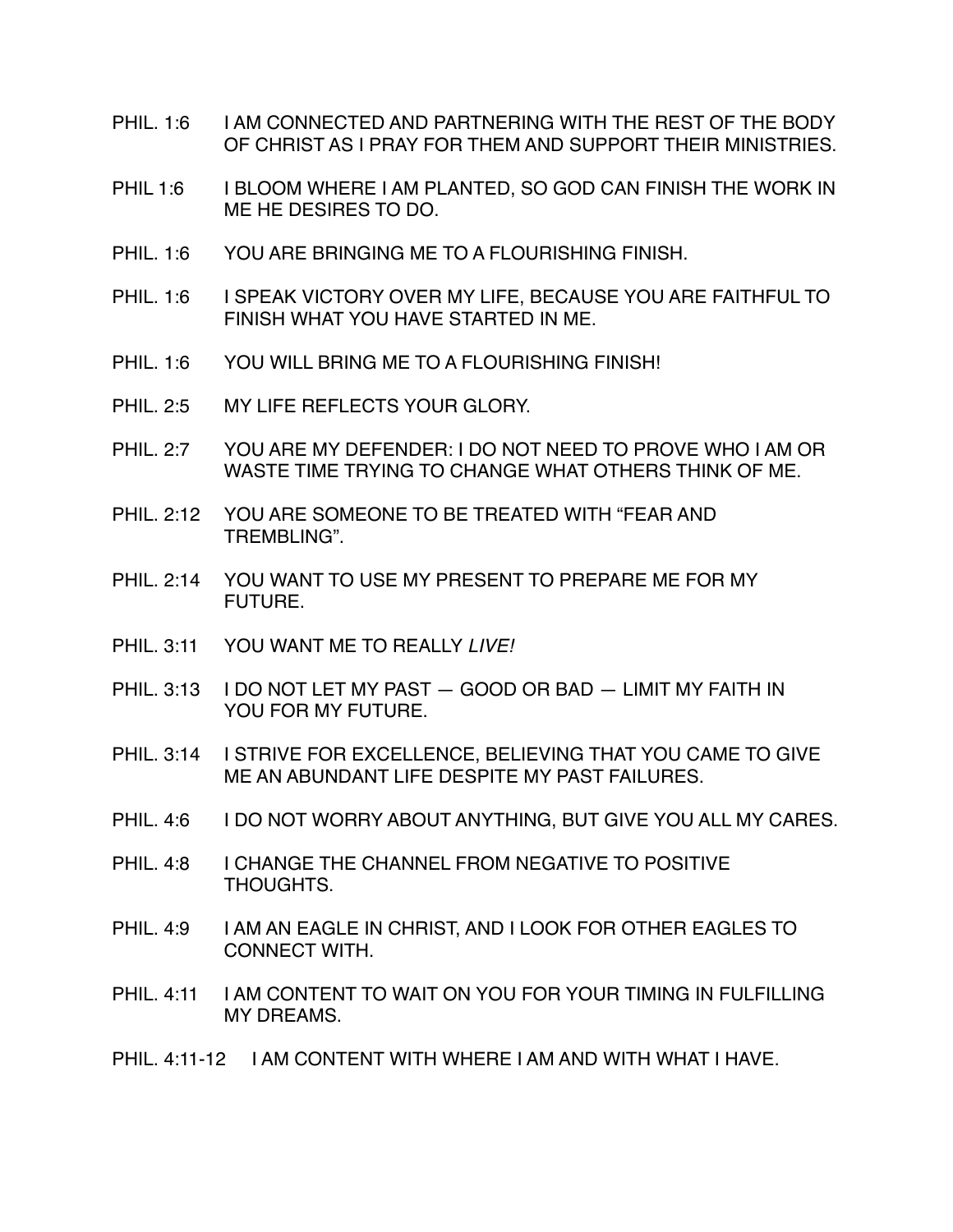PHIL. 1:6 I AM CONNECTED AND PARTNERING WITH THE REST OF THE BODY OF CHRIST AS I PRAY FOR THEM AND SUPPORT THEIR MINISTRIES.

PHIL 1:6 I BLOOM WHERE I AM PLANTED, SO GOD CAN FINISH THE WORK IN ME HE DESIRES TO DO.

PHIL. 1:6 YOU ARE BRINGING ME TO A FLOURISHING FINISH.

PHIL. 1:6 I SPEAK VICTORY OVER MY LIFE, BECAUSE YOU ARE FAITHFUL TO FINISH WHAT YOU HAVE STARTED IN ME.

PHIL. 1:6 YOU WILL BRING ME TO A FLOURISHING FINISH!

PHIL. 2:5 MY LIFE REFLECTS YOUR GLORY.

PHIL. 2:7 YOU ARE MY DEFENDER: I DO NOT NEED TO PROVE WHO I AM OR WASTE TIME TRYING TO CHANGE WHAT OTHERS THINK OF ME.

PHIL. 2:12 YOU ARE SOMEONE TO BE TREATED WITH "FEAR AND TREMBLING".

PHIL. 2:14 YOU WANT TO USE MY PRESENT TO PREPARE ME FOR MY FUTURE.

PHIL. 3:11 YOU WANT ME TO REALLY *LIVE!*

PHIL. 3:13 I DO NOT LET MY PAST — GOOD OR BAD — LIMIT MY FAITH IN YOU FOR MY FUTURE.

PHIL. 3:14 I STRIVE FOR EXCELLENCE, BELIEVING THAT YOU CAME TO GIVE ME AN ABUNDANT LIFE DESPITE MY PAST FAILURES.

PHIL. 4:6 I DO NOT WORRY ABOUT ANYTHING, BUT GIVE YOU ALL MY CARES.

PHIL. 4:8 I CHANGE THE CHANNEL FROM NEGATIVE TO POSITIVE THOUGHTS.

PHIL. 4:9 I AM AN EAGLE IN CHRIST, AND I LOOK FOR OTHER EAGLES TO CONNECT WITH.

PHIL. 4:11 I AM CONTENT TO WAIT ON YOU FOR YOUR TIMING IN FULFILLING MY DREAMS.

PHIL. 4:11-12 I AM CONTENT WITH WHERE I AM AND WITH WHAT I HAVE.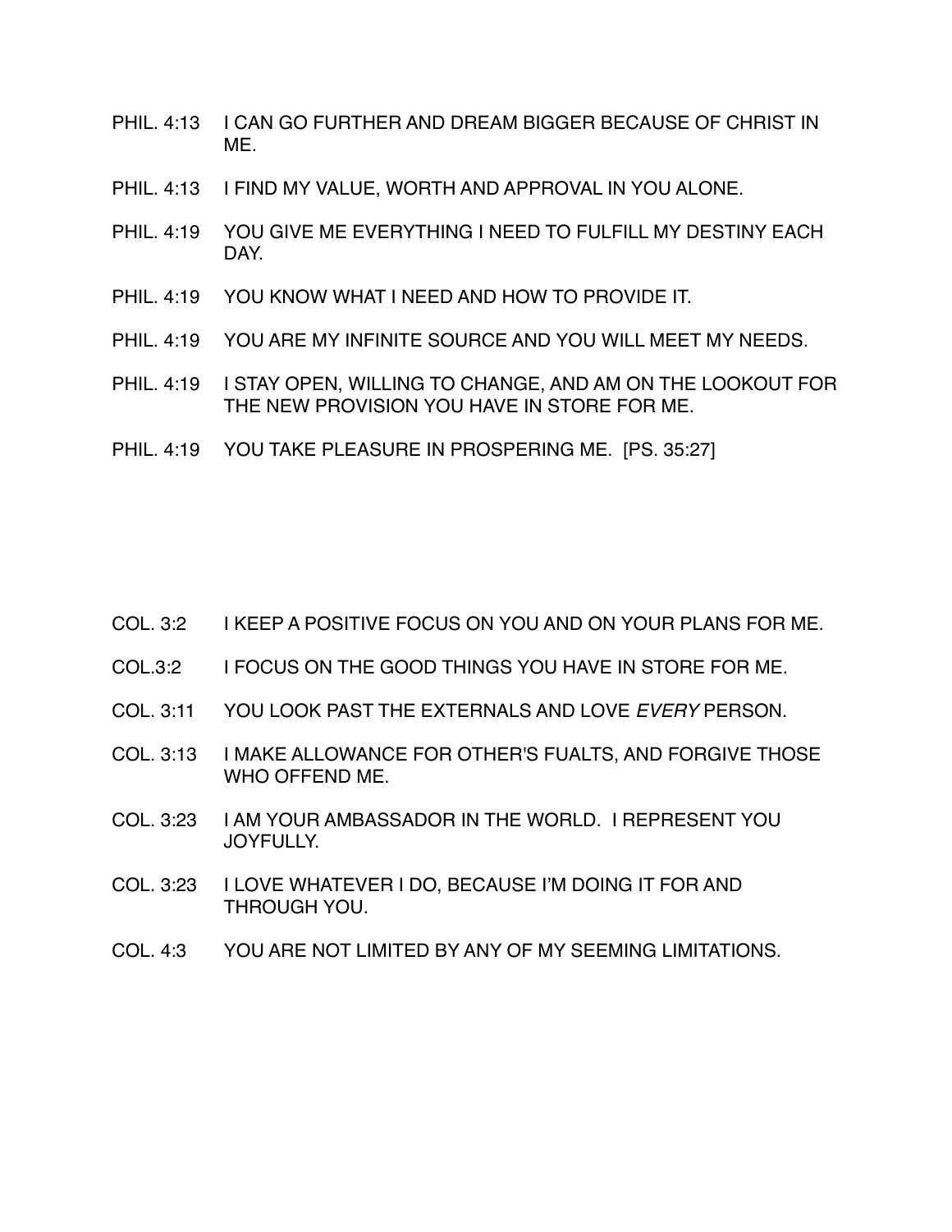PHIL. 4:13 I CAN GO FURTHER AND DREAM BIGGER BECAUSE OF CHRIST IN ME.

PHIL. 4:13 I FIND MY VALUE, WORTH AND APPROVAL IN YOU ALONE.

PHIL. 4:19 YOU GIVE ME EVERYTHING I NEED TO FULFILL MY DESTINY EACH DAY.

PHIL. 4:19 YOU KNOW WHAT I NEED AND HOW TO PROVIDE IT.

PHIL. 4:19 YOU ARE MY INFINITE SOURCE AND YOU WILL MEET MY NEEDS.

PHIL. 4:19 I STAY OPEN, WILLING TO CHANGE, AND AM ON THE LOOKOUT FOR THE NEW PROVISION YOU HAVE IN STORE FOR ME.

PHIL. 4:19 YOU TAKE PLEASURE IN PROSPERING ME. [PS. 35:27]

COL. 3:2 I KEEP A POSITIVE FOCUS ON YOU AND ON YOUR PLANS FOR ME.

COL.3:2 I FOCUS ON THE GOOD THINGS YOU HAVE IN STORE FOR ME.

COL. 3:11 YOU LOOK PAST THE EXTERNALS AND LOVE *EVERY* PERSON.

COL. 3:13 I MAKE ALLOWANCE FOR OTHER'S FUALTS, AND FORGIVE THOSE WHO OFFEND ME.

COL. 3:23 I AM YOUR AMBASSADOR IN THE WORLD. I REPRESENT YOU JOYFULLY.

COL. 3:23 I LOVE WHATEVER I DO, BECAUSE I'M DOING IT FOR AND THROUGH YOU.

COL. 4:3 YOU ARE NOT LIMITED BY ANY OF MY SEEMING LIMITATIONS.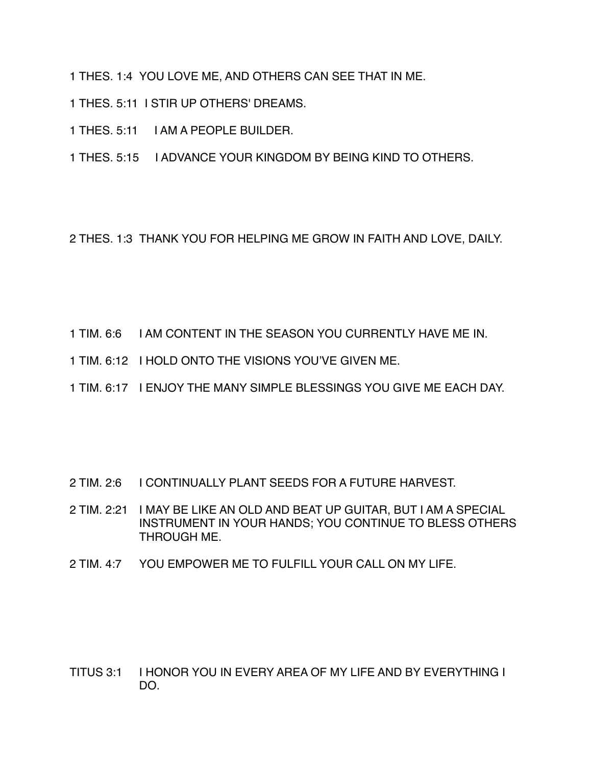1 THES. 1:4  YOU LOVE ME, AND OTHERS CAN SEE THAT IN ME.

1 THES. 5:11  I STIR UP OTHERS' DREAMS.

1 THES. 5:11  I AM A PEOPLE BUILDER.

1 THES. 5:15  I ADVANCE YOUR KINGDOM BY BEING KIND TO OTHERS.

2 THES. 1:3  THANK YOU FOR HELPING ME GROW IN FAITH AND LOVE, DAILY.

1 TIM. 6:6  I AM CONTENT IN THE SEASON YOU CURRENTLY HAVE ME IN.

1 TIM. 6:12  I HOLD ONTO THE VISIONS YOU'VE GIVEN ME.

1 TIM. 6:17  I ENJOY THE MANY SIMPLE BLESSINGS YOU GIVE ME EACH DAY.

2 TIM. 2:6  I CONTINUALLY PLANT SEEDS FOR A FUTURE HARVEST.

2 TIM. 2:21  I MAY BE LIKE AN OLD AND BEAT UP GUITAR, BUT I AM A SPECIAL INSTRUMENT IN YOUR HANDS; YOU CONTINUE TO BLESS OTHERS THROUGH ME.

2 TIM. 4:7  YOU EMPOWER ME TO FULFILL YOUR CALL ON MY LIFE.

TITUS 3:1  I HONOR YOU IN EVERY AREA OF MY LIFE AND BY EVERYTHING I DO.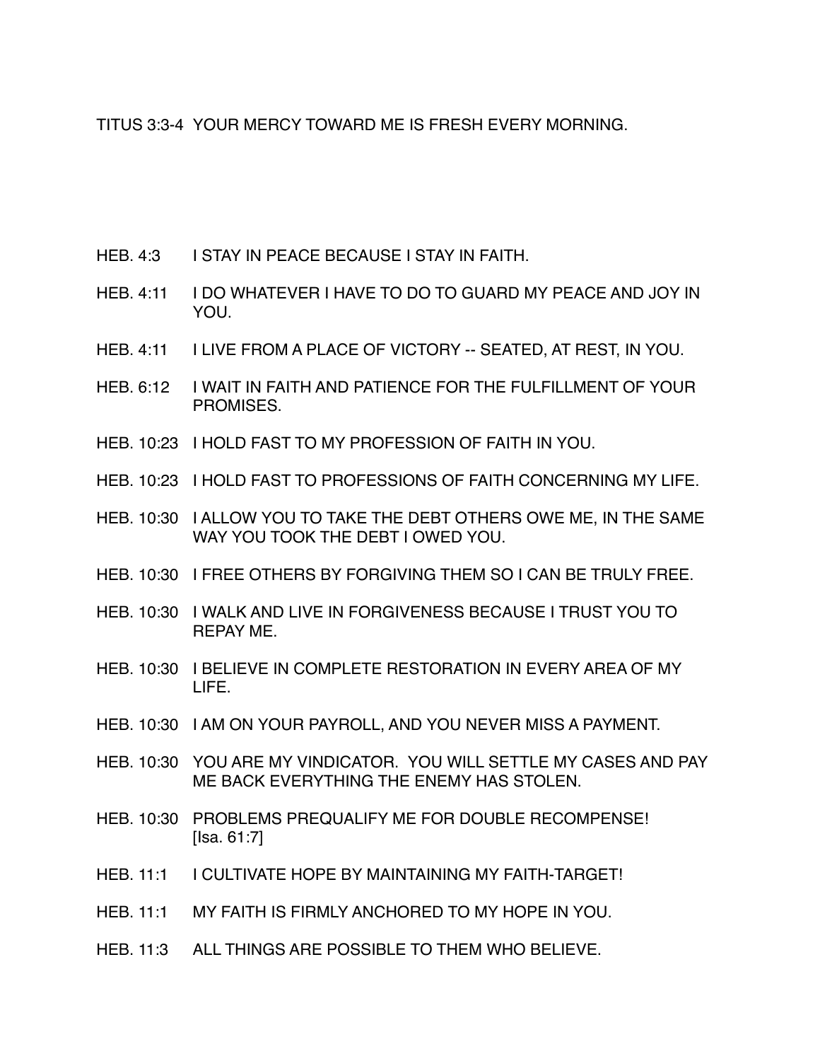TITUS 3:3-4 YOUR MERCY TOWARD ME IS FRESH EVERY MORNING.

HEB. 4:3 I STAY IN PEACE BECAUSE I STAY IN FAITH.

HEB. 4:11 I DO WHATEVER I HAVE TO DO TO GUARD MY PEACE AND JOY IN YOU.

HEB. 4:11 I LIVE FROM A PLACE OF VICTORY -- SEATED, AT REST, IN YOU.

HEB. 6:12 I WAIT IN FAITH AND PATIENCE FOR THE FULFILLMENT OF YOUR PROMISES.

HEB. 10:23 I HOLD FAST TO MY PROFESSION OF FAITH IN YOU.

HEB. 10:23 I HOLD FAST TO PROFESSIONS OF FAITH CONCERNING MY LIFE.

HEB. 10:30 I ALLOW YOU TO TAKE THE DEBT OTHERS OWE ME, IN THE SAME WAY YOU TOOK THE DEBT I OWED YOU.

HEB. 10:30 I FREE OTHERS BY FORGIVING THEM SO I CAN BE TRULY FREE.

HEB. 10:30 I WALK AND LIVE IN FORGIVENESS BECAUSE I TRUST YOU TO REPAY ME.

HEB. 10:30 I BELIEVE IN COMPLETE RESTORATION IN EVERY AREA OF MY LIFE.

HEB. 10:30 I AM ON YOUR PAYROLL, AND YOU NEVER MISS A PAYMENT.

HEB. 10:30 YOU ARE MY VINDICATOR. YOU WILL SETTLE MY CASES AND PAY ME BACK EVERYTHING THE ENEMY HAS STOLEN.

HEB. 10:30 PROBLEMS PREQUALIFY ME FOR DOUBLE RECOMPENSE! [Isa. 61:7]

HEB. 11:1 I CULTIVATE HOPE BY MAINTAINING MY FAITH-TARGET!

HEB. 11:1 MY FAITH IS FIRMLY ANCHORED TO MY HOPE IN YOU.

HEB. 11:3 ALL THINGS ARE POSSIBLE TO THEM WHO BELIEVE.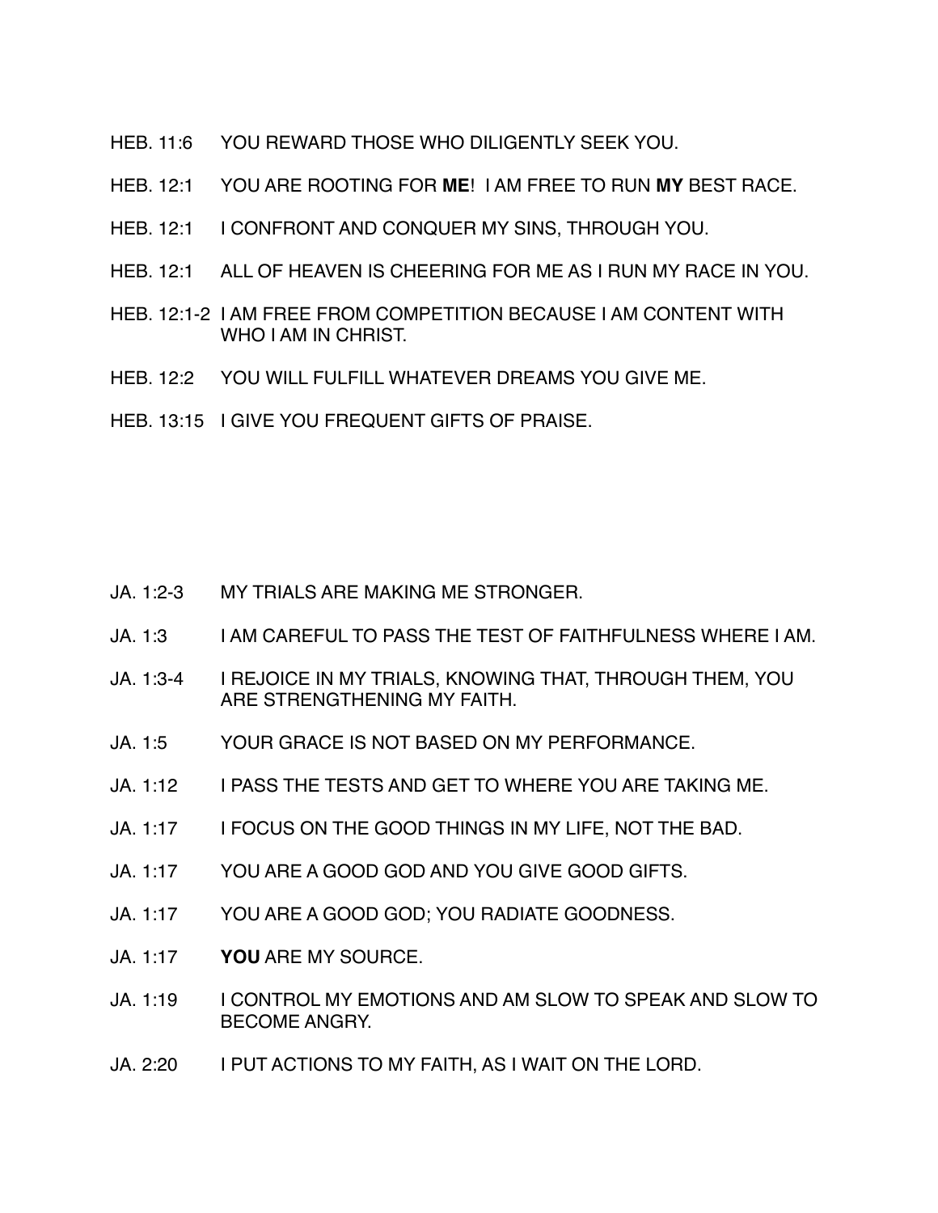HEB. 11:6 YOU REWARD THOSE WHO DILIGENTLY SEEK YOU.

HEB. 12:1 YOU ARE ROOTING FOR **ME**! I AM FREE TO RUN **MY** BEST RACE.

HEB. 12:1 I CONFRONT AND CONQUER MY SINS, THROUGH YOU.

HEB. 12:1 ALL OF HEAVEN IS CHEERING FOR ME AS I RUN MY RACE IN YOU.

HEB. 12:1-2 I AM FREE FROM COMPETITION BECAUSE I AM CONTENT WITH WHO I AM IN CHRIST.

HEB. 12:2 YOU WILL FULFILL WHATEVER DREAMS YOU GIVE ME.

HEB. 13:15 I GIVE YOU FREQUENT GIFTS OF PRAISE.

JA. 1:2-3 MY TRIALS ARE MAKING ME STRONGER.

JA. 1:3 I AM CAREFUL TO PASS THE TEST OF FAITHFULNESS WHERE I AM.

JA. 1:3-4 I REJOICE IN MY TRIALS, KNOWING THAT, THROUGH THEM, YOU ARE STRENGTHENING MY FAITH.

JA. 1:5 YOUR GRACE IS NOT BASED ON MY PERFORMANCE.

JA. 1:12 I PASS THE TESTS AND GET TO WHERE YOU ARE TAKING ME.

JA. 1:17 I FOCUS ON THE GOOD THINGS IN MY LIFE, NOT THE BAD.

JA. 1:17 YOU ARE A GOOD GOD AND YOU GIVE GOOD GIFTS.

JA. 1:17 YOU ARE A GOOD GOD; YOU RADIATE GOODNESS.

JA. 1:17 **YOU** ARE MY SOURCE.

JA. 1:19 I CONTROL MY EMOTIONS AND AM SLOW TO SPEAK AND SLOW TO BECOME ANGRY.

JA. 2:20 I PUT ACTIONS TO MY FAITH, AS I WAIT ON THE LORD.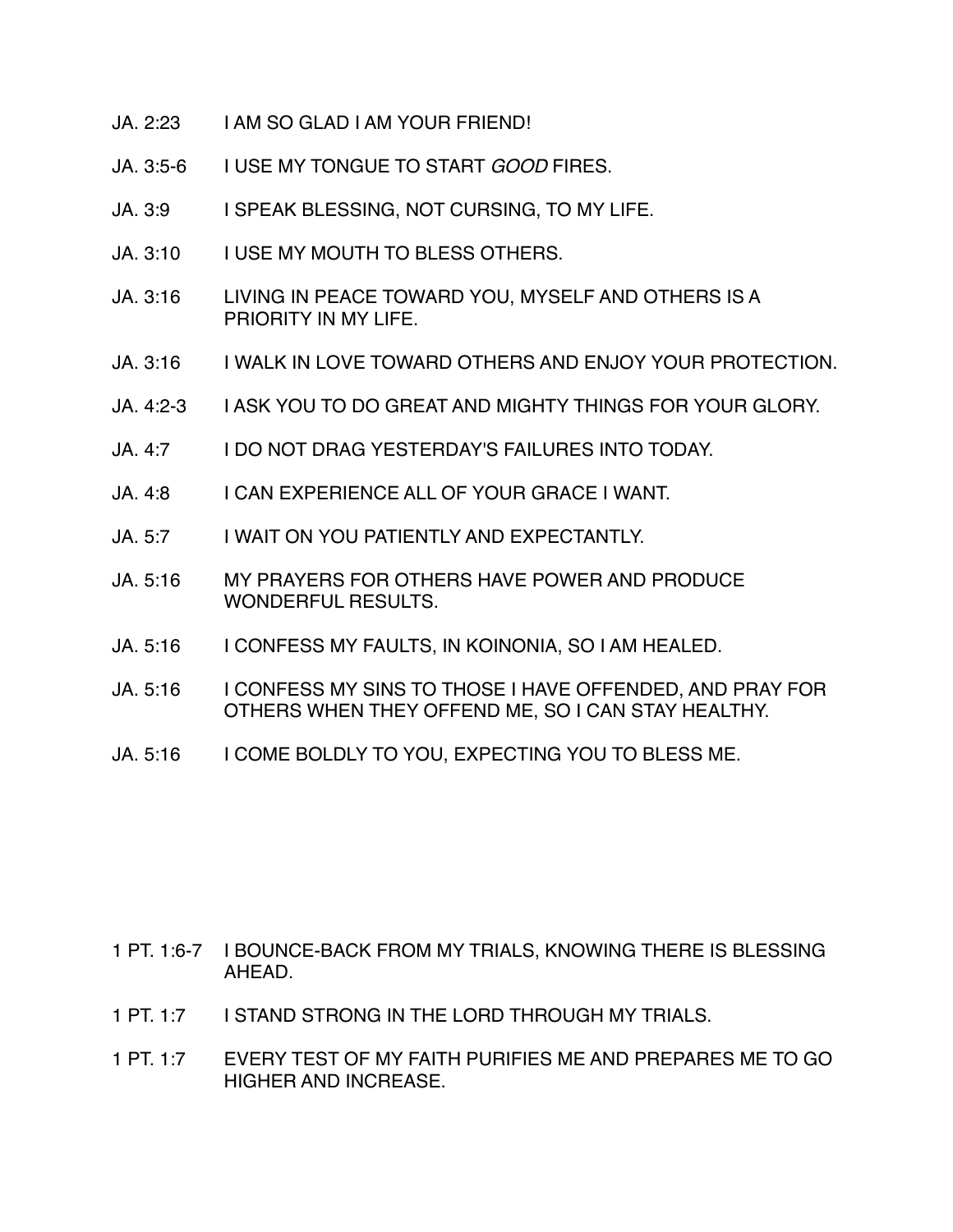JA. 2:23 I AM SO GLAD I AM YOUR FRIEND!

JA. 3:5-6 I USE MY TONGUE TO START *GOOD* FIRES.

JA. 3:9 I SPEAK BLESSING, NOT CURSING, TO MY LIFE.

JA. 3:10 I USE MY MOUTH TO BLESS OTHERS.

JA. 3:16 LIVING IN PEACE TOWARD YOU, MYSELF AND OTHERS IS A PRIORITY IN MY LIFE.

JA. 3:16 I WALK IN LOVE TOWARD OTHERS AND ENJOY YOUR PROTECTION.

JA. 4:2-3 I ASK YOU TO DO GREAT AND MIGHTY THINGS FOR YOUR GLORY.

JA. 4:7 I DO NOT DRAG YESTERDAY'S FAILURES INTO TODAY.

JA. 4:8 I CAN EXPERIENCE ALL OF YOUR GRACE I WANT.

JA. 5:7 I WAIT ON YOU PATIENTLY AND EXPECTANTLY.

JA. 5:16 MY PRAYERS FOR OTHERS HAVE POWER AND PRODUCE WONDERFUL RESULTS.

JA. 5:16 I CONFESS MY FAULTS, IN KOINONIA, SO I AM HEALED.

JA. 5:16 I CONFESS MY SINS TO THOSE I HAVE OFFENDED, AND PRAY FOR OTHERS WHEN THEY OFFEND ME, SO I CAN STAY HEALTHY.

JA. 5:16 I COME BOLDLY TO YOU, EXPECTING YOU TO BLESS ME.

1 PT. 1:6-7 I BOUNCE-BACK FROM MY TRIALS, KNOWING THERE IS BLESSING AHEAD.

1 PT. 1:7 I STAND STRONG IN THE LORD THROUGH MY TRIALS.

1 PT. 1:7 EVERY TEST OF MY FAITH PURIFIES ME AND PREPARES ME TO GO HIGHER AND INCREASE.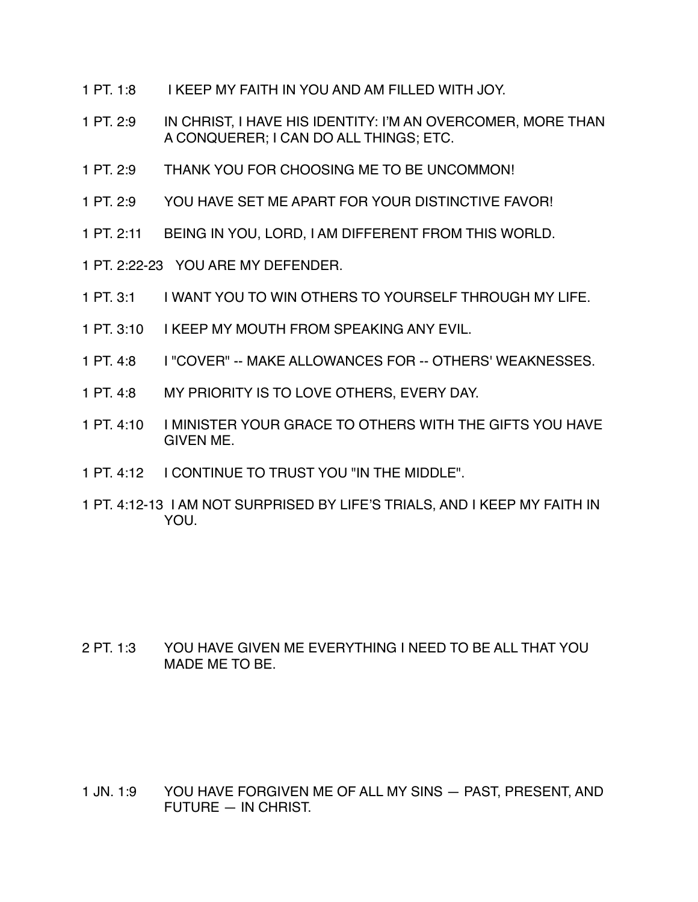1 PT. 1:8 I KEEP MY FAITH IN YOU AND AM FILLED WITH JOY.

1 PT. 2:9 IN CHRIST, I HAVE HIS IDENTITY: I'M AN OVERCOMER, MORE THAN A CONQUERER; I CAN DO ALL THINGS; ETC.

1 PT. 2:9 THANK YOU FOR CHOOSING ME TO BE UNCOMMON!

1 PT. 2:9 YOU HAVE SET ME APART FOR YOUR DISTINCTIVE FAVOR!

1 PT. 2:11 BEING IN YOU, LORD, I AM DIFFERENT FROM THIS WORLD.

1 PT. 2:22-23 YOU ARE MY DEFENDER.

1 PT. 3:1 I WANT YOU TO WIN OTHERS TO YOURSELF THROUGH MY LIFE.

1 PT. 3:10 I KEEP MY MOUTH FROM SPEAKING ANY EVIL.

1 PT. 4:8 I "COVER" -- MAKE ALLOWANCES FOR -- OTHERS' WEAKNESSES.

1 PT. 4:8 MY PRIORITY IS TO LOVE OTHERS, EVERY DAY.

1 PT. 4:10 I MINISTER YOUR GRACE TO OTHERS WITH THE GIFTS YOU HAVE GIVEN ME.

1 PT. 4:12 I CONTINUE TO TRUST YOU "IN THE MIDDLE".

1 PT. 4:12-13 I AM NOT SURPRISED BY LIFE'S TRIALS, AND I KEEP MY FAITH IN YOU.

2 PT. 1:3 YOU HAVE GIVEN ME EVERYTHING I NEED TO BE ALL THAT YOU MADE ME TO BE.

1 JN. 1:9 YOU HAVE FORGIVEN ME OF ALL MY SINS — PAST, PRESENT, AND FUTURE — IN CHRIST.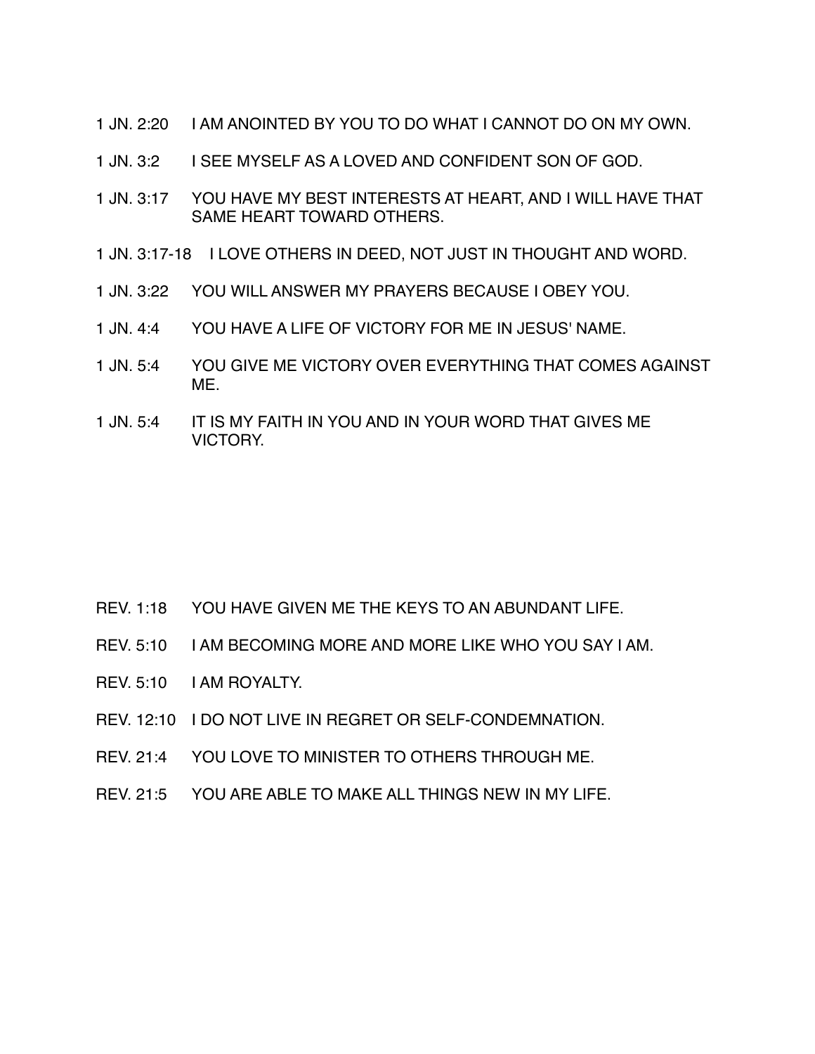1 JN. 2:20 I AM ANOINTED BY YOU TO DO WHAT I CANNOT DO ON MY OWN.

1 JN. 3:2 I SEE MYSELF AS A LOVED AND CONFIDENT SON OF GOD.

1 JN. 3:17 YOU HAVE MY BEST INTERESTS AT HEART, AND I WILL HAVE THAT SAME HEART TOWARD OTHERS.

1 JN. 3:17-18 I LOVE OTHERS IN DEED, NOT JUST IN THOUGHT AND WORD.

1 JN. 3:22 YOU WILL ANSWER MY PRAYERS BECAUSE I OBEY YOU.

1 JN. 4:4 YOU HAVE A LIFE OF VICTORY FOR ME IN JESUS' NAME.

1 JN. 5:4 YOU GIVE ME VICTORY OVER EVERYTHING THAT COMES AGAINST ME.

1 JN. 5:4 IT IS MY FAITH IN YOU AND IN YOUR WORD THAT GIVES ME VICTORY.

REV. 1:18 YOU HAVE GIVEN ME THE KEYS TO AN ABUNDANT LIFE.

REV. 5:10 I AM BECOMING MORE AND MORE LIKE WHO YOU SAY I AM.

REV. 5:10 I AM ROYALTY.

REV. 12:10 I DO NOT LIVE IN REGRET OR SELF-CONDEMNATION.

REV. 21:4 YOU LOVE TO MINISTER TO OTHERS THROUGH ME.

REV. 21:5 YOU ARE ABLE TO MAKE ALL THINGS NEW IN MY LIFE.